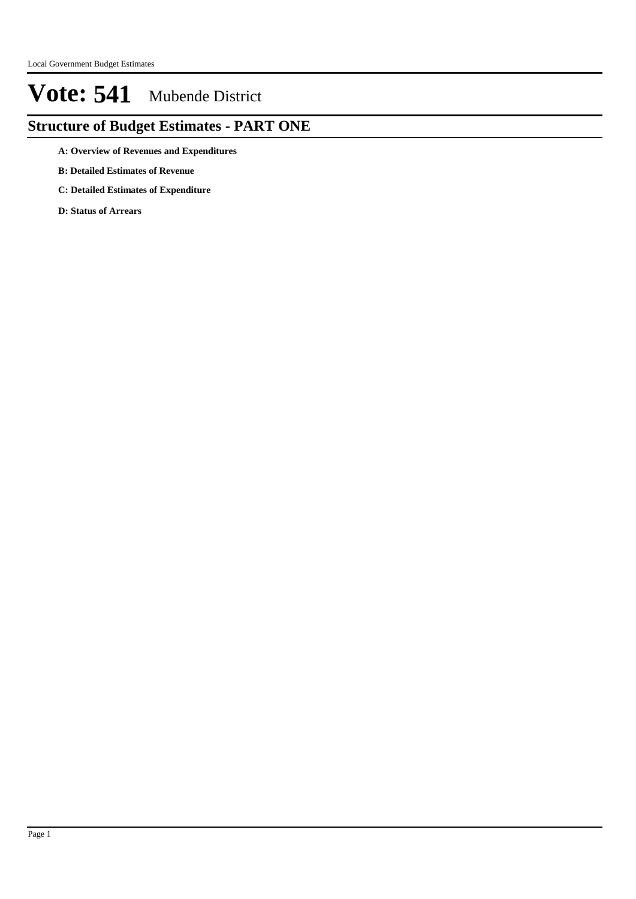# Vote: 541 Mubende District

## Structure of Budget Estimates - PART ONE

**A: Overview of Revenues and Expenditures**

**B: Detailed Estimates of Revenue**

**C: Detailed Estimates of Expenditure**

**D: Status of Arrears**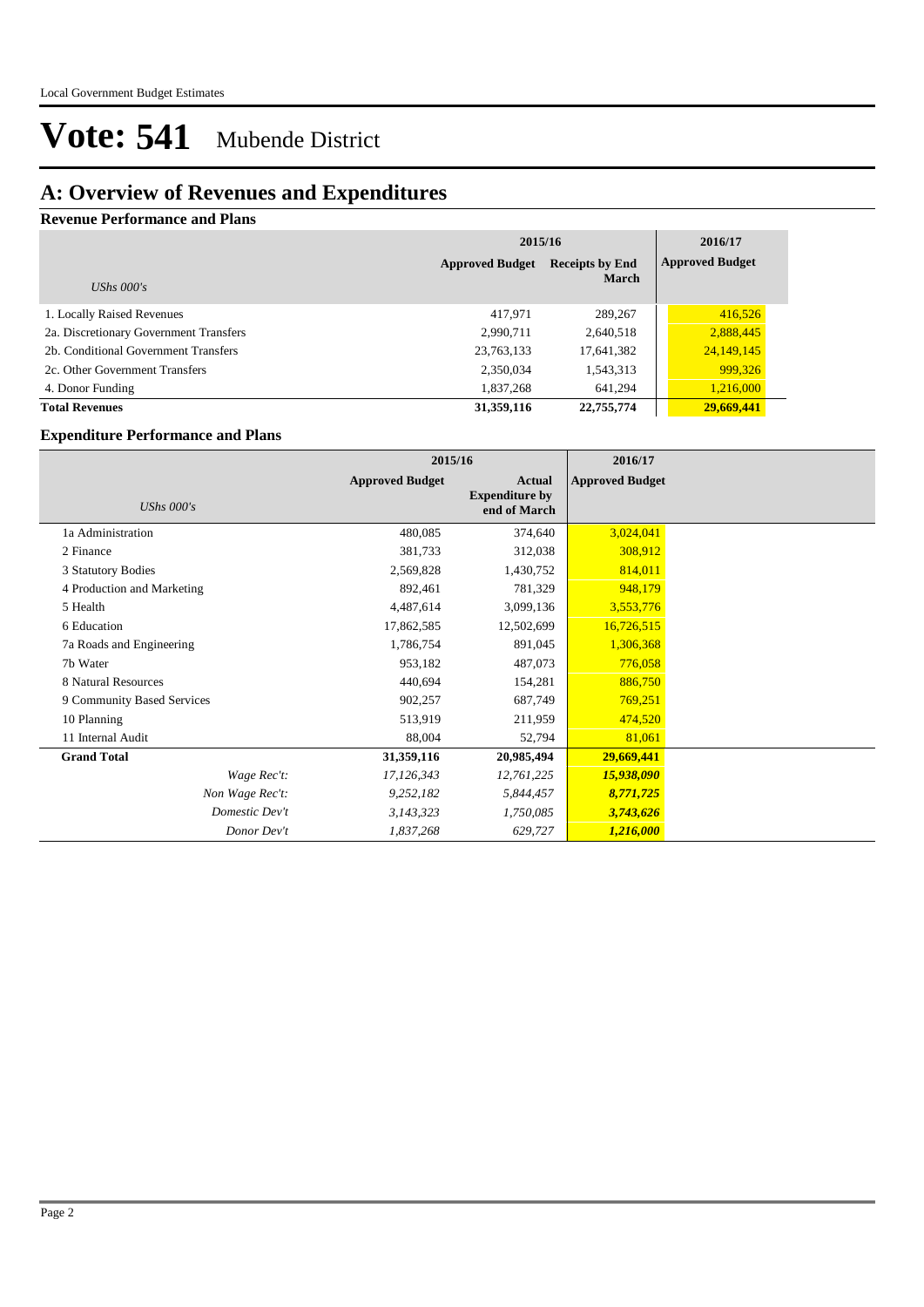# Vote: 541 Mubende District

## A: Overview of Revenues and Expenditures

### Revenue Performance and Plans

| *UShs 000's* | 2015/16 Approved Budget | 2015/16 Receipts by End March | 2016/17 Approved Budget |
|---|---|---|---|
| 1. Locally Raised Revenues | 417,971 | 289,267 | 416,526 |
| 2a. Discretionary Government Transfers | 2,990,711 | 2,640,518 | 2,888,445 |
| 2b. Conditional Government Transfers | 23,763,133 | 17,641,382 | 24,149,145 |
| 2c. Other Government Transfers | 2,350,034 | 1,543,313 | 999,326 |
| 4. Donor Funding | 1,837,268 | 641,294 | 1,216,000 |
| **Total Revenues** | **31,359,116** | **22,755,774** | **29,669,441** |

### Expenditure Performance and Plans

| *UShs 000's* | 2015/16 Approved Budget | 2015/16 Actual Expenditure by end of March | 2016/17 Approved Budget |
|---|---|---|---|
| 1a Administration | 480,085 | 374,640 | 3,024,041 |
| 2 Finance | 381,733 | 312,038 | 308,912 |
| 3 Statutory Bodies | 2,569,828 | 1,430,752 | 814,011 |
| 4 Production and Marketing | 892,461 | 781,329 | 948,179 |
| 5 Health | 4,487,614 | 3,099,136 | 3,553,776 |
| 6 Education | 17,862,585 | 12,502,699 | 16,726,515 |
| 7a Roads and Engineering | 1,786,754 | 891,045 | 1,306,368 |
| 7b Water | 953,182 | 487,073 | 776,058 |
| 8 Natural Resources | 440,694 | 154,281 | 886,750 |
| 9 Community Based Services | 902,257 | 687,749 | 769,251 |
| 10 Planning | 513,919 | 211,959 | 474,520 |
| 11 Internal Audit | 88,004 | 52,794 | 81,061 |
| **Grand Total** | **31,359,116** | **20,985,494** | **29,669,441** |
| *Wage Rec't:* | *17,126,343* | *12,761,225* | ***15,938,090*** |
| *Non Wage Rec't:* | *9,252,182* | *5,844,457* | ***8,771,725*** |
| *Domestic Dev't* | *3,143,323* | *1,750,085* | ***3,743,626*** |
| *Donor Dev't* | *1,837,268* | *629,727* | ***1,216,000*** |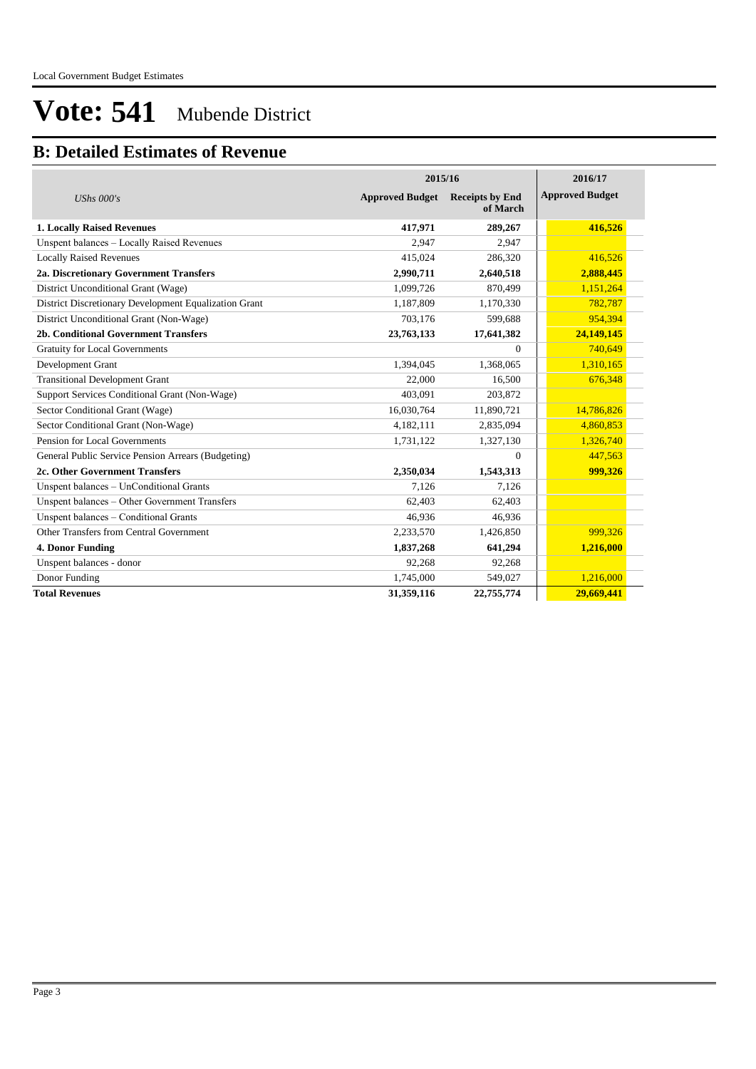# Vote: 541 Mubende District

## B: Detailed Estimates of Revenue

| *UShs 000's* | 2015/16 Approved Budget | 2015/16 Receipts by End of March | 2016/17 Approved Budget |
|---|---|---|---|
| **1. Locally Raised Revenues** | **417,971** | **289,267** | **416,526** |
| Unspent balances – Locally Raised Revenues | 2,947 | 2,947 | |
| Locally Raised Revenues | 415,024 | 286,320 | 416,526 |
| **2a. Discretionary Government Transfers** | **2,990,711** | **2,640,518** | **2,888,445** |
| District Unconditional Grant (Wage) | 1,099,726 | 870,499 | 1,151,264 |
| District Discretionary Development Equalization Grant | 1,187,809 | 1,170,330 | 782,787 |
| District Unconditional Grant (Non-Wage) | 703,176 | 599,688 | 954,394 |
| **2b. Conditional Government Transfers** | **23,763,133** | **17,641,382** | **24,149,145** |
| Gratuity for Local Governments | | 0 | 740,649 |
| Development Grant | 1,394,045 | 1,368,065 | 1,310,165 |
| Transitional Development Grant | 22,000 | 16,500 | 676,348 |
| Support Services Conditional Grant (Non-Wage) | 403,091 | 203,872 | |
| Sector Conditional Grant (Wage) | 16,030,764 | 11,890,721 | 14,786,826 |
| Sector Conditional Grant (Non-Wage) | 4,182,111 | 2,835,094 | 4,860,853 |
| Pension for Local Governments | 1,731,122 | 1,327,130 | 1,326,740 |
| General Public Service Pension Arrears (Budgeting) | | 0 | 447,563 |
| **2c. Other Government Transfers** | **2,350,034** | **1,543,313** | **999,326** |
| Unspent balances – UnConditional Grants | 7,126 | 7,126 | |
| Unspent balances – Other Government Transfers | 62,403 | 62,403 | |
| Unspent balances – Conditional Grants | 46,936 | 46,936 | |
| Other Transfers from Central Government | 2,233,570 | 1,426,850 | 999,326 |
| **4. Donor Funding** | **1,837,268** | **641,294** | **1,216,000** |
| Unspent balances - donor | 92,268 | 92,268 | |
| Donor Funding | 1,745,000 | 549,027 | 1,216,000 |
| **Total Revenues** | **31,359,116** | **22,755,774** | **29,669,441** |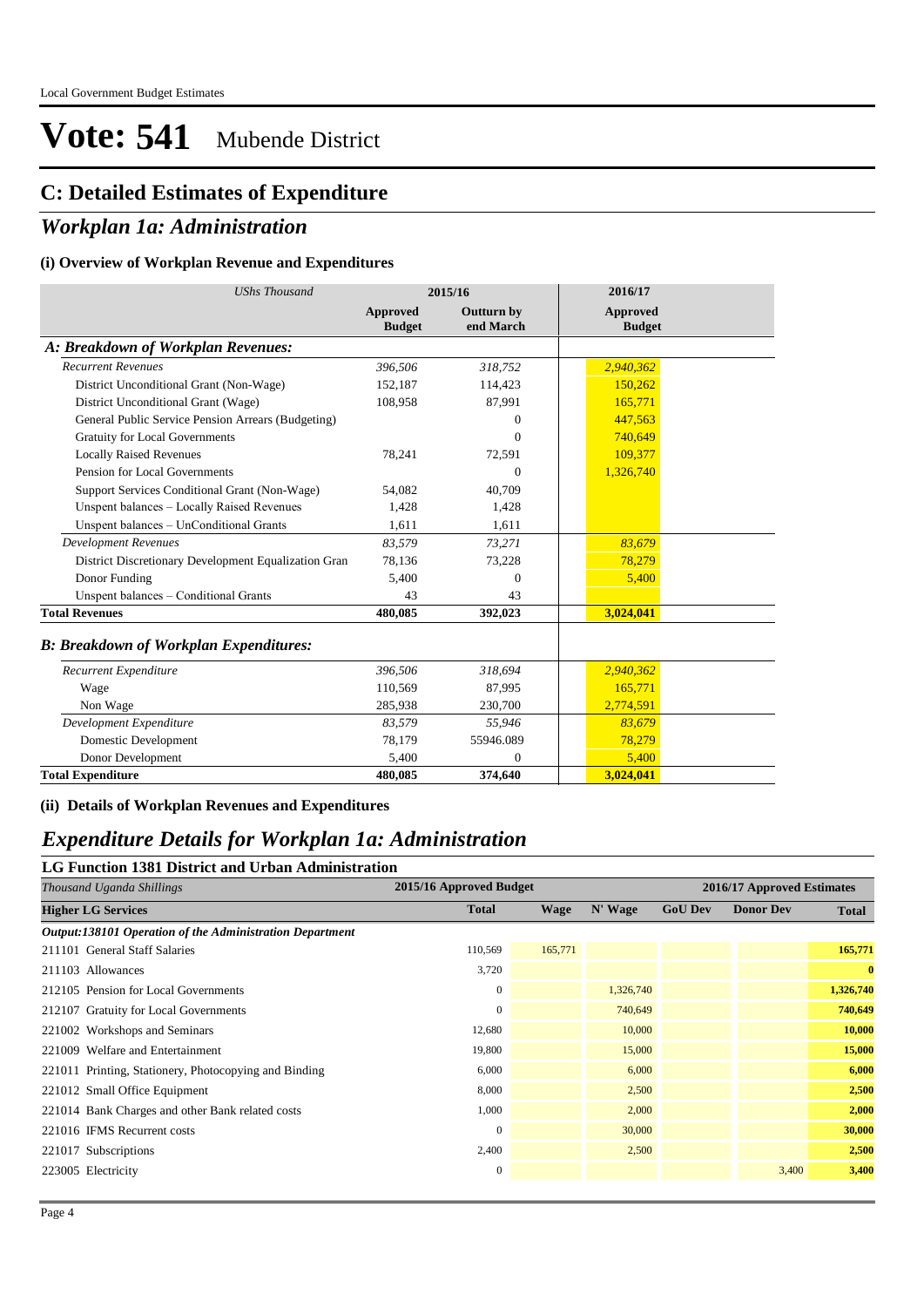# Vote: 541 Mubende District

## C: Detailed Estimates of Expenditure

## *Workplan 1a: Administration*

### (i) Overview of Workplan Revenue and Expenditures

| *UShs Thousand* | 2015/16 | | 2016/17 |
|---|---|---|---|
| | **Approved Budget** | **Outturn by end March** | **Approved Budget** |
| ***A: Breakdown of Workplan Revenues:*** | | | |
| *Recurrent Revenues* | *396,506* | *318,752* | *2,940,362* |
| District Unconditional Grant (Non-Wage) | 152,187 | 114,423 | 150,262 |
| District Unconditional Grant (Wage) | 108,958 | 87,991 | 165,771 |
| General Public Service Pension Arrears (Budgeting) | | 0 | 447,563 |
| Gratuity for Local Governments | | 0 | 740,649 |
| Locally Raised Revenues | 78,241 | 72,591 | 109,377 |
| Pension for Local Governments | | 0 | 1,326,740 |
| Support Services Conditional Grant (Non-Wage) | 54,082 | 40,709 | |
| Unspent balances – Locally Raised Revenues | 1,428 | 1,428 | |
| Unspent balances – UnConditional Grants | 1,611 | 1,611 | |
| *Development Revenues* | *83,579* | *73,271* | *83,679* |
| District Discretionary Development Equalization Gran | 78,136 | 73,228 | 78,279 |
| Donor Funding | 5,400 | 0 | 5,400 |
| Unspent balances – Conditional Grants | 43 | 43 | |
| **Total Revenues** | **480,085** | **392,023** | **3,024,041** |
| ***B: Breakdown of Workplan Expenditures:*** | | | |
| *Recurrent Expenditure* | *396,506* | *318,694* | *2,940,362* |
| Wage | 110,569 | 87,995 | 165,771 |
| Non Wage | 285,938 | 230,700 | 2,774,591 |
| *Development Expenditure* | *83,579* | *55,946* | *83,679* |
| Domestic Development | 78,179 | 55946.089 | 78,279 |
| Donor Development | 5,400 | 0 | 5,400 |
| **Total Expenditure** | **480,085** | **374,640** | **3,024,041** |

### (ii) Details of Workplan Revenues and Expenditures

## *Expenditure Details for Workplan 1a: Administration*

### LG Function 1381 District and Urban Administration

| *Thousand Uganda Shillings* | 2015/16 Approved Budget | 2016/17 Approved Estimates | | | | |
|---|---|---|---|---|---|---|
| **Higher LG Services** | **Total** | **Wage** | **N' Wage** | **GoU Dev** | **Donor Dev** | **Total** |
| ***Output:138101 Operation of the Administration Department*** | | | | | | |
| 211101 General Staff Salaries | 110,569 | 165,771 | | | | **165,771** |
| 211103 Allowances | 3,720 | | | | | **0** |
| 212105 Pension for Local Governments | 0 | | 1,326,740 | | | **1,326,740** |
| 212107 Gratuity for Local Governments | 0 | | 740,649 | | | **740,649** |
| 221002 Workshops and Seminars | 12,680 | | 10,000 | | | **10,000** |
| 221009 Welfare and Entertainment | 19,800 | | 15,000 | | | **15,000** |
| 221011 Printing, Stationery, Photocopying and Binding | 6,000 | | 6,000 | | | **6,000** |
| 221012 Small Office Equipment | 8,000 | | 2,500 | | | **2,500** |
| 221014 Bank Charges and other Bank related costs | 1,000 | | 2,000 | | | **2,000** |
| 221016 IFMS Recurrent costs | 0 | | 30,000 | | | **30,000** |
| 221017 Subscriptions | 2,400 | | 2,500 | | | **2,500** |
| 223005 Electricity | 0 | | | | 3,400 | **3,400** |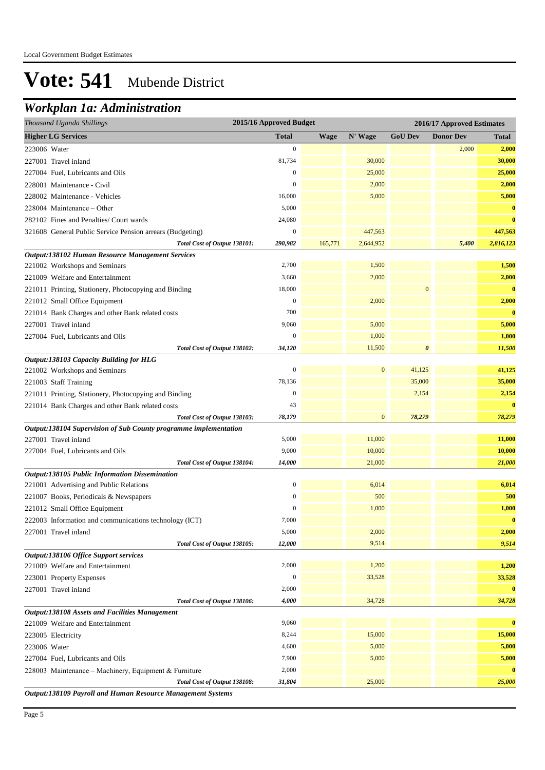# Vote: 541 Mubende District

## *Workplan 1a: Administration*

| *Thousand Uganda Shillings* | 2015/16 Approved Budget | 2016/17 Approved Estimates | | | | |
|---|---|---|---|---|---|---|
| **Higher LG Services** | **Total** | **Wage** | **N' Wage** | **GoU Dev** | **Donor Dev** | **Total** |
| 223006 Water | 0 | | | | 2,000 | **2,000** |
| 227001 Travel inland | 81,734 | | 30,000 | | | **30,000** |
| 227004 Fuel, Lubricants and Oils | 0 | | 25,000 | | | **25,000** |
| 228001 Maintenance - Civil | 0 | | 2,000 | | | **2,000** |
| 228002 Maintenance - Vehicles | 16,000 | | 5,000 | | | **5,000** |
| 228004 Maintenance – Other | 5,000 | | | | | **0** |
| 282102 Fines and Penalties/ Court wards | 24,080 | | | | | **0** |
| 321608 General Public Service Pension arrears (Budgeting) | 0 | | 447,563 | | | **447,563** |
| *Total Cost of Output 138101:* | *290,982* | 165,771 | 2,644,952 | | *5,400* | *2,816,123* |
| ***Output:138102 Human Resource Management Services*** | | | | | | |
| 221002 Workshops and Seminars | 2,700 | | 1,500 | | | **1,500** |
| 221009 Welfare and Entertainment | 3,660 | | 2,000 | | | **2,000** |
| 221011 Printing, Stationery, Photocopying and Binding | 18,000 | | | 0 | | **0** |
| 221012 Small Office Equipment | 0 | | 2,000 | | | **2,000** |
| 221014 Bank Charges and other Bank related costs | 700 | | | | | **0** |
| 227001 Travel inland | 9,060 | | 5,000 | | | **5,000** |
| 227004 Fuel, Lubricants and Oils | 0 | | 1,000 | | | **1,000** |
| *Total Cost of Output 138102:* | *34,120* | | 11,500 | *0* | | *11,500* |
| ***Output:138103 Capacity Building for HLG*** | | | | | | |
| 221002 Workshops and Seminars | 0 | | 0 | 41,125 | | **41,125** |
| 221003 Staff Training | 78,136 | | | 35,000 | | **35,000** |
| 221011 Printing, Stationery, Photocopying and Binding | 0 | | | 2,154 | | **2,154** |
| 221014 Bank Charges and other Bank related costs | 43 | | | | | **0** |
| *Total Cost of Output 138103:* | *78,179* | | 0 | *78,279* | | *78,279* |
| ***Output:138104 Supervision of Sub County programme implementation*** | | | | | | |
| 227001 Travel inland | 5,000 | | 11,000 | | | **11,000** |
| 227004 Fuel, Lubricants and Oils | 9,000 | | 10,000 | | | **10,000** |
| *Total Cost of Output 138104:* | *14,000* | | 21,000 | | | *21,000* |
| ***Output:138105 Public Information Dissemination*** | | | | | | |
| 221001 Advertising and Public Relations | 0 | | 6,014 | | | **6,014** |
| 221007 Books, Periodicals & Newspapers | 0 | | 500 | | | **500** |
| 221012 Small Office Equipment | 0 | | 1,000 | | | **1,000** |
| 222003 Information and communications technology (ICT) | 7,000 | | | | | **0** |
| 227001 Travel inland | 5,000 | | 2,000 | | | **2,000** |
| *Total Cost of Output 138105:* | *12,000* | | 9,514 | | | *9,514* |
| ***Output:138106 Office Support services*** | | | | | | |
| 221009 Welfare and Entertainment | 2,000 | | 1,200 | | | **1,200** |
| 223001 Property Expenses | 0 | | 33,528 | | | **33,528** |
| 227001 Travel inland | 2,000 | | | | | **0** |
| *Total Cost of Output 138106:* | *4,000* | | 34,728 | | | *34,728* |
| ***Output:138108 Assets and Facilities Management*** | | | | | | |
| 221009 Welfare and Entertainment | 9,060 | | | | | **0** |
| 223005 Electricity | 8,244 | | 15,000 | | | **15,000** |
| 223006 Water | 4,600 | | 5,000 | | | **5,000** |
| 227004 Fuel, Lubricants and Oils | 7,900 | | 5,000 | | | **5,000** |
| 228003 Maintenance – Machinery, Equipment & Furniture | 2,000 | | | | | **0** |
| *Total Cost of Output 138108:* | *31,804* | | 25,000 | | | *25,000* |
| ***Output:138109 Payroll and Human Resource Management Systems*** | | | | | | |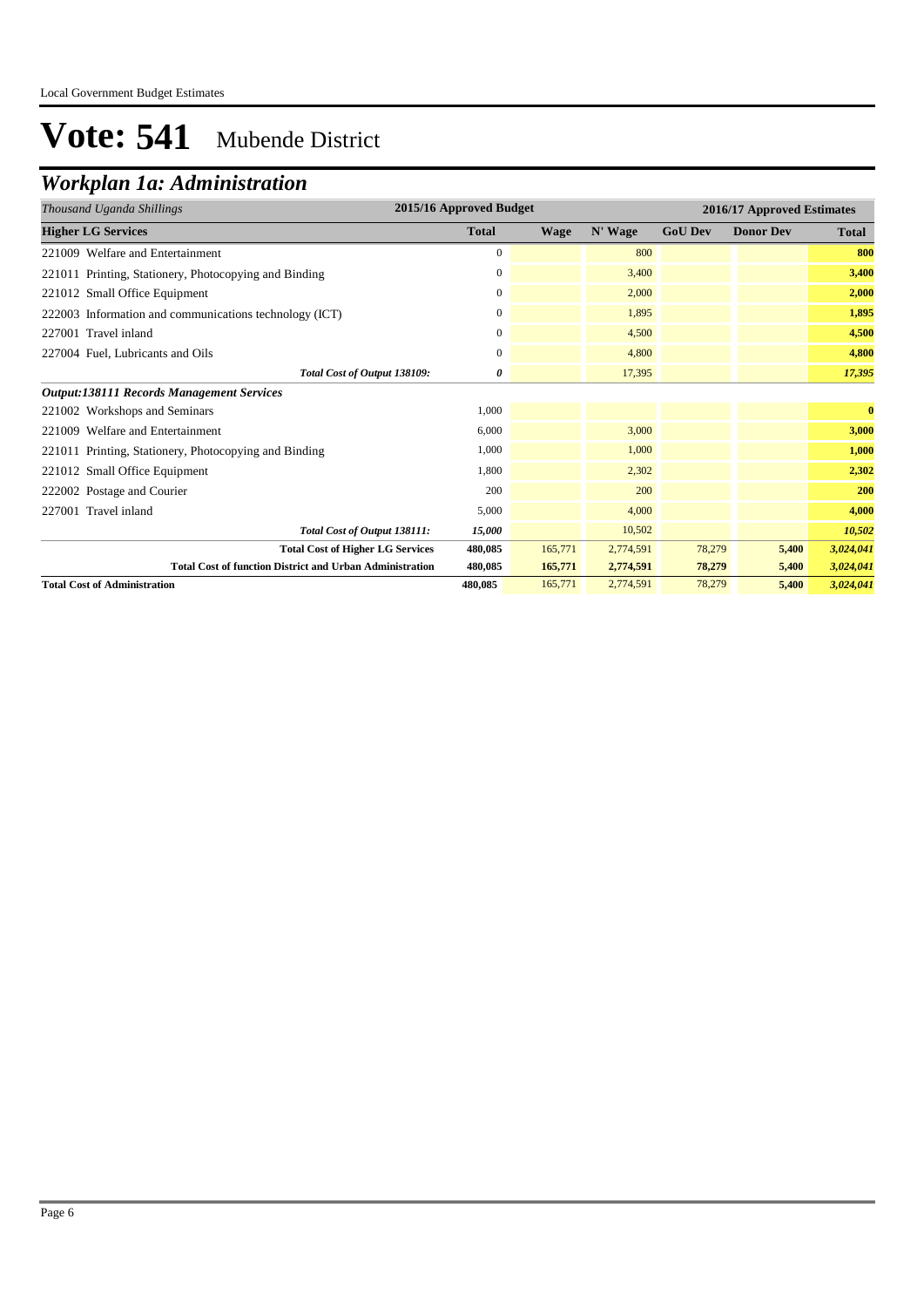Local Government Budget Estimates

# Vote: 541 Mubende District

## Workplan 1a: Administration

| *Thousand Uganda Shillings* | 2015/16 Approved Budget | 2016/17 Approved Estimates | | | | |
|---|---|---|---|---|---|---|
| **Higher LG Services** | **Total** | **Wage** | **N' Wage** | **GoU Dev** | **Donor Dev** | **Total** |
| 221009 Welfare and Entertainment | 0 | | 800 | | | **800** |
| 221011 Printing, Stationery, Photocopying and Binding | 0 | | 3,400 | | | **3,400** |
| 221012 Small Office Equipment | 0 | | 2,000 | | | **2,000** |
| 222003 Information and communications technology (ICT) | 0 | | 1,895 | | | **1,895** |
| 227001 Travel inland | 0 | | 4,500 | | | **4,500** |
| 227004 Fuel, Lubricants and Oils | 0 | | 4,800 | | | **4,800** |
| ***Total Cost of Output 138109:*** | ***0*** | | 17,395 | | | ***17,395*** |
| ***Output:138111 Records Management Services*** | | | | | | |
| 221002 Workshops and Seminars | 1,000 | | | | | **0** |
| 221009 Welfare and Entertainment | 6,000 | | 3,000 | | | **3,000** |
| 221011 Printing, Stationery, Photocopying and Binding | 1,000 | | 1,000 | | | **1,000** |
| 221012 Small Office Equipment | 1,800 | | 2,302 | | | **2,302** |
| 222002 Postage and Courier | 200 | | 200 | | | **200** |
| 227001 Travel inland | 5,000 | | 4,000 | | | **4,000** |
| ***Total Cost of Output 138111:*** | ***15,000*** | | 10,502 | | | ***10,502*** |
| **Total Cost of Higher LG Services** | **480,085** | 165,771 | 2,774,591 | 78,279 | **5,400** | ***3,024,041*** |
| **Total Cost of function District and Urban Administration** | **480,085** | **165,771** | **2,774,591** | **78,279** | **5,400** | ***3,024,041*** |
| **Total Cost of Administration** | **480,085** | 165,771 | 2,774,591 | 78,279 | **5,400** | ***3,024,041*** |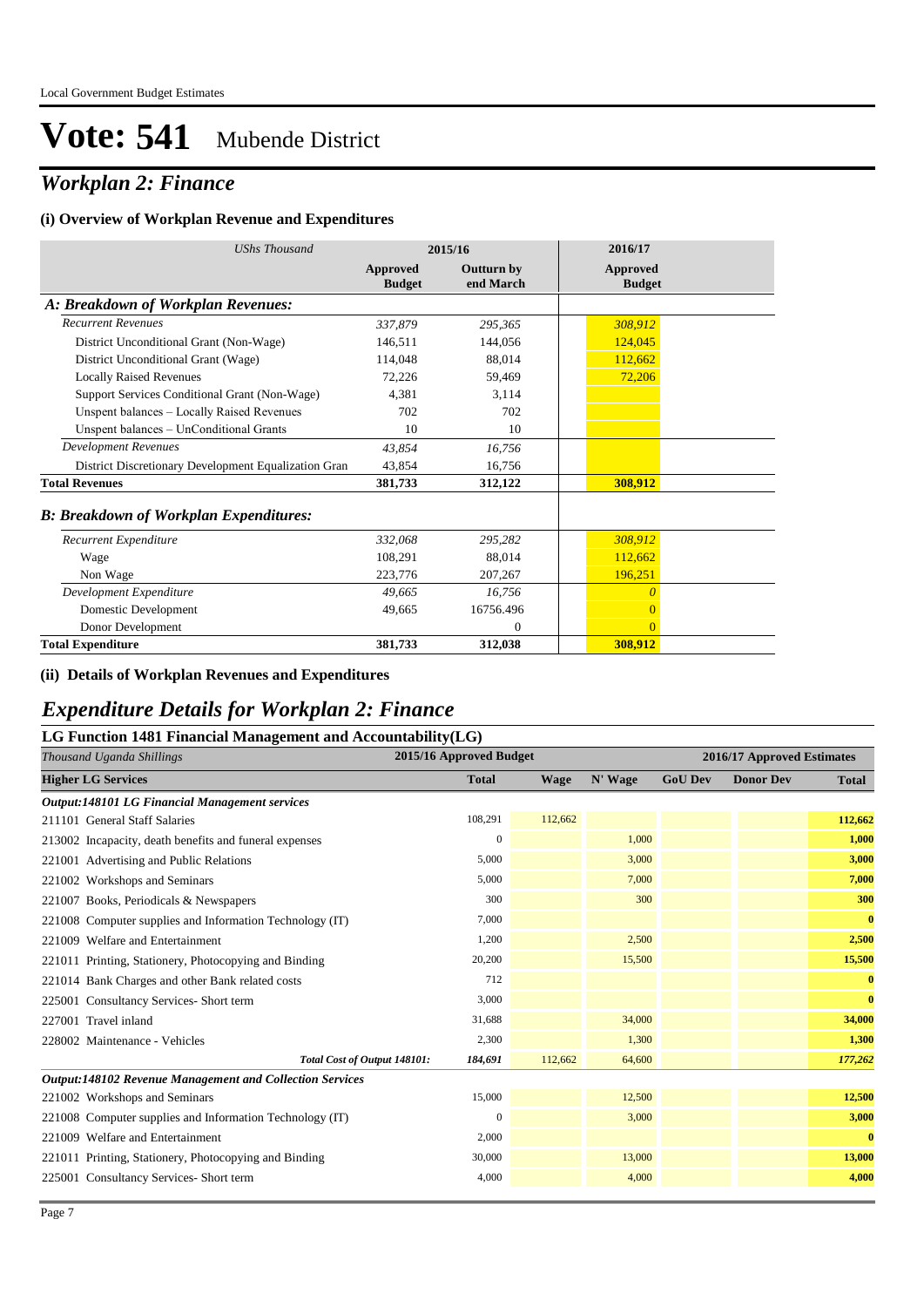Local Government Budget Estimates

# Vote: 541 Mubende District

## *Workplan 2: Finance*

### (i) Overview of Workplan Revenue and Expenditures

| *UShs Thousand* | 2015/16 | | 2016/17 |
|---|---|---|---|
| | **Approved Budget** | **Outturn by end March** | **Approved Budget** |
| ***A: Breakdown of Workplan Revenues:*** | | | |
| *Recurrent Revenues* | *337,879* | *295,365* | *308,912* |
| District Unconditional Grant (Non-Wage) | 146,511 | 144,056 | 124,045 |
| District Unconditional Grant (Wage) | 114,048 | 88,014 | 112,662 |
| Locally Raised Revenues | 72,226 | 59,469 | 72,206 |
| Support Services Conditional Grant (Non-Wage) | 4,381 | 3,114 | |
| Unspent balances – Locally Raised Revenues | 702 | 702 | |
| Unspent balances – UnConditional Grants | 10 | 10 | |
| *Development Revenues* | *43,854* | *16,756* | |
| District Discretionary Development Equalization Gran | 43,854 | 16,756 | |
| **Total Revenues** | **381,733** | **312,122** | **308,912** |
| ***B: Breakdown of Workplan Expenditures:*** | | | |
| *Recurrent Expenditure* | *332,068* | *295,282* | *308,912* |
| Wage | 108,291 | 88,014 | 112,662 |
| Non Wage | 223,776 | 207,267 | 196,251 |
| *Development Expenditure* | *49,665* | *16,756* | *0* |
| Domestic Development | 49,665 | 16756.496 | 0 |
| Donor Development | | 0 | 0 |
| **Total Expenditure** | **381,733** | **312,038** | **308,912** |

### (ii) Details of Workplan Revenues and Expenditures

## *Expenditure Details for Workplan 2: Finance*

### LG Function 1481 Financial Management and Accountability(LG)

| *Thousand Uganda Shillings* | 2015/16 Approved Budget | 2016/17 Approved Estimates | | | | |
|---|---|---|---|---|---|---|
| **Higher LG Services** | **Total** | **Wage** | **N' Wage** | **GoU Dev** | **Donor Dev** | **Total** |
| ***Output:148101 LG Financial Management services*** | | | | | | |
| 211101 General Staff Salaries | 108,291 | 112,662 | | | | **112,662** |
| 213002 Incapacity, death benefits and funeral expenses | 0 | | 1,000 | | | **1,000** |
| 221001 Advertising and Public Relations | 5,000 | | 3,000 | | | **3,000** |
| 221002 Workshops and Seminars | 5,000 | | 7,000 | | | **7,000** |
| 221007 Books, Periodicals & Newspapers | 300 | | 300 | | | **300** |
| 221008 Computer supplies and Information Technology (IT) | 7,000 | | | | | **0** |
| 221009 Welfare and Entertainment | 1,200 | | 2,500 | | | **2,500** |
| 221011 Printing, Stationery, Photocopying and Binding | 20,200 | | 15,500 | | | **15,500** |
| 221014 Bank Charges and other Bank related costs | 712 | | | | | **0** |
| 225001 Consultancy Services- Short term | 3,000 | | | | | **0** |
| 227001 Travel inland | 31,688 | | 34,000 | | | **34,000** |
| 228002 Maintenance - Vehicles | 2,300 | | 1,300 | | | **1,300** |
| *Total Cost of Output 148101:* | *184,691* | *112,662* | *64,600* | | | *177,262* |
| ***Output:148102 Revenue Management and Collection Services*** | | | | | | |
| 221002 Workshops and Seminars | 15,000 | | 12,500 | | | **12,500** |
| 221008 Computer supplies and Information Technology (IT) | 0 | | 3,000 | | | **3,000** |
| 221009 Welfare and Entertainment | 2,000 | | | | | **0** |
| 221011 Printing, Stationery, Photocopying and Binding | 30,000 | | 13,000 | | | **13,000** |
| 225001 Consultancy Services- Short term | 4,000 | | 4,000 | | | **4,000** |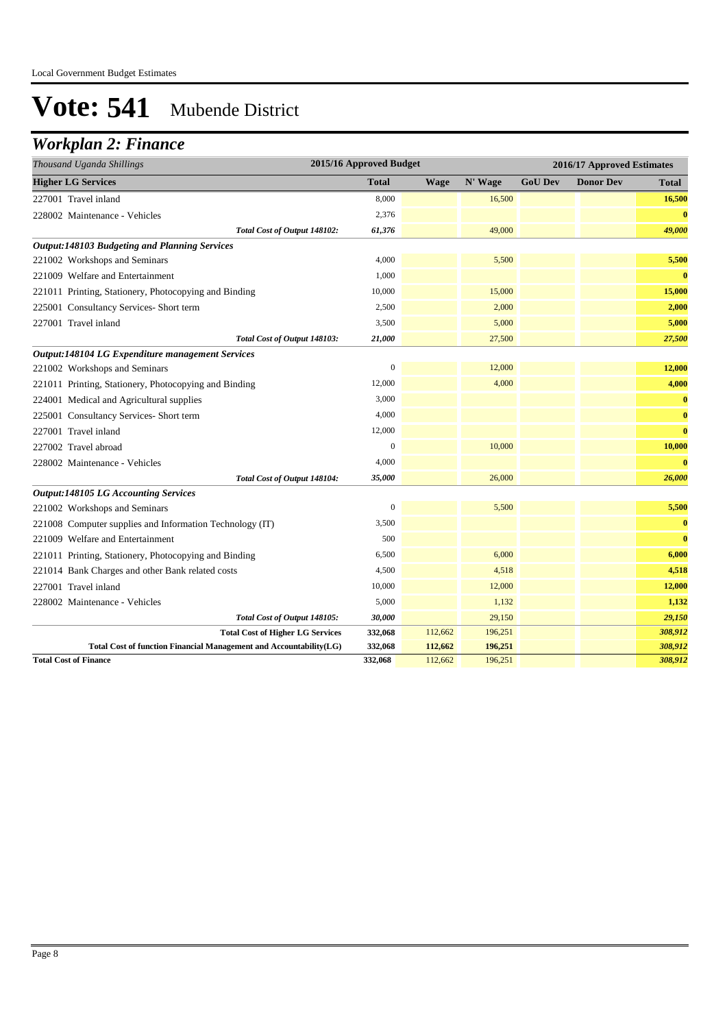Local Government Budget Estimates

# Vote: 541 Mubende District

## *Workplan 2: Finance*

| *Thousand Uganda Shillings* | 2015/16 Approved Budget | 2016/17 Approved Estimates | | | | |
|---|---|---|---|---|---|---|
| **Higher LG Services** | **Total** | **Wage** | **N' Wage** | **GoU Dev** | **Donor Dev** | **Total** |
| 227001 Travel inland | 8,000 | | 16,500 | | | **16,500** |
| 228002 Maintenance - Vehicles | 2,376 | | | | | **0** |
| *Total Cost of Output 148102:* | *61,376* | | 49,000 | | | ***49,000*** |
| ***Output:148103 Budgeting and Planning Services*** | | | | | | |
| 221002 Workshops and Seminars | 4,000 | | 5,500 | | | **5,500** |
| 221009 Welfare and Entertainment | 1,000 | | | | | **0** |
| 221011 Printing, Stationery, Photocopying and Binding | 10,000 | | 15,000 | | | **15,000** |
| 225001 Consultancy Services- Short term | 2,500 | | 2,000 | | | **2,000** |
| 227001 Travel inland | 3,500 | | 5,000 | | | **5,000** |
| *Total Cost of Output 148103:* | *21,000* | | 27,500 | | | ***27,500*** |
| ***Output:148104 LG Expenditure management Services*** | | | | | | |
| 221002 Workshops and Seminars | 0 | | 12,000 | | | **12,000** |
| 221011 Printing, Stationery, Photocopying and Binding | 12,000 | | 4,000 | | | **4,000** |
| 224001 Medical and Agricultural supplies | 3,000 | | | | | **0** |
| 225001 Consultancy Services- Short term | 4,000 | | | | | **0** |
| 227001 Travel inland | 12,000 | | | | | **0** |
| 227002 Travel abroad | 0 | | 10,000 | | | **10,000** |
| 228002 Maintenance - Vehicles | 4,000 | | | | | **0** |
| *Total Cost of Output 148104:* | *35,000* | | 26,000 | | | ***26,000*** |
| ***Output:148105 LG Accounting Services*** | | | | | | |
| 221002 Workshops and Seminars | 0 | | 5,500 | | | **5,500** |
| 221008 Computer supplies and Information Technology (IT) | 3,500 | | | | | **0** |
| 221009 Welfare and Entertainment | 500 | | | | | **0** |
| 221011 Printing, Stationery, Photocopying and Binding | 6,500 | | 6,000 | | | **6,000** |
| 221014 Bank Charges and other Bank related costs | 4,500 | | 4,518 | | | **4,518** |
| 227001 Travel inland | 10,000 | | 12,000 | | | **12,000** |
| 228002 Maintenance - Vehicles | 5,000 | | 1,132 | | | **1,132** |
| *Total Cost of Output 148105:* | *30,000* | | 29,150 | | | ***29,150*** |
| **Total Cost of Higher LG Services** | **332,068** | 112,662 | 196,251 | | | ***308,912*** |
| **Total Cost of function Financial Management and Accountability(LG)** | **332,068** | **112,662** | **196,251** | | | ***308,912*** |
| **Total Cost of Finance** | **332,068** | 112,662 | 196,251 | | | ***308,912*** |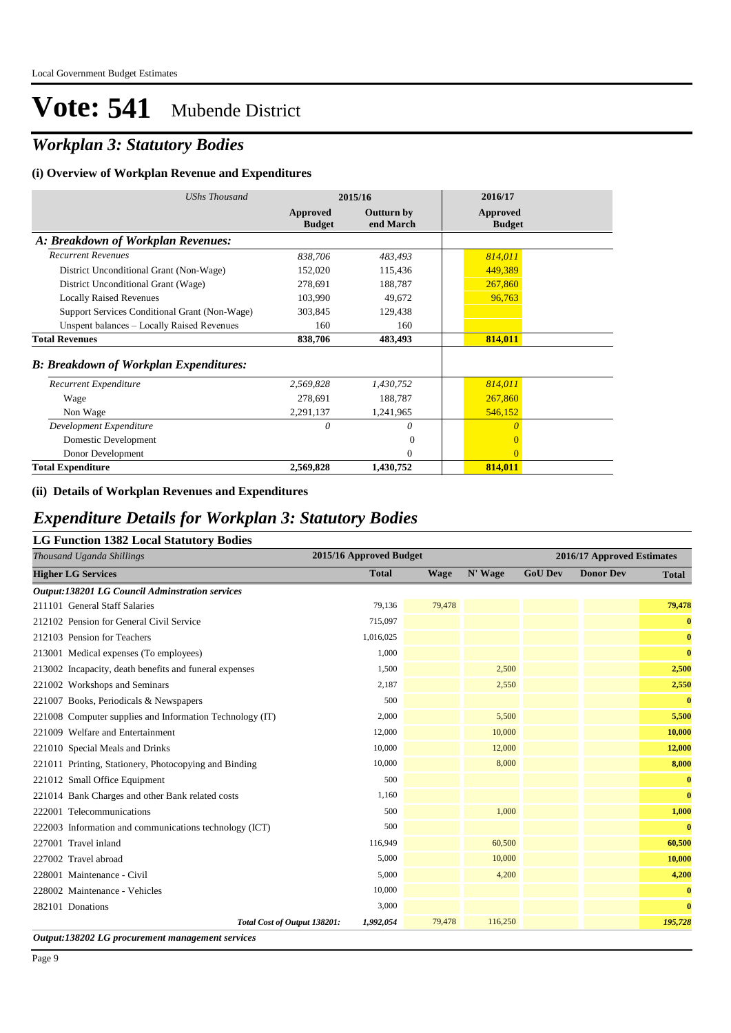# Vote: 541 Mubende District

## *Workplan 3: Statutory Bodies*

### (i) Overview of Workplan Revenue and Expenditures

| *UShs Thousand* | 2015/16 | | 2016/17 |
|---|---|---|---|
| | Approved Budget | Outturn by end March | Approved Budget |
| ***A: Breakdown of Workplan Revenues:*** | | | |
| *Recurrent Revenues* | *838,706* | *483,493* | *814,011* |
| District Unconditional Grant (Non-Wage) | 152,020 | 115,436 | 449,389 |
| District Unconditional Grant (Wage) | 278,691 | 188,787 | 267,860 |
| Locally Raised Revenues | 103,990 | 49,672 | 96,763 |
| Support Services Conditional Grant (Non-Wage) | 303,845 | 129,438 | |
| Unspent balances – Locally Raised Revenues | 160 | 160 | |
| **Total Revenues** | **838,706** | **483,493** | **814,011** |
| ***B: Breakdown of Workplan Expenditures:*** | | | |
| *Recurrent Expenditure* | *2,569,828* | *1,430,752* | *814,011* |
| Wage | 278,691 | 188,787 | 267,860 |
| Non Wage | 2,291,137 | 1,241,965 | 546,152 |
| *Development Expenditure* | *0* | *0* | *0* |
| Domestic Development | | 0 | 0 |
| Donor Development | | 0 | 0 |
| **Total Expenditure** | **2,569,828** | **1,430,752** | **814,011** |

### (ii) Details of Workplan Revenues and Expenditures

## *Expenditure Details for Workplan 3: Statutory Bodies*

### LG Function 1382 Local Statutory Bodies

| *Thousand Uganda Shillings* | 2015/16 Approved Budget | 2016/17 Approved Estimates | | | | |
|---|---|---|---|---|---|---|
| **Higher LG Services** | **Total** | **Wage** | **N' Wage** | **GoU Dev** | **Donor Dev** | **Total** |
| ***Output:138201 LG Council Adminstration services*** | | | | | | |
| 211101 General Staff Salaries | 79,136 | 79,478 | | | | **79,478** |
| 212102 Pension for General Civil Service | 715,097 | | | | | **0** |
| 212103 Pension for Teachers | 1,016,025 | | | | | **0** |
| 213001 Medical expenses (To employees) | 1,000 | | | | | **0** |
| 213002 Incapacity, death benefits and funeral expenses | 1,500 | | 2,500 | | | **2,500** |
| 221002 Workshops and Seminars | 2,187 | | 2,550 | | | **2,550** |
| 221007 Books, Periodicals & Newspapers | 500 | | | | | **0** |
| 221008 Computer supplies and Information Technology (IT) | 2,000 | | 5,500 | | | **5,500** |
| 221009 Welfare and Entertainment | 12,000 | | 10,000 | | | **10,000** |
| 221010 Special Meals and Drinks | 10,000 | | 12,000 | | | **12,000** |
| 221011 Printing, Stationery, Photocopying and Binding | 10,000 | | 8,000 | | | **8,000** |
| 221012 Small Office Equipment | 500 | | | | | **0** |
| 221014 Bank Charges and other Bank related costs | 1,160 | | | | | **0** |
| 222001 Telecommunications | 500 | | 1,000 | | | **1,000** |
| 222003 Information and communications technology (ICT) | 500 | | | | | **0** |
| 227001 Travel inland | 116,949 | | 60,500 | | | **60,500** |
| 227002 Travel abroad | 5,000 | | 10,000 | | | **10,000** |
| 228001 Maintenance - Civil | 5,000 | | 4,200 | | | **4,200** |
| 228002 Maintenance - Vehicles | 10,000 | | | | | **0** |
| 282101 Donations | 3,000 | | | | | **0** |
| *Total Cost of Output 138201:* | *1,992,054* | 79,478 | 116,250 | | | ***195,728*** |
| ***Output:138202 LG procurement management services*** | | | | | | |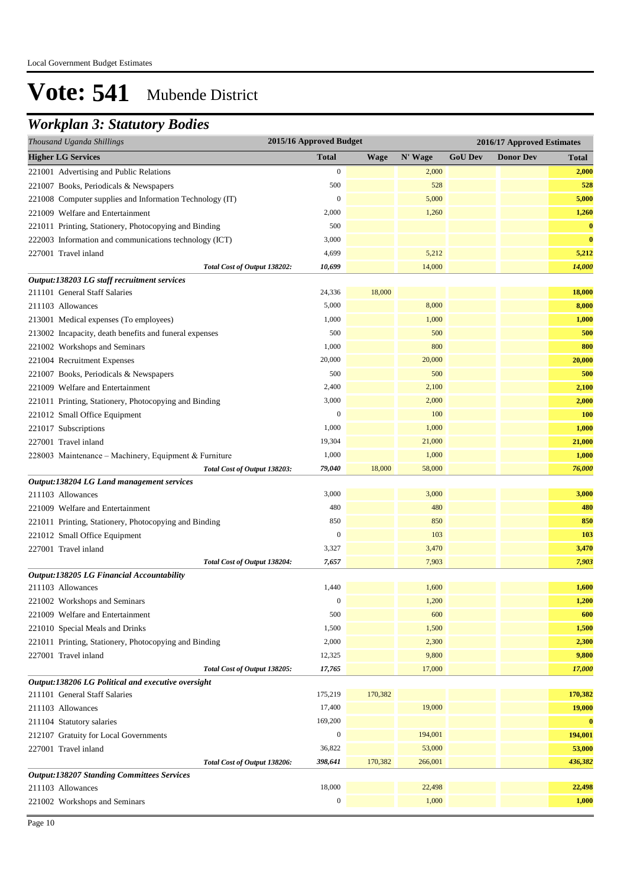# Vote: 541 Mubende District

## *Workplan 3: Statutory Bodies*

| *Thousand Uganda Shillings* | 2015/16 Approved Budget | 2016/17 Approved Estimates | | | | |
|---|---|---|---|---|---|---|
| **Higher LG Services** | **Total** | **Wage** | **N' Wage** | **GoU Dev** | **Donor Dev** | **Total** |
| 221001 Advertising and Public Relations | 0 | | 2,000 | | | **2,000** |
| 221007 Books, Periodicals & Newspapers | 500 | | 528 | | | **528** |
| 221008 Computer supplies and Information Technology (IT) | 0 | | 5,000 | | | **5,000** |
| 221009 Welfare and Entertainment | 2,000 | | 1,260 | | | **1,260** |
| 221011 Printing, Stationery, Photocopying and Binding | 500 | | | | | **0** |
| 222003 Information and communications technology (ICT) | 3,000 | | | | | **0** |
| 227001 Travel inland | 4,699 | | 5,212 | | | **5,212** |
| *Total Cost of Output 138202:* | *10,699* | | 14,000 | | | ***14,000*** |
| ***Output:138203 LG staff recruitment services*** | | | | | | |
| 211101 General Staff Salaries | 24,336 | 18,000 | | | | **18,000** |
| 211103 Allowances | 5,000 | | 8,000 | | | **8,000** |
| 213001 Medical expenses (To employees) | 1,000 | | 1,000 | | | **1,000** |
| 213002 Incapacity, death benefits and funeral expenses | 500 | | 500 | | | **500** |
| 221002 Workshops and Seminars | 1,000 | | 800 | | | **800** |
| 221004 Recruitment Expenses | 20,000 | | 20,000 | | | **20,000** |
| 221007 Books, Periodicals & Newspapers | 500 | | 500 | | | **500** |
| 221009 Welfare and Entertainment | 2,400 | | 2,100 | | | **2,100** |
| 221011 Printing, Stationery, Photocopying and Binding | 3,000 | | 2,000 | | | **2,000** |
| 221012 Small Office Equipment | 0 | | 100 | | | **100** |
| 221017 Subscriptions | 1,000 | | 1,000 | | | **1,000** |
| 227001 Travel inland | 19,304 | | 21,000 | | | **21,000** |
| 228003 Maintenance – Machinery, Equipment & Furniture | 1,000 | | 1,000 | | | **1,000** |
| *Total Cost of Output 138203:* | *79,040* | 18,000 | 58,000 | | | ***76,000*** |
| ***Output:138204 LG Land management services*** | | | | | | |
| 211103 Allowances | 3,000 | | 3,000 | | | **3,000** |
| 221009 Welfare and Entertainment | 480 | | 480 | | | **480** |
| 221011 Printing, Stationery, Photocopying and Binding | 850 | | 850 | | | **850** |
| 221012 Small Office Equipment | 0 | | 103 | | | **103** |
| 227001 Travel inland | 3,327 | | 3,470 | | | **3,470** |
| *Total Cost of Output 138204:* | *7,657* | | 7,903 | | | ***7,903*** |
| ***Output:138205 LG Financial Accountability*** | | | | | | |
| 211103 Allowances | 1,440 | | 1,600 | | | **1,600** |
| 221002 Workshops and Seminars | 0 | | 1,200 | | | **1,200** |
| 221009 Welfare and Entertainment | 500 | | 600 | | | **600** |
| 221010 Special Meals and Drinks | 1,500 | | 1,500 | | | **1,500** |
| 221011 Printing, Stationery, Photocopying and Binding | 2,000 | | 2,300 | | | **2,300** |
| 227001 Travel inland | 12,325 | | 9,800 | | | **9,800** |
| *Total Cost of Output 138205:* | *17,765* | | 17,000 | | | ***17,000*** |
| ***Output:138206 LG Political and executive oversight*** | | | | | | |
| 211101 General Staff Salaries | 175,219 | 170,382 | | | | **170,382** |
| 211103 Allowances | 17,400 | | 19,000 | | | **19,000** |
| 211104 Statutory salaries | 169,200 | | | | | **0** |
| 212107 Gratuity for Local Governments | 0 | | 194,001 | | | **194,001** |
| 227001 Travel inland | 36,822 | | 53,000 | | | **53,000** |
| *Total Cost of Output 138206:* | *398,641* | 170,382 | 266,001 | | | ***436,382*** |
| ***Output:138207 Standing Committees Services*** | | | | | | |
| 211103 Allowances | 18,000 | | 22,498 | | | **22,498** |
| 221002 Workshops and Seminars | 0 | | 1,000 | | | **1,000** |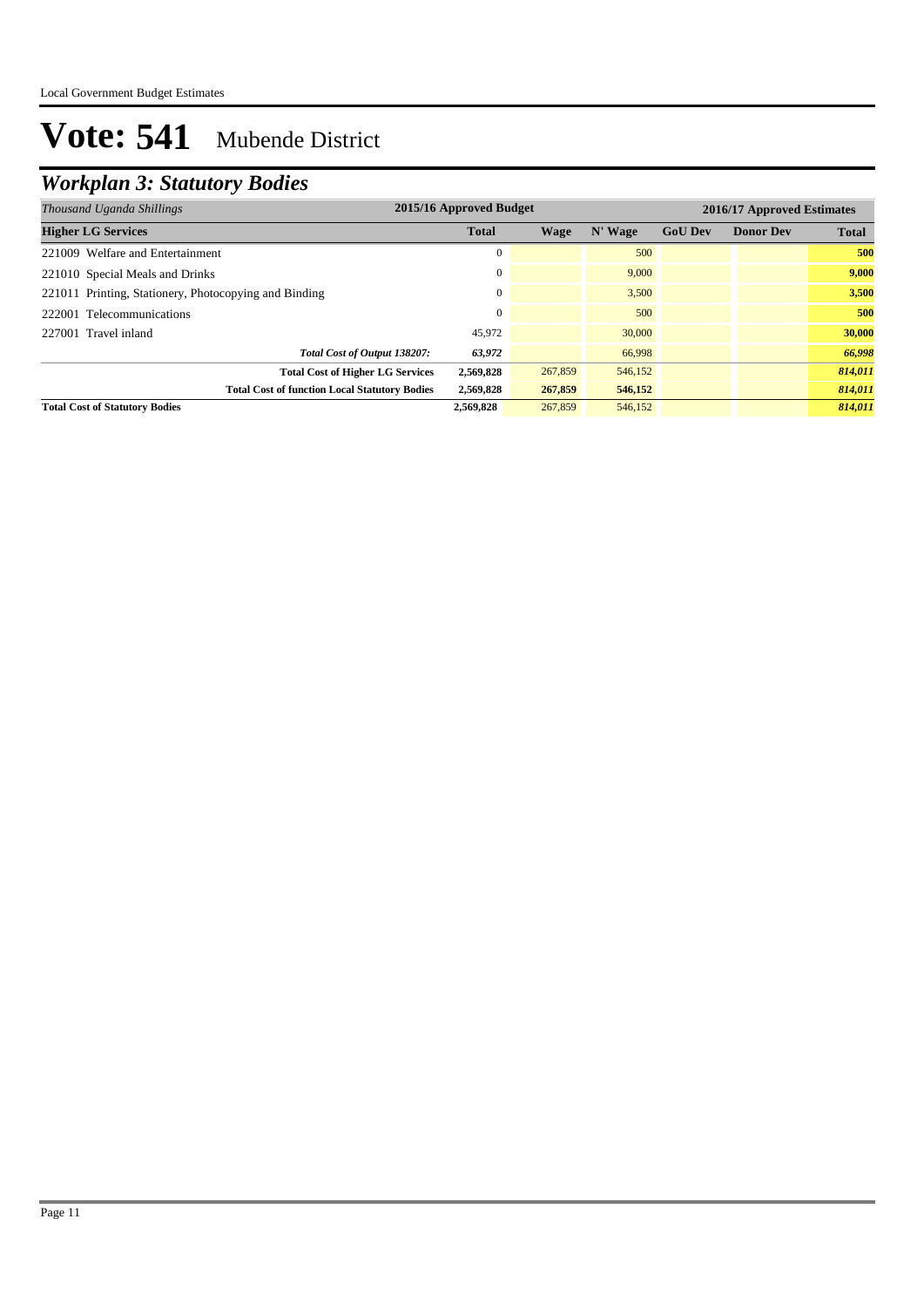# Vote: 541 Mubende District

## *Workplan 3: Statutory Bodies*

| *Thousand Uganda Shillings* | 2015/16 Approved Budget | 2016/17 Approved Estimates | | | | |
|---|---|---|---|---|---|---|
| **Higher LG Services** | **Total** | **Wage** | **N' Wage** | **GoU Dev** | **Donor Dev** | **Total** |
| 221009 Welfare and Entertainment | 0 | | 500 | | | **500** |
| 221010 Special Meals and Drinks | 0 | | 9,000 | | | **9,000** |
| 221011 Printing, Stationery, Photocopying and Binding | 0 | | 3,500 | | | **3,500** |
| 222001 Telecommunications | 0 | | 500 | | | **500** |
| 227001 Travel inland | 45,972 | | 30,000 | | | **30,000** |
| ***Total Cost of Output 138207:*** | ***63,972*** | | 66,998 | | | ***66,998*** |
| **Total Cost of Higher LG Services** | **2,569,828** | 267,859 | 546,152 | | | ***814,011*** |
| **Total Cost of function Local Statutory Bodies** | **2,569,828** | **267,859** | **546,152** | | | ***814,011*** |
| **Total Cost of Statutory Bodies** | **2,569,828** | 267,859 | 546,152 | | | ***814,011*** |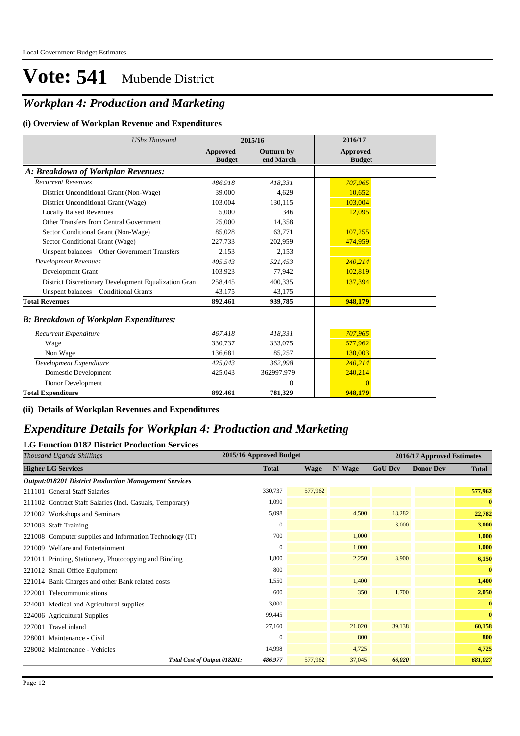# Vote: 541 Mubende District

## *Workplan 4: Production and Marketing*

### (i) Overview of Workplan Revenue and Expenditures

| *UShs Thousand* | 2015/16 Approved Budget | 2015/16 Outturn by end March | 2016/17 Approved Budget |
|---|---|---|---|
| ***A: Breakdown of Workplan Revenues:*** | | | |
| *Recurrent Revenues* | *486,918* | *418,331* | *707,965* |
| District Unconditional Grant (Non-Wage) | 39,000 | 4,629 | 10,652 |
| District Unconditional Grant (Wage) | 103,004 | 130,115 | 103,004 |
| Locally Raised Revenues | 5,000 | 346 | 12,095 |
| Other Transfers from Central Government | 25,000 | 14,358 | |
| Sector Conditional Grant (Non-Wage) | 85,028 | 63,771 | 107,255 |
| Sector Conditional Grant (Wage) | 227,733 | 202,959 | 474,959 |
| Unspent balances – Other Government Transfers | 2,153 | 2,153 | |
| *Development Revenues* | *405,543* | *521,453* | *240,214* |
| Development Grant | 103,923 | 77,942 | 102,819 |
| District Discretionary Development Equalization Gran | 258,445 | 400,335 | 137,394 |
| Unspent balances – Conditional Grants | 43,175 | 43,175 | |
| **Total Revenues** | **892,461** | **939,785** | **948,179** |
| ***B: Breakdown of Workplan Expenditures:*** | | | |
| *Recurrent Expenditure* | *467,418* | *418,331* | *707,965* |
| Wage | 330,737 | 333,075 | 577,962 |
| Non Wage | 136,681 | 85,257 | 130,003 |
| *Development Expenditure* | *425,043* | *362,998* | *240,214* |
| Domestic Development | 425,043 | 362997.979 | 240,214 |
| Donor Development | | 0 | 0 |
| **Total Expenditure** | **892,461** | **781,329** | **948,179** |

### (ii) Details of Workplan Revenues and Expenditures

## *Expenditure Details for Workplan 4: Production and Marketing*

### LG Function 0182 District Production Services

| *Thousand Uganda Shillings* | 2015/16 Approved Budget | 2016/17 Approved Estimates | | | | |
|---|---|---|---|---|---|---|
| **Higher LG Services** | **Total** | **Wage** | **N' Wage** | **GoU Dev** | **Donor Dev** | **Total** |
| ***Output:018201 District Production Management Services*** | | | | | | |
| 211101 General Staff Salaries | 330,737 | 577,962 | | | | **577,962** |
| 211102 Contract Staff Salaries (Incl. Casuals, Temporary) | 1,090 | | | | | **0** |
| 221002 Workshops and Seminars | 5,098 | | 4,500 | 18,282 | | **22,782** |
| 221003 Staff Training | 0 | | | 3,000 | | **3,000** |
| 221008 Computer supplies and Information Technology (IT) | 700 | | 1,000 | | | **1,000** |
| 221009 Welfare and Entertainment | 0 | | 1,000 | | | **1,000** |
| 221011 Printing, Stationery, Photocopying and Binding | 1,800 | | 2,250 | 3,900 | | **6,150** |
| 221012 Small Office Equipment | 800 | | | | | **0** |
| 221014 Bank Charges and other Bank related costs | 1,550 | | 1,400 | | | **1,400** |
| 222001 Telecommunications | 600 | | 350 | 1,700 | | **2,050** |
| 224001 Medical and Agricultural supplies | 3,000 | | | | | **0** |
| 224006 Agricultural Supplies | 99,445 | | | | | **0** |
| 227001 Travel inland | 27,160 | | 21,020 | 39,138 | | **60,158** |
| 228001 Maintenance - Civil | 0 | | 800 | | | **800** |
| 228002 Maintenance - Vehicles | 14,998 | | 4,725 | | | **4,725** |
| ***Total Cost of Output 018201:*** | ***486,977*** | 577,962 | 37,045 | ***66,020*** | | ***681,027*** |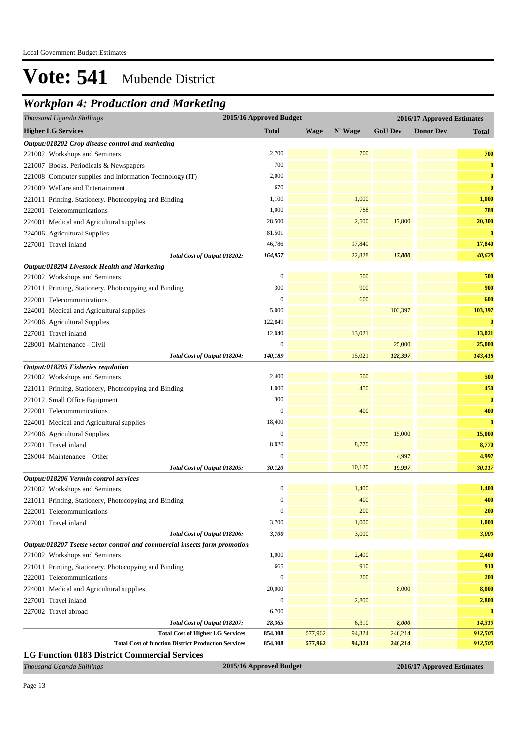Local Government Budget Estimates

# Vote: 541 Mubende District

## *Workplan 4: Production and Marketing*

| *Thousand Uganda Shillings* | 2015/16 Approved Budget | 2016/17 Approved Estimates | | | | |
|---|---|---|---|---|---|---|
| **Higher LG Services** | **Total** | **Wage** | **N' Wage** | **GoU Dev** | **Donor Dev** | **Total** |
| ***Output:018202 Crop disease control and marketing*** | | | | | | |
| 221002 Workshops and Seminars | 2,700 | | 700 | | | **700** |
| 221007 Books, Periodicals & Newspapers | 700 | | | | | **0** |
| 221008 Computer supplies and Information Technology (IT) | 2,000 | | | | | **0** |
| 221009 Welfare and Entertainment | 670 | | | | | **0** |
| 221011 Printing, Stationery, Photocopying and Binding | 1,100 | | 1,000 | | | **1,000** |
| 222001 Telecommunications | 1,000 | | 788 | | | **788** |
| 224001 Medical and Agricultural supplies | 28,500 | | 2,500 | 17,800 | | **20,300** |
| 224006 Agricultural Supplies | 81,501 | | | | | **0** |
| 227001 Travel inland | 46,786 | | 17,840 | | | **17,840** |
| *Total Cost of Output 018202:* | *164,957* | | 22,828 | *17,800* | | ***40,628*** |
| ***Output:018204 Livestock Health and Marketing*** | | | | | | |
| 221002 Workshops and Seminars | 0 | | 500 | | | **500** |
| 221011 Printing, Stationery, Photocopying and Binding | 300 | | 900 | | | **900** |
| 222001 Telecommunications | 0 | | 600 | | | **600** |
| 224001 Medical and Agricultural supplies | 5,000 | | | 103,397 | | **103,397** |
| 224006 Agricultural Supplies | 122,849 | | | | | **0** |
| 227001 Travel inland | 12,040 | | 13,021 | | | **13,021** |
| 228001 Maintenance - Civil | 0 | | | 25,000 | | **25,000** |
| *Total Cost of Output 018204:* | *140,189* | | 15,021 | *128,397* | | ***143,418*** |
| ***Output:018205 Fisheries regulation*** | | | | | | |
| 221002 Workshops and Seminars | 2,400 | | 500 | | | **500** |
| 221011 Printing, Stationery, Photocopying and Binding | 1,000 | | 450 | | | **450** |
| 221012 Small Office Equipment | 300 | | | | | **0** |
| 222001 Telecommunications | 0 | | 400 | | | **400** |
| 224001 Medical and Agricultural supplies | 18,400 | | | | | **0** |
| 224006 Agricultural Supplies | 0 | | | 15,000 | | **15,000** |
| 227001 Travel inland | 8,020 | | 8,770 | | | **8,770** |
| 228004 Maintenance – Other | 0 | | | 4,997 | | **4,997** |
| *Total Cost of Output 018205:* | *30,120* | | 10,120 | *19,997* | | ***30,117*** |
| ***Output:018206 Vermin control services*** | | | | | | |
| 221002 Workshops and Seminars | 0 | | 1,400 | | | **1,400** |
| 221011 Printing, Stationery, Photocopying and Binding | 0 | | 400 | | | **400** |
| 222001 Telecommunications | 0 | | 200 | | | **200** |
| 227001 Travel inland | 3,700 | | 1,000 | | | **1,000** |
| *Total Cost of Output 018206:* | *3,700* | | 3,000 | | | ***3,000*** |
| ***Output:018207 Tsetse vector control and commercial insects farm promotion*** | | | | | | |
| 221002 Workshops and Seminars | 1,000 | | 2,400 | | | **2,400** |
| 221011 Printing, Stationery, Photocopying and Binding | 665 | | 910 | | | **910** |
| 222001 Telecommunications | 0 | | 200 | | | **200** |
| 224001 Medical and Agricultural supplies | 20,000 | | | 8,000 | | **8,000** |
| 227001 Travel inland | 0 | | 2,800 | | | **2,800** |
| 227002 Travel abroad | 6,700 | | | | | **0** |
| *Total Cost of Output 018207:* | *28,365* | | 6,310 | *8,000* | | ***14,310*** |
| **Total Cost of Higher LG Services** | **854,308** | 577,962 | 94,324 | 240,214 | | ***912,500*** |
| **Total Cost of function District Production Services** | **854,308** | **577,962** | **94,324** | **240,214** | | ***912,500*** |

### LG Function 0183 District Commercial Services

| *Thousand Uganda Shillings* | 2015/16 Approved Budget | 2016/17 Approved Estimates |
|---|---|---|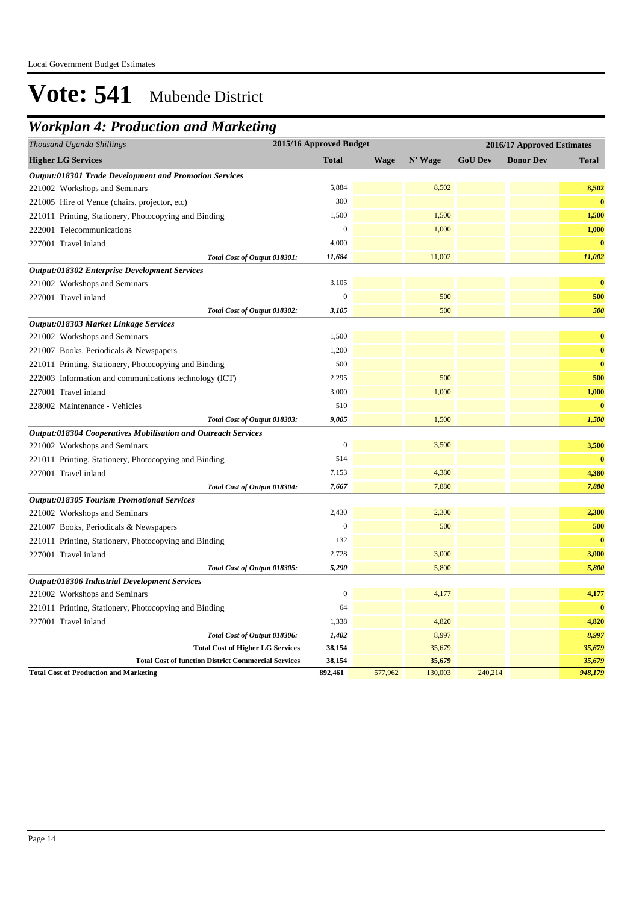# Vote: 541 Mubende District

## *Workplan 4: Production and Marketing*

| *Thousand Uganda Shillings* | 2015/16 Approved Budget | 2016/17 Approved Estimates | | | | |
|---|---|---|---|---|---|---|
| **Higher LG Services** | **Total** | **Wage** | **N' Wage** | **GoU Dev** | **Donor Dev** | **Total** |
| ***Output:018301 Trade Development and Promotion Services*** | | | | | | |
| 221002 Workshops and Seminars | 5,884 | | 8,502 | | | **8,502** |
| 221005 Hire of Venue (chairs, projector, etc) | 300 | | | | | **0** |
| 221011 Printing, Stationery, Photocopying and Binding | 1,500 | | 1,500 | | | **1,500** |
| 222001 Telecommunications | 0 | | 1,000 | | | **1,000** |
| 227001 Travel inland | 4,000 | | | | | **0** |
| *Total Cost of Output 018301:* | *11,684* | | 11,002 | | | ***11,002*** |
| ***Output:018302 Enterprise Development Services*** | | | | | | |
| 221002 Workshops and Seminars | 3,105 | | | | | **0** |
| 227001 Travel inland | 0 | | 500 | | | **500** |
| *Total Cost of Output 018302:* | *3,105* | | 500 | | | ***500*** |
| ***Output:018303 Market Linkage Services*** | | | | | | |
| 221002 Workshops and Seminars | 1,500 | | | | | **0** |
| 221007 Books, Periodicals & Newspapers | 1,200 | | | | | **0** |
| 221011 Printing, Stationery, Photocopying and Binding | 500 | | | | | **0** |
| 222003 Information and communications technology (ICT) | 2,295 | | 500 | | | **500** |
| 227001 Travel inland | 3,000 | | 1,000 | | | **1,000** |
| 228002 Maintenance - Vehicles | 510 | | | | | **0** |
| *Total Cost of Output 018303:* | *9,005* | | 1,500 | | | ***1,500*** |
| ***Output:018304 Cooperatives Mobilisation and Outreach Services*** | | | | | | |
| 221002 Workshops and Seminars | 0 | | 3,500 | | | **3,500** |
| 221011 Printing, Stationery, Photocopying and Binding | 514 | | | | | **0** |
| 227001 Travel inland | 7,153 | | 4,380 | | | **4,380** |
| *Total Cost of Output 018304:* | *7,667* | | 7,880 | | | ***7,880*** |
| ***Output:018305 Tourism Promotional Services*** | | | | | | |
| 221002 Workshops and Seminars | 2,430 | | 2,300 | | | **2,300** |
| 221007 Books, Periodicals & Newspapers | 0 | | 500 | | | **500** |
| 221011 Printing, Stationery, Photocopying and Binding | 132 | | | | | **0** |
| 227001 Travel inland | 2,728 | | 3,000 | | | **3,000** |
| *Total Cost of Output 018305:* | *5,290* | | 5,800 | | | ***5,800*** |
| ***Output:018306 Industrial Development Services*** | | | | | | |
| 221002 Workshops and Seminars | 0 | | 4,177 | | | **4,177** |
| 221011 Printing, Stationery, Photocopying and Binding | 64 | | | | | **0** |
| 227001 Travel inland | 1,338 | | 4,820 | | | **4,820** |
| *Total Cost of Output 018306:* | *1,402* | | 8,997 | | | ***8,997*** |
| **Total Cost of Higher LG Services** | **38,154** | | 35,679 | | | ***35,679*** |
| **Total Cost of function District Commercial Services** | **38,154** | | **35,679** | | | ***35,679*** |
| **Total Cost of Production and Marketing** | **892,461** | 577,962 | 130,003 | 240,214 | | ***948,179*** |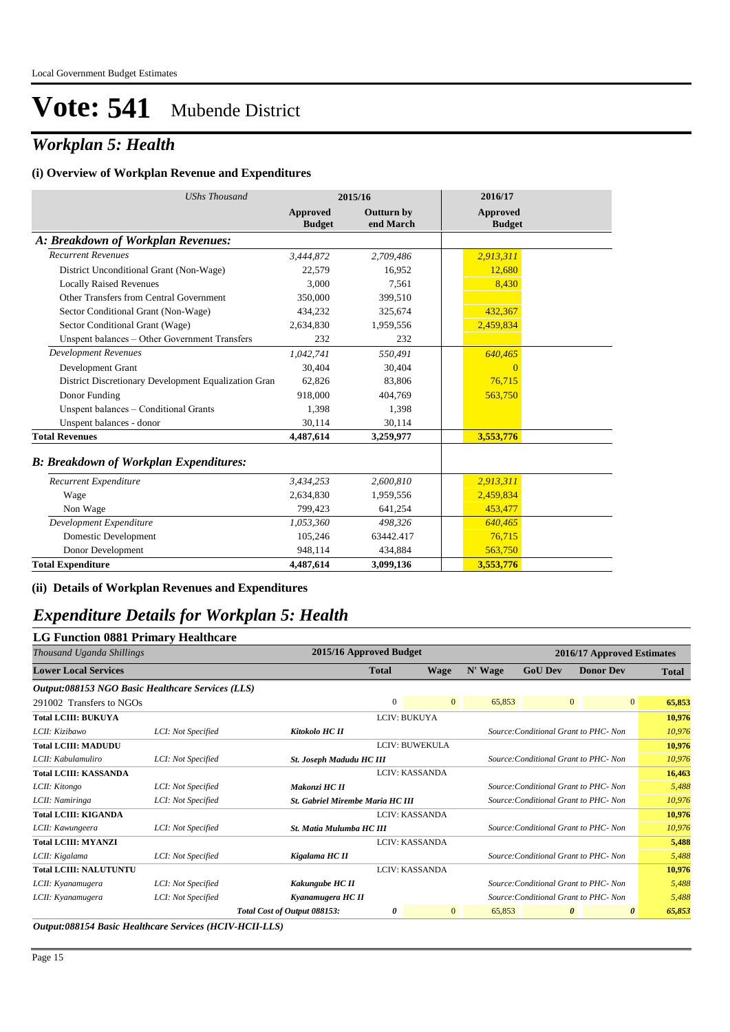Local Government Budget Estimates

# Vote: 541 Mubende District

## *Workplan 5: Health*

### (i) Overview of Workplan Revenue and Expenditures

| *UShs Thousand* | 2015/16 Approved Budget | 2015/16 Outturn by end March | 2016/17 Approved Budget |
|---|---|---|---|
| ***A: Breakdown of Workplan Revenues:*** | | | |
| *Recurrent Revenues* | *3,444,872* | *2,709,486* | *2,913,311* |
| District Unconditional Grant (Non-Wage) | 22,579 | 16,952 | 12,680 |
| Locally Raised Revenues | 3,000 | 7,561 | 8,430 |
| Other Transfers from Central Government | 350,000 | 399,510 | |
| Sector Conditional Grant (Non-Wage) | 434,232 | 325,674 | 432,367 |
| Sector Conditional Grant (Wage) | 2,634,830 | 1,959,556 | 2,459,834 |
| Unspent balances – Other Government Transfers | 232 | 232 | |
| *Development Revenues* | *1,042,741* | *550,491* | *640,465* |
| Development Grant | 30,404 | 30,404 | 0 |
| District Discretionary Development Equalization Gran | 62,826 | 83,806 | 76,715 |
| Donor Funding | 918,000 | 404,769 | 563,750 |
| Unspent balances – Conditional Grants | 1,398 | 1,398 | |
| Unspent balances - donor | 30,114 | 30,114 | |
| **Total Revenues** | **4,487,614** | **3,259,977** | **3,553,776** |
| ***B: Breakdown of Workplan Expenditures:*** | | | |
| *Recurrent Expenditure* | *3,434,253* | *2,600,810* | *2,913,311* |
| Wage | 2,634,830 | 1,959,556 | 2,459,834 |
| Non Wage | 799,423 | 641,254 | 453,477 |
| *Development Expenditure* | *1,053,360* | *498,326* | *640,465* |
| Domestic Development | 105,246 | 63442.417 | 76,715 |
| Donor Development | 948,114 | 434,884 | 563,750 |
| **Total Expenditure** | **4,487,614** | **3,099,136** | **3,553,776** |

### (ii) Details of Workplan Revenues and Expenditures

## *Expenditure Details for Workplan 5: Health*

### LG Function 0881 Primary Healthcare

| *Thousand Uganda Shillings* | | | 2015/16 Approved Budget | 2016/17 Approved Estimates | | | | |
|---|---|---|---|---|---|---|---|---|
| **Lower Local Services** | | | **Total** | **Wage** | **N' Wage** | **GoU Dev** | **Donor Dev** | **Total** |
| ***Output:088153 NGO Basic Healthcare Services (LLS)*** | | | | | | | | |
| 291002 Transfers to NGOs | | | 0 | 0 | 65,853 | 0 | 0 | **65,853** |
| **Total LCIII: BUKUYA** | | LCIV: BUKUYA | | | | | | **10,976** |
| *LCII: Kizibawo* | *LCI: Not Specified* | ***Kitokolo HC II*** | | | *Source:Conditional Grant to PHC- Non* | | | *10,976* |
| **Total LCIII: MADUDU** | | LCIV: BUWEKULA | | | | | | **10,976** |
| *LCII: Kabulamuliro* | *LCI: Not Specified* | ***St. Joseph Madudu HC III*** | | | *Source:Conditional Grant to PHC- Non* | | | *10,976* |
| **Total LCIII: KASSANDA** | | LCIV: KASSANDA | | | | | | **16,463** |
| *LCII: Kitongo* | *LCI: Not Specified* | ***Makonzi HC II*** | | | *Source:Conditional Grant to PHC- Non* | | | *5,488* |
| *LCII: Namiringa* | *LCI: Not Specified* | ***St. Gabriel Mirembe Maria HC III*** | | | *Source:Conditional Grant to PHC- Non* | | | *10,976* |
| **Total LCIII: KIGANDA** | | LCIV: KASSANDA | | | | | | **10,976** |
| *LCII: Kawungeera* | *LCI: Not Specified* | ***St. Matia Mulumba HC III*** | | | *Source:Conditional Grant to PHC- Non* | | | *10,976* |
| **Total LCIII: MYANZI** | | LCIV: KASSANDA | | | | | | **5,488** |
| *LCII: Kigalama* | *LCI: Not Specified* | ***Kigalama HC II*** | | | *Source:Conditional Grant to PHC- Non* | | | *5,488* |
| **Total LCIII: NALUTUNTU** | | LCIV: KASSANDA | | | | | | **10,976** |
| *LCII: Kyanamugera* | *LCI: Not Specified* | ***Kakungube HC II*** | | | *Source:Conditional Grant to PHC- Non* | | | *5,488* |
| *LCII: Kyanamugera* | *LCI: Not Specified* | ***Kyanamugera HC II*** | | | *Source:Conditional Grant to PHC- Non* | | | *5,488* |
| | | ***Total Cost of Output 088153:*** | ***0*** | 0 | 65,853 | ***0*** | ***0*** | ***65,853*** |

***Output:088154 Basic Healthcare Services (HCIV-HCII-LLS)***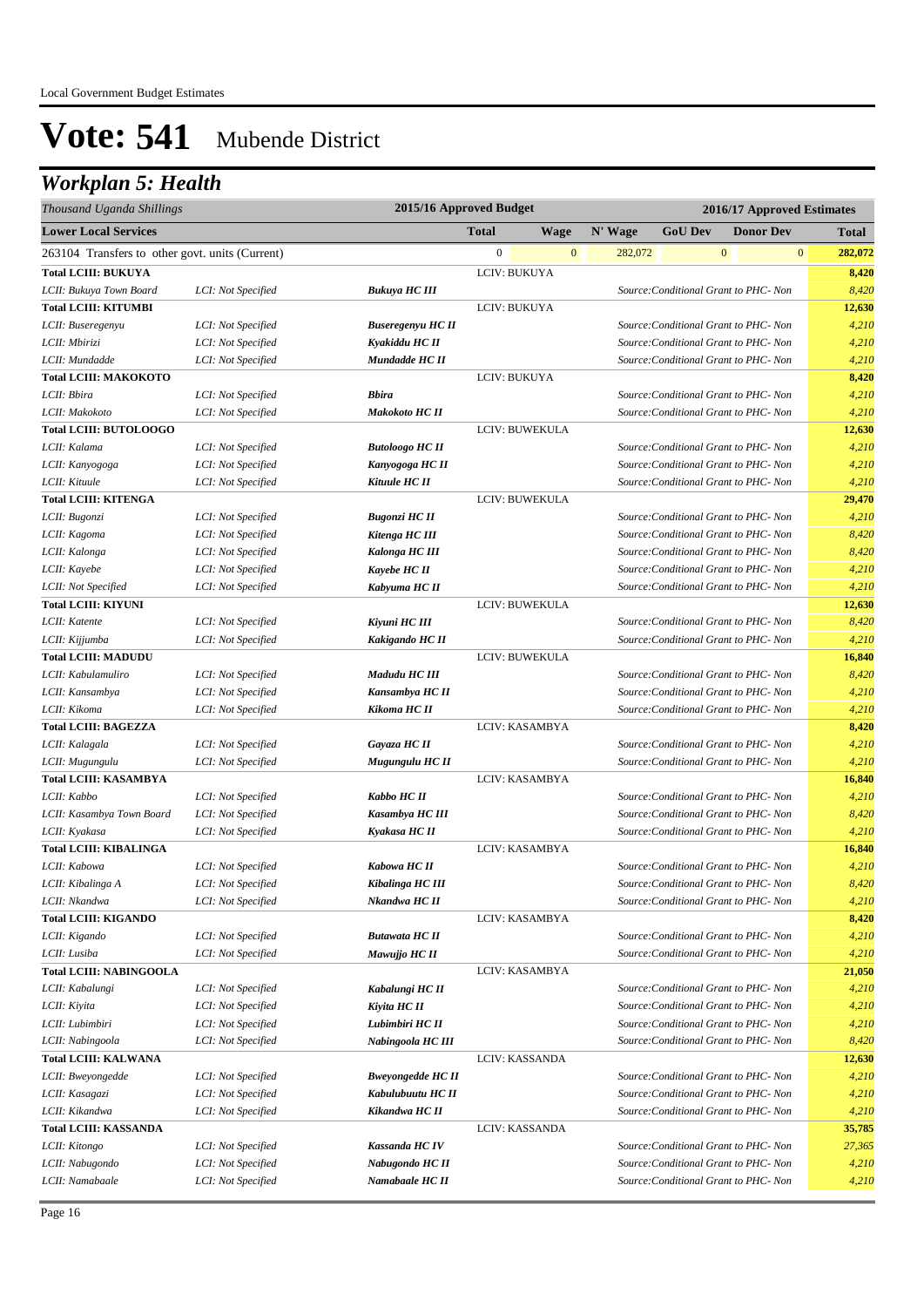# Vote: 541 Mubende District

## Workplan 5: Health

| Thousand Uganda Shillings | | | 2015/16 Approved Budget | | 2016/17 Approved Estimates | | | |
|---|---|---|---|---|---|---|---|---|
| **Lower Local Services** | | | **Total** | **Wage** | **N' Wage** | **GoU Dev** | **Donor Dev** | **Total** |
| 263104 Transfers to other govt. units (Current) | | | 0 | 0 | 282,072 | 0 | 0 | 282,072 |
| **Total LCIII: BUKUYA** | | | LCIV: BUKUYA | | | | | **8,420** |
| *LCII: Bukuya Town Board* | *LCI: Not Specified* | ***Bukuya HC III*** | | | *Source:Conditional Grant to PHC- Non* | | | *8,420* |
| **Total LCIII: KITUMBI** | | | LCIV: BUKUYA | | | | | **12,630** |
| *LCII: Buseregenyu* | *LCI: Not Specified* | ***Buseregenyu HC II*** | | | *Source:Conditional Grant to PHC- Non* | | | *4,210* |
| *LCII: Mbirizi* | *LCI: Not Specified* | ***Kyakiddu HC II*** | | | *Source:Conditional Grant to PHC- Non* | | | *4,210* |
| *LCII: Mundadde* | *LCI: Not Specified* | ***Mundadde HC II*** | | | *Source:Conditional Grant to PHC- Non* | | | *4,210* |
| **Total LCIII: MAKOKOTO** | | | LCIV: BUKUYA | | | | | **8,420** |
| *LCII: Bbira* | *LCI: Not Specified* | ***Bbira*** | | | *Source:Conditional Grant to PHC- Non* | | | *4,210* |
| *LCII: Makokoto* | *LCI: Not Specified* | ***Makokoto HC II*** | | | *Source:Conditional Grant to PHC- Non* | | | *4,210* |
| **Total LCIII: BUTOLOOGO** | | | LCIV: BUWEKULA | | | | | **12,630** |
| *LCII: Kalama* | *LCI: Not Specified* | ***Butoloogo HC II*** | | | *Source:Conditional Grant to PHC- Non* | | | *4,210* |
| *LCII: Kanyogoga* | *LCI: Not Specified* | ***Kanyogoga HC II*** | | | *Source:Conditional Grant to PHC- Non* | | | *4,210* |
| *LCII: Kituule* | *LCI: Not Specified* | ***Kituule HC II*** | | | *Source:Conditional Grant to PHC- Non* | | | *4,210* |
| **Total LCIII: KITENGA** | | | LCIV: BUWEKULA | | | | | **29,470** |
| *LCII: Bugonzi* | *LCI: Not Specified* | ***Bugonzi HC II*** | | | *Source:Conditional Grant to PHC- Non* | | | *4,210* |
| *LCII: Kagoma* | *LCI: Not Specified* | ***Kitenga HC III*** | | | *Source:Conditional Grant to PHC- Non* | | | *8,420* |
| *LCII: Kalonga* | *LCI: Not Specified* | ***Kalonga HC III*** | | | *Source:Conditional Grant to PHC- Non* | | | *8,420* |
| *LCII: Kayebe* | *LCI: Not Specified* | ***Kayebe HC II*** | | | *Source:Conditional Grant to PHC- Non* | | | *4,210* |
| *LCII: Not Specified* | *LCI: Not Specified* | ***Kabyuma HC II*** | | | *Source:Conditional Grant to PHC- Non* | | | *4,210* |
| **Total LCIII: KIYUNI** | | | LCIV: BUWEKULA | | | | | **12,630** |
| *LCII: Katente* | *LCI: Not Specified* | ***Kiyuni HC III*** | | | *Source:Conditional Grant to PHC- Non* | | | *8,420* |
| *LCII: Kijjumba* | *LCI: Not Specified* | ***Kakigando HC II*** | | | *Source:Conditional Grant to PHC- Non* | | | *4,210* |
| **Total LCIII: MADUDU** | | | LCIV: BUWEKULA | | | | | **16,840** |
| *LCII: Kabulamuliro* | *LCI: Not Specified* | ***Madudu HC III*** | | | *Source:Conditional Grant to PHC- Non* | | | *8,420* |
| *LCII: Kansambya* | *LCI: Not Specified* | ***Kansambya HC II*** | | | *Source:Conditional Grant to PHC- Non* | | | *4,210* |
| *LCII: Kikoma* | *LCI: Not Specified* | ***Kikoma HC II*** | | | *Source:Conditional Grant to PHC- Non* | | | *4,210* |
| **Total LCIII: BAGEZZA** | | | LCIV: KASAMBYA | | | | | **8,420** |
| *LCII: Kalagala* | *LCI: Not Specified* | ***Gayaza HC II*** | | | *Source:Conditional Grant to PHC- Non* | | | *4,210* |
| *LCII: Mugungulu* | *LCI: Not Specified* | ***Mugungulu HC II*** | | | *Source:Conditional Grant to PHC- Non* | | | *4,210* |
| **Total LCIII: KASAMBYA** | | | LCIV: KASAMBYA | | | | | **16,840** |
| *LCII: Kabbo* | *LCI: Not Specified* | ***Kabbo HC II*** | | | *Source:Conditional Grant to PHC- Non* | | | *4,210* |
| *LCII: Kasambya Town Board* | *LCI: Not Specified* | ***Kasambya HC III*** | | | *Source:Conditional Grant to PHC- Non* | | | *8,420* |
| *LCII: Kyakasa* | *LCI: Not Specified* | ***Kyakasa HC II*** | | | *Source:Conditional Grant to PHC- Non* | | | *4,210* |
| **Total LCIII: KIBALINGA** | | | LCIV: KASAMBYA | | | | | **16,840** |
| *LCII: Kabowa* | *LCI: Not Specified* | ***Kabowa HC II*** | | | *Source:Conditional Grant to PHC- Non* | | | *4,210* |
| *LCII: Kibalinga A* | *LCI: Not Specified* | ***Kibalinga HC III*** | | | *Source:Conditional Grant to PHC- Non* | | | *8,420* |
| *LCII: Nkandwa* | *LCI: Not Specified* | ***Nkandwa HC II*** | | | *Source:Conditional Grant to PHC- Non* | | | *4,210* |
| **Total LCIII: KIGANDO** | | | LCIV: KASAMBYA | | | | | **8,420** |
| *LCII: Kigando* | *LCI: Not Specified* | ***Butawata HC II*** | | | *Source:Conditional Grant to PHC- Non* | | | *4,210* |
| *LCII: Lusiba* | *LCI: Not Specified* | ***Mawujjo HC II*** | | | *Source:Conditional Grant to PHC- Non* | | | *4,210* |
| **Total LCIII: NABINGOOLA** | | | LCIV: KASAMBYA | | | | | **21,050** |
| *LCII: Kabalungi* | *LCI: Not Specified* | ***Kabalungi HC II*** | | | *Source:Conditional Grant to PHC- Non* | | | *4,210* |
| *LCII: Kiyita* | *LCI: Not Specified* | ***Kiyita HC II*** | | | *Source:Conditional Grant to PHC- Non* | | | *4,210* |
| *LCII: Lubimbiri* | *LCI: Not Specified* | ***Lubimbiri HC II*** | | | *Source:Conditional Grant to PHC- Non* | | | *4,210* |
| *LCII: Nabingoola* | *LCI: Not Specified* | ***Nabingoola HC III*** | | | *Source:Conditional Grant to PHC- Non* | | | *8,420* |
| **Total LCIII: KALWANA** | | | LCIV: KASSANDA | | | | | **12,630** |
| *LCII: Bweyongedde* | *LCI: Not Specified* | ***Bweyongedde HC II*** | | | *Source:Conditional Grant to PHC- Non* | | | *4,210* |
| *LCII: Kasagazi* | *LCI: Not Specified* | ***Kabulubuutu HC II*** | | | *Source:Conditional Grant to PHC- Non* | | | *4,210* |
| *LCII: Kikandwa* | *LCI: Not Specified* | ***Kikandwa HC II*** | | | *Source:Conditional Grant to PHC- Non* | | | *4,210* |
| **Total LCIII: KASSANDA** | | | LCIV: KASSANDA | | | | | **35,785** |
| *LCII: Kitongo* | *LCI: Not Specified* | ***Kassanda HC IV*** | | | *Source:Conditional Grant to PHC- Non* | | | *27,365* |
| *LCII: Nabugondo* | *LCI: Not Specified* | ***Nabugondo HC II*** | | | *Source:Conditional Grant to PHC- Non* | | | *4,210* |
| *LCII: Namabaale* | *LCI: Not Specified* | ***Namabaale HC II*** | | | *Source:Conditional Grant to PHC- Non* | | | *4,210* |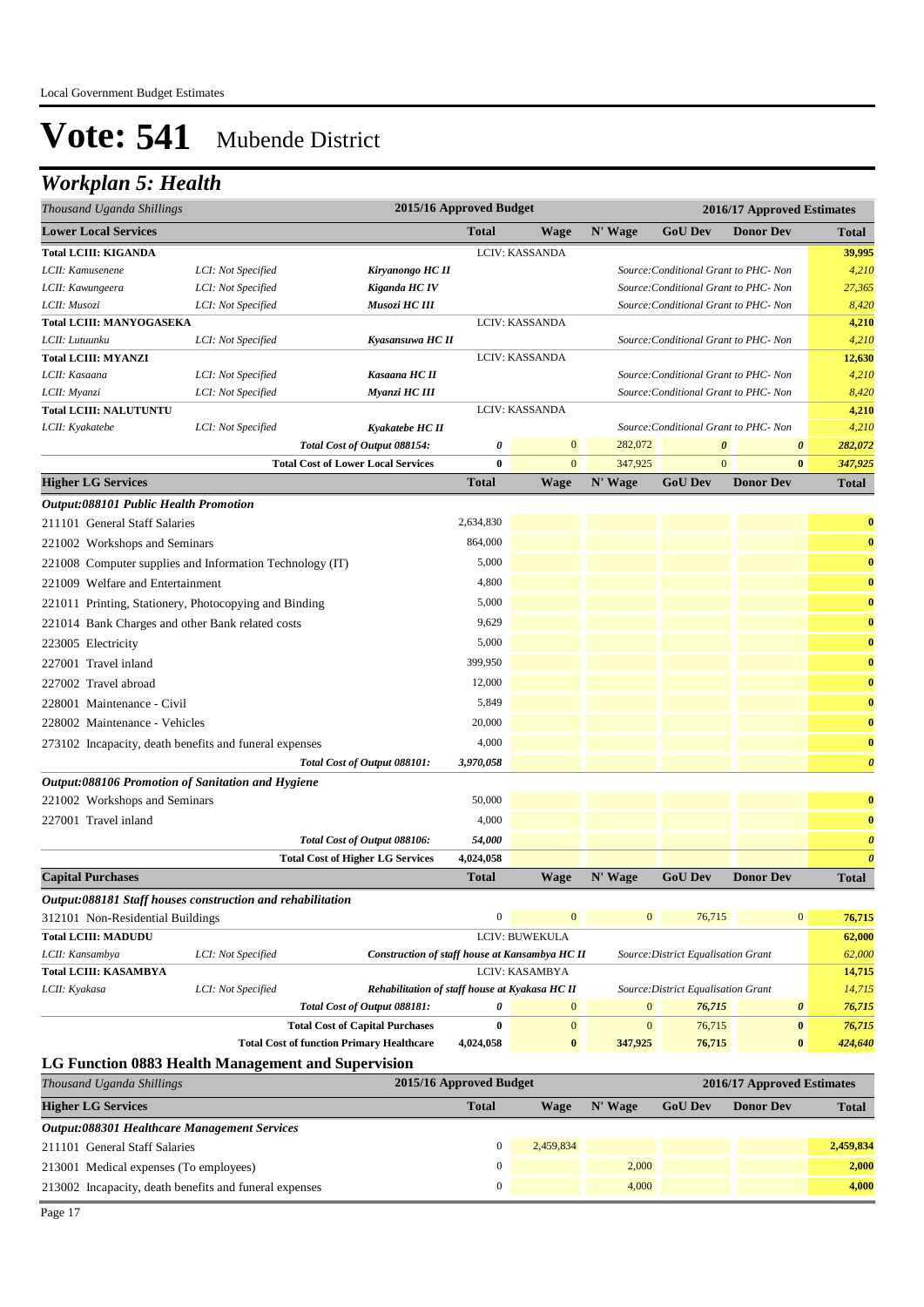# Vote: 541 Mubende District

## *Workplan 5: Health*

| *Thousand Uganda Shillings* | | | 2015/16 Approved Budget | 2016/17 Approved Estimates | | | | |
|---|---|---|---|---|---|---|---|---|
| **Lower Local Services** | | | **Total** | **Wage** | **N' Wage** | **GoU Dev** | **Donor Dev** | **Total** |
| **Total LCIII: KIGANDA** | | | | LCIV: KASSANDA | | | | **39,995** |
| *LCII: Kamusenene* | *LCI: Not Specified* | ***Kiryanongo HC II*** | | | | *Source:Conditional Grant to PHC- Non* | | *4,210* |
| *LCII: Kawungeera* | *LCI: Not Specified* | ***Kiganda HC IV*** | | | | *Source:Conditional Grant to PHC- Non* | | *27,365* |
| *LCII: Musozi* | *LCI: Not Specified* | ***Musozi HC III*** | | | | *Source:Conditional Grant to PHC- Non* | | *8,420* |
| **Total LCIII: MANYOGASEKA** | | | | LCIV: KASSANDA | | | | **4,210** |
| *LCII: Lutuunku* | *LCI: Not Specified* | ***Kyasansuwa HC II*** | | | | *Source:Conditional Grant to PHC- Non* | | *4,210* |
| **Total LCIII: MYANZI** | | | | LCIV: KASSANDA | | | | **12,630** |
| *LCII: Kasaana* | *LCI: Not Specified* | ***Kasaana HC II*** | | | | *Source:Conditional Grant to PHC- Non* | | *4,210* |
| *LCII: Myanzi* | *LCI: Not Specified* | ***Myanzi HC III*** | | | | *Source:Conditional Grant to PHC- Non* | | *8,420* |
| **Total LCIII: NALUTUNTU** | | | | LCIV: KASSANDA | | | | **4,210** |
| *LCII: Kyakatebe* | *LCI: Not Specified* | ***Kyakatebe HC II*** | | | | *Source:Conditional Grant to PHC- Non* | | *4,210* |
| | | ***Total Cost of Output 088154:*** | ***0*** | 0 | 282,072 | ***0*** | ***0*** | ***282,072*** |
| | | **Total Cost of Lower Local Services** | **0** | 0 | 347,925 | 0 | **0** | ***347,925*** |
| **Higher LG Services** | | | **Total** | **Wage** | **N' Wage** | **GoU Dev** | **Donor Dev** | **Total** |
| ***Output:088101 Public Health Promotion*** | | | | | | | | |
| 211101 General Staff Salaries | | | 2,634,830 | | | | | **0** |
| 221002 Workshops and Seminars | | | 864,000 | | | | | **0** |
| 221008 Computer supplies and Information Technology (IT) | | | 5,000 | | | | | **0** |
| 221009 Welfare and Entertainment | | | 4,800 | | | | | **0** |
| 221011 Printing, Stationery, Photocopying and Binding | | | 5,000 | | | | | **0** |
| 221014 Bank Charges and other Bank related costs | | | 9,629 | | | | | **0** |
| 223005 Electricity | | | 5,000 | | | | | **0** |
| 227001 Travel inland | | | 399,950 | | | | | **0** |
| 227002 Travel abroad | | | 12,000 | | | | | **0** |
| 228001 Maintenance - Civil | | | 5,849 | | | | | **0** |
| 228002 Maintenance - Vehicles | | | 20,000 | | | | | **0** |
| 273102 Incapacity, death benefits and funeral expenses | | | 4,000 | | | | | **0** |
| | | ***Total Cost of Output 088101:*** | ***3,970,058*** | | | | | ***0*** |
| ***Output:088106 Promotion of Sanitation and Hygiene*** | | | | | | | | |
| 221002 Workshops and Seminars | | | 50,000 | | | | | **0** |
| 227001 Travel inland | | | 4,000 | | | | | **0** |
| | | ***Total Cost of Output 088106:*** | ***54,000*** | | | | | ***0*** |
| | | **Total Cost of Higher LG Services** | **4,024,058** | | | | | ***0*** |
| **Capital Purchases** | | | **Total** | **Wage** | **N' Wage** | **GoU Dev** | **Donor Dev** | **Total** |
| ***Output:088181 Staff houses construction and rehabilitation*** | | | | | | | | |
| 312101 Non-Residential Buildings | | | 0 | 0 | 0 | 76,715 | 0 | **76,715** |
| **Total LCIII: MADUDU** | | | | LCIV: BUWEKULA | | | | **62,000** |
| *LCII: Kansambya* | *LCI: Not Specified* | ***Construction of staff house at Kansambya HC II*** | | | | *Source:District Equalisation Grant* | | *62,000* |
| **Total LCIII: KASAMBYA** | | | | LCIV: KASAMBYA | | | | **14,715** |
| *LCII: Kyakasa* | *LCI: Not Specified* | ***Rehabilitation of staff house at Kyakasa HC II*** | | | | *Source:District Equalisation Grant* | | *14,715* |
| | | ***Total Cost of Output 088181:*** | ***0*** | 0 | 0 | ***76,715*** | ***0*** | ***76,715*** |
| | | **Total Cost of Capital Purchases** | **0** | 0 | 0 | 76,715 | **0** | ***76,715*** |
| | | **Total Cost of function Primary Healthcare** | **4,024,058** | **0** | **347,925** | **76,715** | **0** | ***424,640*** |

### LG Function 0883 Health Management and Supervision

| *Thousand Uganda Shillings* | 2015/16 Approved Budget | 2016/17 Approved Estimates | | | | |
|---|---|---|---|---|---|---|
| **Higher LG Services** | **Total** | **Wage** | **N' Wage** | **GoU Dev** | **Donor Dev** | **Total** |
| ***Output:088301 Healthcare Management Services*** | | | | | | |
| 211101 General Staff Salaries | 0 | 2,459,834 | | | | **2,459,834** |
| 213001 Medical expenses (To employees) | 0 | | 2,000 | | | **2,000** |
| 213002 Incapacity, death benefits and funeral expenses | 0 | | 4,000 | | | **4,000** |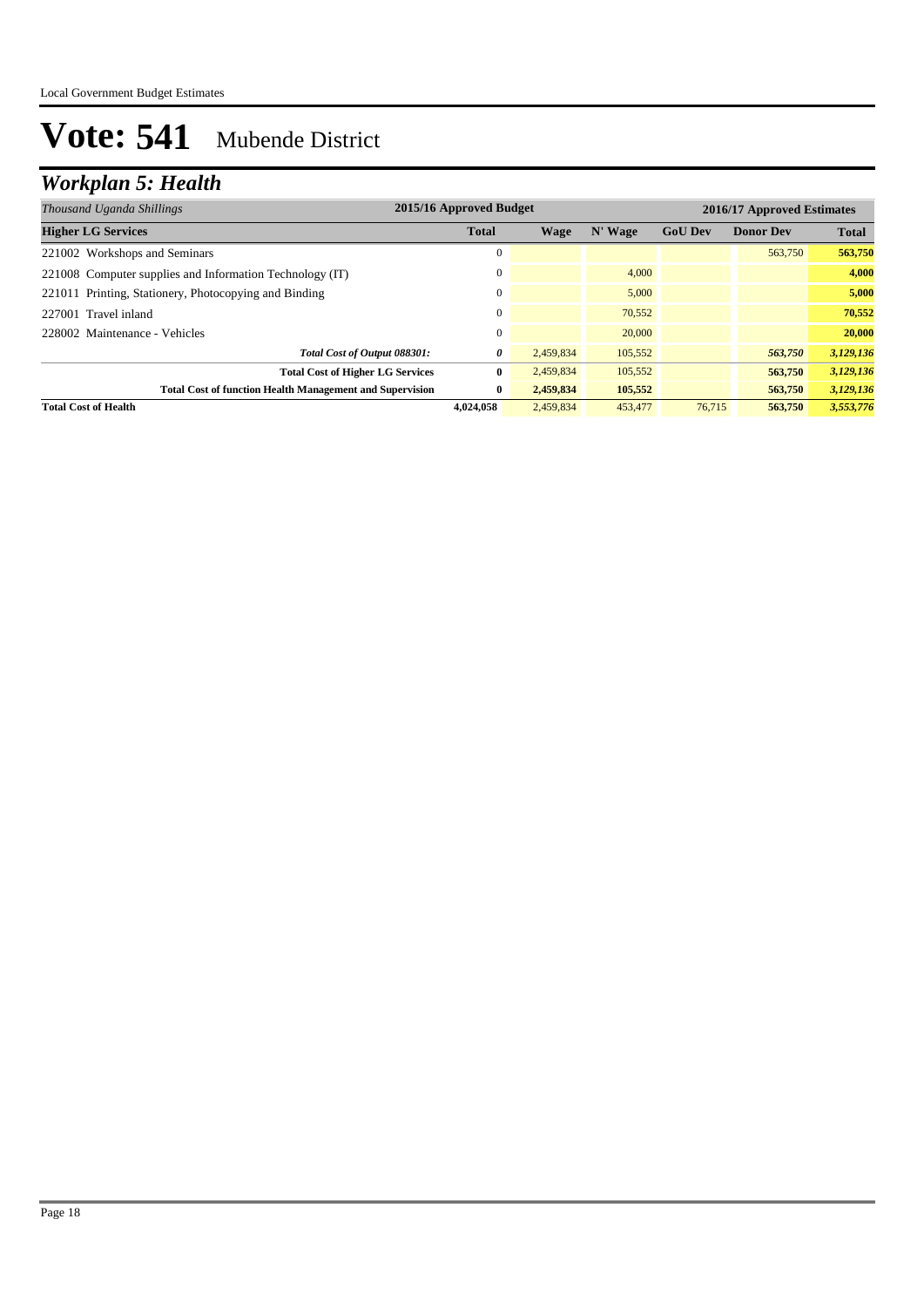# Vote: 541 Mubende District

## *Workplan 5: Health*

| *Thousand Uganda Shillings* | 2015/16 Approved Budget | 2016/17 Approved Estimates | | | | |
|---|---|---|---|---|---|---|
| **Higher LG Services** | **Total** | **Wage** | **N' Wage** | **GoU Dev** | **Donor Dev** | **Total** |
| 221002 Workshops and Seminars | 0 | | | | 563,750 | **563,750** |
| 221008 Computer supplies and Information Technology (IT) | 0 | | 4,000 | | | **4,000** |
| 221011 Printing, Stationery, Photocopying and Binding | 0 | | 5,000 | | | **5,000** |
| 227001 Travel inland | 0 | | 70,552 | | | **70,552** |
| 228002 Maintenance - Vehicles | 0 | | 20,000 | | | **20,000** |
| ***Total Cost of Output 088301:*** | ***0*** | 2,459,834 | 105,552 | | ***563,750*** | ***3,129,136*** |
| **Total Cost of Higher LG Services** | **0** | 2,459,834 | 105,552 | | **563,750** | ***3,129,136*** |
| **Total Cost of function Health Management and Supervision** | **0** | **2,459,834** | **105,552** | | **563,750** | ***3,129,136*** |
| **Total Cost of Health** | **4,024,058** | 2,459,834 | 453,477 | 76,715 | **563,750** | ***3,553,776*** |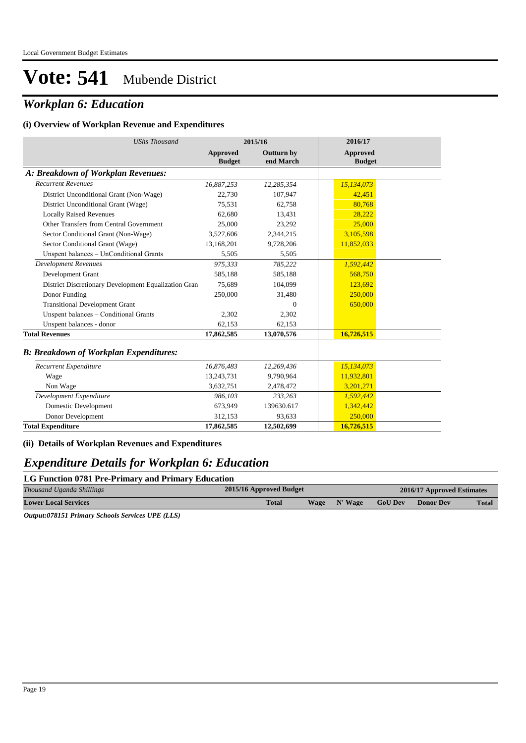# Vote: 541 Mubende District

## *Workplan 6: Education*

### (i) Overview of Workplan Revenue and Expenditures

| *UShs Thousand* | 2015/16 | | 2016/17 |
|---|---|---|---|
| | **Approved Budget** | **Outturn by end March** | **Approved Budget** |
| ***A: Breakdown of Workplan Revenues:*** | | | |
| *Recurrent Revenues* | *16,887,253* | *12,285,354* | *15,134,073* |
| District Unconditional Grant (Non-Wage) | 22,730 | 107,947 | 42,451 |
| District Unconditional Grant (Wage) | 75,531 | 62,758 | 80,768 |
| Locally Raised Revenues | 62,680 | 13,431 | 28,222 |
| Other Transfers from Central Government | 25,000 | 23,292 | 25,000 |
| Sector Conditional Grant (Non-Wage) | 3,527,606 | 2,344,215 | 3,105,598 |
| Sector Conditional Grant (Wage) | 13,168,201 | 9,728,206 | 11,852,033 |
| Unspent balances – UnConditional Grants | 5,505 | 5,505 | |
| *Development Revenues* | *975,333* | *785,222* | *1,592,442* |
| Development Grant | 585,188 | 585,188 | 568,750 |
| District Discretionary Development Equalization Gran | 75,689 | 104,099 | 123,692 |
| Donor Funding | 250,000 | 31,480 | 250,000 |
| Transitional Development Grant | | 0 | 650,000 |
| Unspent balances – Conditional Grants | 2,302 | 2,302 | |
| Unspent balances - donor | 62,153 | 62,153 | |
| **Total Revenues** | **17,862,585** | **13,070,576** | **16,726,515** |
| ***B: Breakdown of Workplan Expenditures:*** | | | |
| *Recurrent Expenditure* | *16,876,483* | *12,269,436* | *15,134,073* |
| Wage | 13,243,731 | 9,790,964 | 11,932,801 |
| Non Wage | 3,632,751 | 2,478,472 | 3,201,271 |
| *Development Expenditure* | *986,103* | *233,263* | *1,592,442* |
| Domestic Development | 673,949 | 139630.617 | 1,342,442 |
| Donor Development | 312,153 | 93,633 | 250,000 |
| **Total Expenditure** | **17,862,585** | **12,502,699** | **16,726,515** |

### (ii) Details of Workplan Revenues and Expenditures

## *Expenditure Details for Workplan 6: Education*

### LG Function 0781 Pre-Primary and Primary Education

| *Thousand Uganda Shillings* | 2015/16 Approved Budget | 2016/17 Approved Estimates | | | | |
|---|---|---|---|---|---|---|
| **Lower Local Services** | **Total** | **Wage** | **N' Wage** | **GoU Dev** | **Donor Dev** | **Total** |

***Output:078151 Primary Schools Services UPE (LLS)***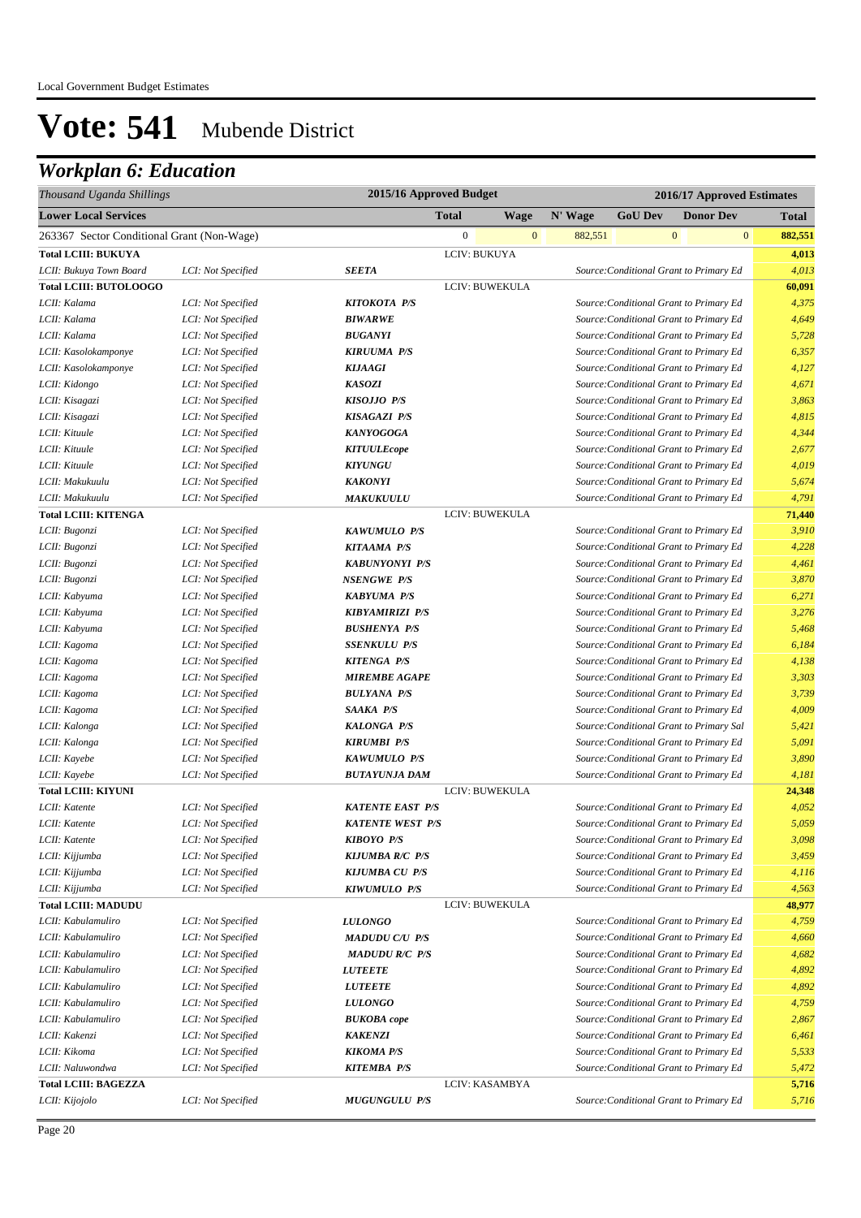# Vote: 541 Mubende District

## Workplan 6: Education

| Thousand Uganda Shillings | | | 2015/16 Approved Budget | | 2016/17 Approved Estimates | | | |
|---|---|---|---|---|---|---|---|---|
| **Lower Local Services** | | | **Total** | **Wage** | **N' Wage** | **GoU Dev** | **Donor Dev** | **Total** |
| 263367 Sector Conditional Grant (Non-Wage) | | | 0 | 0 | 882,551 | 0 | 0 | **882,551** |
| **Total LCIII: BUKUYA** | | | LCIV: BUKUYA | | | | | **4,013** |
| LCII: Bukuya Town Board | LCI: Not Specified | **SEETA** | | | Source:Conditional Grant to Primary Ed | | | 4,013 |
| **Total LCIII: BUTOLOOGO** | | | LCIV: BUWEKULA | | | | | **60,091** |
| LCII: Kalama | LCI: Not Specified | **KITOKOTA P/S** | | | Source:Conditional Grant to Primary Ed | | | 4,375 |
| LCII: Kalama | LCI: Not Specified | **BIWARWE** | | | Source:Conditional Grant to Primary Ed | | | 4,649 |
| LCII: Kalama | LCI: Not Specified | **BUGANYI** | | | Source:Conditional Grant to Primary Ed | | | 5,728 |
| LCII: Kasolokamponye | LCI: Not Specified | **KIRUUMA P/S** | | | Source:Conditional Grant to Primary Ed | | | 6,357 |
| LCII: Kasolokamponye | LCI: Not Specified | **KIJAAGI** | | | Source:Conditional Grant to Primary Ed | | | 4,127 |
| LCII: Kidongo | LCI: Not Specified | **KASOZI** | | | Source:Conditional Grant to Primary Ed | | | 4,671 |
| LCII: Kisagazi | LCI: Not Specified | **KISOJJO P/S** | | | Source:Conditional Grant to Primary Ed | | | 3,863 |
| LCII: Kisagazi | LCI: Not Specified | **KISAGAZI P/S** | | | Source:Conditional Grant to Primary Ed | | | 4,815 |
| LCII: Kituule | LCI: Not Specified | **KANYOGOGA** | | | Source:Conditional Grant to Primary Ed | | | 4,344 |
| LCII: Kituule | LCI: Not Specified | **KITUULEcope** | | | Source:Conditional Grant to Primary Ed | | | 2,677 |
| LCII: Kituule | LCI: Not Specified | **KIYUNGU** | | | Source:Conditional Grant to Primary Ed | | | 4,019 |
| LCII: Makukuulu | LCI: Not Specified | **KAKONYI** | | | Source:Conditional Grant to Primary Ed | | | 5,674 |
| LCII: Makukuulu | LCI: Not Specified | **MAKUKUULU** | | | Source:Conditional Grant to Primary Ed | | | 4,791 |
| **Total LCIII: KITENGA** | | | LCIV: BUWEKULA | | | | | **71,440** |
| LCII: Bugonzi | LCI: Not Specified | **KAWUMULO P/S** | | | Source:Conditional Grant to Primary Ed | | | 3,910 |
| LCII: Bugonzi | LCI: Not Specified | **KITAAMA P/S** | | | Source:Conditional Grant to Primary Ed | | | 4,228 |
| LCII: Bugonzi | LCI: Not Specified | **KABUNYONYI P/S** | | | Source:Conditional Grant to Primary Ed | | | 4,461 |
| LCII: Bugonzi | LCI: Not Specified | **NSENGWE P/S** | | | Source:Conditional Grant to Primary Ed | | | 3,870 |
| LCII: Kabyuma | LCI: Not Specified | **KABYUMA P/S** | | | Source:Conditional Grant to Primary Ed | | | 6,271 |
| LCII: Kabyuma | LCI: Not Specified | **KIBYAMIRIZI P/S** | | | Source:Conditional Grant to Primary Ed | | | 3,276 |
| LCII: Kabyuma | LCI: Not Specified | **BUSHENYA P/S** | | | Source:Conditional Grant to Primary Ed | | | 5,468 |
| LCII: Kagoma | LCI: Not Specified | **SSENKULU P/S** | | | Source:Conditional Grant to Primary Ed | | | 6,184 |
| LCII: Kagoma | LCI: Not Specified | **KITENGA P/S** | | | Source:Conditional Grant to Primary Ed | | | 4,138 |
| LCII: Kagoma | LCI: Not Specified | **MIREMBE AGAPE** | | | Source:Conditional Grant to Primary Ed | | | 3,303 |
| LCII: Kagoma | LCI: Not Specified | **BULYANA P/S** | | | Source:Conditional Grant to Primary Ed | | | 3,739 |
| LCII: Kagoma | LCI: Not Specified | **SAAKA P/S** | | | Source:Conditional Grant to Primary Ed | | | 4,009 |
| LCII: Kalonga | LCI: Not Specified | **KALONGA P/S** | | | Source:Conditional Grant to Primary Sal | | | 5,421 |
| LCII: Kalonga | LCI: Not Specified | **KIRUMBI P/S** | | | Source:Conditional Grant to Primary Ed | | | 5,091 |
| LCII: Kayebe | LCI: Not Specified | **KAWUMULO P/S** | | | Source:Conditional Grant to Primary Ed | | | 3,890 |
| LCII: Kayebe | LCI: Not Specified | **BUTAYUNJA DAM** | | | Source:Conditional Grant to Primary Ed | | | 4,181 |
| **Total LCIII: KIYUNI** | | | LCIV: BUWEKULA | | | | | **24,348** |
| LCII: Katente | LCI: Not Specified | **KATENTE EAST P/S** | | | Source:Conditional Grant to Primary Ed | | | 4,052 |
| LCII: Katente | LCI: Not Specified | **KATENTE WEST P/S** | | | Source:Conditional Grant to Primary Ed | | | 5,059 |
| LCII: Katente | LCI: Not Specified | **KIBOYO P/S** | | | Source:Conditional Grant to Primary Ed | | | 3,098 |
| LCII: Kijjumba | LCI: Not Specified | **KIJUMBA R/C P/S** | | | Source:Conditional Grant to Primary Ed | | | 3,459 |
| LCII: Kijjumba | LCI: Not Specified | **KIJUMBA CU P/S** | | | Source:Conditional Grant to Primary Ed | | | 4,116 |
| LCII: Kijjumba | LCI: Not Specified | **KIWUMULO P/S** | | | Source:Conditional Grant to Primary Ed | | | 4,563 |
| **Total LCIII: MADUDU** | | | LCIV: BUWEKULA | | | | | **48,977** |
| LCII: Kabulamuliro | LCI: Not Specified | **LULONGO** | | | Source:Conditional Grant to Primary Ed | | | 4,759 |
| LCII: Kabulamuliro | LCI: Not Specified | **MADUDU C/U P/S** | | | Source:Conditional Grant to Primary Ed | | | 4,660 |
| LCII: Kabulamuliro | LCI: Not Specified | **MADUDU R/C P/S** | | | Source:Conditional Grant to Primary Ed | | | 4,682 |
| LCII: Kabulamuliro | LCI: Not Specified | **LUTEETE** | | | Source:Conditional Grant to Primary Ed | | | 4,892 |
| LCII: Kabulamuliro | LCI: Not Specified | **LUTEETE** | | | Source:Conditional Grant to Primary Ed | | | 4,892 |
| LCII: Kabulamuliro | LCI: Not Specified | **LULONGO** | | | Source:Conditional Grant to Primary Ed | | | 4,759 |
| LCII: Kabulamuliro | LCI: Not Specified | **BUKOBA cope** | | | Source:Conditional Grant to Primary Ed | | | 2,867 |
| LCII: Kakenzi | LCI: Not Specified | **KAKENZI** | | | Source:Conditional Grant to Primary Ed | | | 6,461 |
| LCII: Kikoma | LCI: Not Specified | **KIKOMA P/S** | | | Source:Conditional Grant to Primary Ed | | | 5,533 |
| LCII: Naluwondwa | LCI: Not Specified | **KITEMBA P/S** | | | Source:Conditional Grant to Primary Ed | | | 5,472 |
| **Total LCIII: BAGEZZA** | | | LCIV: KASAMBYA | | | | | **5,716** |
| LCII: Kijojolo | LCI: Not Specified | **MUGUNGULU P/S** | | | Source:Conditional Grant to Primary Ed | | | 5,716 |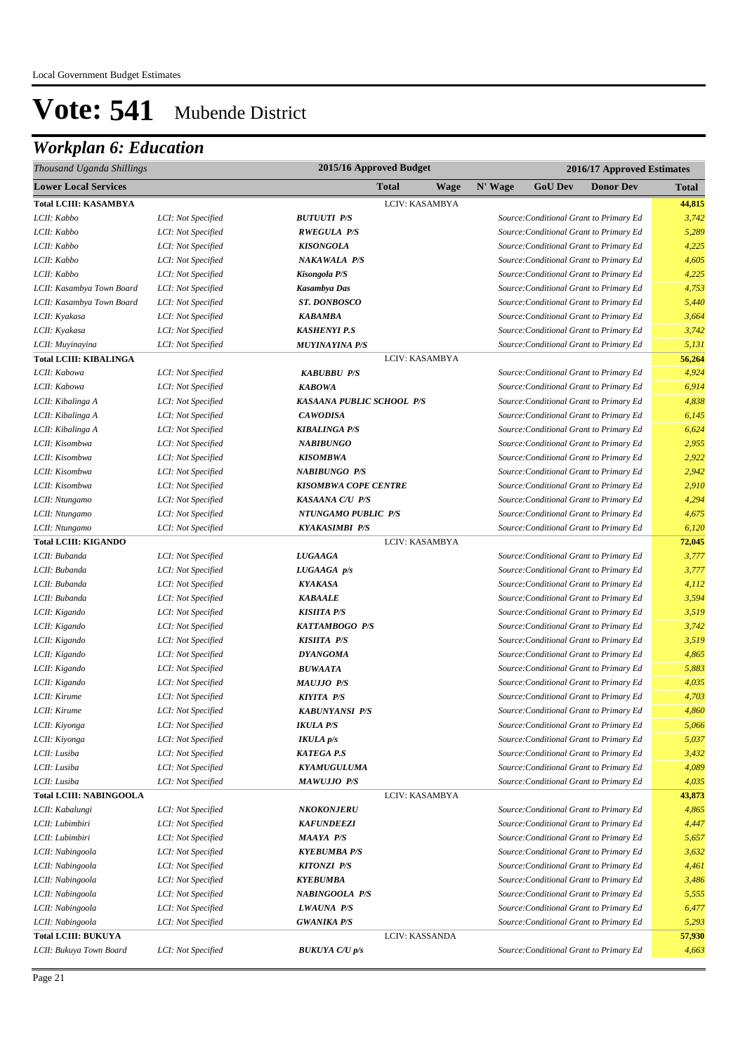Local Government Budget Estimates

# Vote: 541 Mubende District

## *Workplan 6: Education*

| *Thousand Uganda Shillings* | | | 2015/16 Approved Budget | | 2016/17 Approved Estimates | | | |
|---|---|---|---|---|---|---|---|---|
| **Lower Local Services** | | | **Total** | **Wage** | **N' Wage** | **GoU Dev** | **Donor Dev** | **Total** |
| **Total LCIII: KASAMBYA** | | | LCIV: KASAMBYA | | | | | **44,815** |
| *LCII: Kabbo* | *LCI: Not Specified* | ***BUTUUTI P/S*** | | | *Source:Conditional Grant to Primary Ed* | | | *3,742* |
| *LCII: Kabbo* | *LCI: Not Specified* | ***RWEGULA P/S*** | | | *Source:Conditional Grant to Primary Ed* | | | *5,289* |
| *LCII: Kabbo* | *LCI: Not Specified* | ***KISONGOLA*** | | | *Source:Conditional Grant to Primary Ed* | | | *4,225* |
| *LCII: Kabbo* | *LCI: Not Specified* | ***NAKAWALA P/S*** | | | *Source:Conditional Grant to Primary Ed* | | | *4,605* |
| *LCII: Kabbo* | *LCI: Not Specified* | ***Kisongola P/S*** | | | *Source:Conditional Grant to Primary Ed* | | | *4,225* |
| *LCII: Kasambya Town Board* | *LCI: Not Specified* | ***Kasambya Das*** | | | *Source:Conditional Grant to Primary Ed* | | | *4,753* |
| *LCII: Kasambya Town Board* | *LCI: Not Specified* | ***ST. DONBOSCO*** | | | *Source:Conditional Grant to Primary Ed* | | | *5,440* |
| *LCII: Kyakasa* | *LCI: Not Specified* | ***KABAMBA*** | | | *Source:Conditional Grant to Primary Ed* | | | *3,664* |
| *LCII: Kyakasa* | *LCI: Not Specified* | ***KASHENYI P.S*** | | | *Source:Conditional Grant to Primary Ed* | | | *3,742* |
| *LCII: Muyinayina* | *LCI: Not Specified* | ***MUYINAYINA P/S*** | | | *Source:Conditional Grant to Primary Ed* | | | *5,131* |
| **Total LCIII: KIBALINGA** | | | LCIV: KASAMBYA | | | | | **56,264** |
| *LCII: Kabowa* | *LCI: Not Specified* | ***KABUBBU P/S*** | | | *Source:Conditional Grant to Primary Ed* | | | *4,924* |
| *LCII: Kabowa* | *LCI: Not Specified* | ***KABOWA*** | | | *Source:Conditional Grant to Primary Ed* | | | *6,914* |
| *LCII: Kibalinga A* | *LCI: Not Specified* | ***KASAANA PUBLIC SCHOOL P/S*** | | | *Source:Conditional Grant to Primary Ed* | | | *4,838* |
| *LCII: Kibalinga A* | *LCI: Not Specified* | ***CAWODISA*** | | | *Source:Conditional Grant to Primary Ed* | | | *6,145* |
| *LCII: Kibalinga A* | *LCI: Not Specified* | ***KIBALINGA P/S*** | | | *Source:Conditional Grant to Primary Ed* | | | *6,624* |
| *LCII: Kisombwa* | *LCI: Not Specified* | ***NABIBUNGO*** | | | *Source:Conditional Grant to Primary Ed* | | | *2,955* |
| *LCII: Kisombwa* | *LCI: Not Specified* | ***KISOMBWA*** | | | *Source:Conditional Grant to Primary Ed* | | | *2,922* |
| *LCII: Kisombwa* | *LCI: Not Specified* | ***NABIBUNGO P/S*** | | | *Source:Conditional Grant to Primary Ed* | | | *2,942* |
| *LCII: Kisombwa* | *LCI: Not Specified* | ***KISOMBWA COPE CENTRE*** | | | *Source:Conditional Grant to Primary Ed* | | | *2,910* |
| *LCII: Ntungamo* | *LCI: Not Specified* | ***KASAANA C/U P/S*** | | | *Source:Conditional Grant to Primary Ed* | | | *4,294* |
| *LCII: Ntungamo* | *LCI: Not Specified* | ***NTUNGAMO PUBLIC P/S*** | | | *Source:Conditional Grant to Primary Ed* | | | *4,675* |
| *LCII: Ntungamo* | *LCI: Not Specified* | ***KYAKASIMBI P/S*** | | | *Source:Conditional Grant to Primary Ed* | | | *6,120* |
| **Total LCIII: KIGANDO** | | | LCIV: KASAMBYA | | | | | **72,045** |
| *LCII: Bubanda* | *LCI: Not Specified* | ***LUGAAGA*** | | | *Source:Conditional Grant to Primary Ed* | | | *3,777* |
| *LCII: Bubanda* | *LCI: Not Specified* | ***LUGAAGA p/s*** | | | *Source:Conditional Grant to Primary Ed* | | | *3,777* |
| *LCII: Bubanda* | *LCI: Not Specified* | ***KYAKASA*** | | | *Source:Conditional Grant to Primary Ed* | | | *4,112* |
| *LCII: Bubanda* | *LCI: Not Specified* | ***KABAALE*** | | | *Source:Conditional Grant to Primary Ed* | | | *3,594* |
| *LCII: Kigando* | *LCI: Not Specified* | ***KISIITA P/S*** | | | *Source:Conditional Grant to Primary Ed* | | | *3,519* |
| *LCII: Kigando* | *LCI: Not Specified* | ***KATTAMBOGO P/S*** | | | *Source:Conditional Grant to Primary Ed* | | | *3,742* |
| *LCII: Kigando* | *LCI: Not Specified* | ***KISIITA P/S*** | | | *Source:Conditional Grant to Primary Ed* | | | *3,519* |
| *LCII: Kigando* | *LCI: Not Specified* | ***DYANGOMA*** | | | *Source:Conditional Grant to Primary Ed* | | | *4,865* |
| *LCII: Kigando* | *LCI: Not Specified* | ***BUWAATA*** | | | *Source:Conditional Grant to Primary Ed* | | | *5,883* |
| *LCII: Kigando* | *LCI: Not Specified* | ***MAUJJO P/S*** | | | *Source:Conditional Grant to Primary Ed* | | | *4,035* |
| *LCII: Kirume* | *LCI: Not Specified* | ***KIYITA P/S*** | | | *Source:Conditional Grant to Primary Ed* | | | *4,703* |
| *LCII: Kirume* | *LCI: Not Specified* | ***KABUNYANSI P/S*** | | | *Source:Conditional Grant to Primary Ed* | | | *4,860* |
| *LCII: Kiyonga* | *LCI: Not Specified* | ***IKULA P/S*** | | | *Source:Conditional Grant to Primary Ed* | | | *5,066* |
| *LCII: Kiyonga* | *LCI: Not Specified* | ***IKULA p/s*** | | | *Source:Conditional Grant to Primary Ed* | | | *5,037* |
| *LCII: Lusiba* | *LCI: Not Specified* | ***KATEGA P.S*** | | | *Source:Conditional Grant to Primary Ed* | | | *3,432* |
| *LCII: Lusiba* | *LCI: Not Specified* | ***KYAMUGULUMA*** | | | *Source:Conditional Grant to Primary Ed* | | | *4,089* |
| *LCII: Lusiba* | *LCI: Not Specified* | ***MAWUJJO P/S*** | | | *Source:Conditional Grant to Primary Ed* | | | *4,035* |
| **Total LCIII: NABINGOOLA** | | | LCIV: KASAMBYA | | | | | **43,873** |
| *LCII: Kabalungi* | *LCI: Not Specified* | ***NKOKONJERU*** | | | *Source:Conditional Grant to Primary Ed* | | | *4,865* |
| *LCII: Lubimbiri* | *LCI: Not Specified* | ***KAFUNDEEZI*** | | | *Source:Conditional Grant to Primary Ed* | | | *4,447* |
| *LCII: Lubimbiri* | *LCI: Not Specified* | ***MAAYA P/S*** | | | *Source:Conditional Grant to Primary Ed* | | | *5,657* |
| *LCII: Nabingoola* | *LCI: Not Specified* | ***KYEBUMBA P/S*** | | | *Source:Conditional Grant to Primary Ed* | | | *3,632* |
| *LCII: Nabingoola* | *LCI: Not Specified* | ***KITONZI P/S*** | | | *Source:Conditional Grant to Primary Ed* | | | *4,461* |
| *LCII: Nabingoola* | *LCI: Not Specified* | ***KYEBUMBA*** | | | *Source:Conditional Grant to Primary Ed* | | | *3,486* |
| *LCII: Nabingoola* | *LCI: Not Specified* | ***NABINGOOLA P/S*** | | | *Source:Conditional Grant to Primary Ed* | | | *5,555* |
| *LCII: Nabingoola* | *LCI: Not Specified* | ***LWAUNA P/S*** | | | *Source:Conditional Grant to Primary Ed* | | | *6,477* |
| *LCII: Nabingoola* | *LCI: Not Specified* | ***GWANIKA P/S*** | | | *Source:Conditional Grant to Primary Ed* | | | *5,293* |
| **Total LCIII: BUKUYA** | | | LCIV: KASSANDA | | | | | **57,930** |
| *LCII: Bukuya Town Board* | *LCI: Not Specified* | ***BUKUYA C/U p/s*** | | | *Source:Conditional Grant to Primary Ed* | | | *4,663* |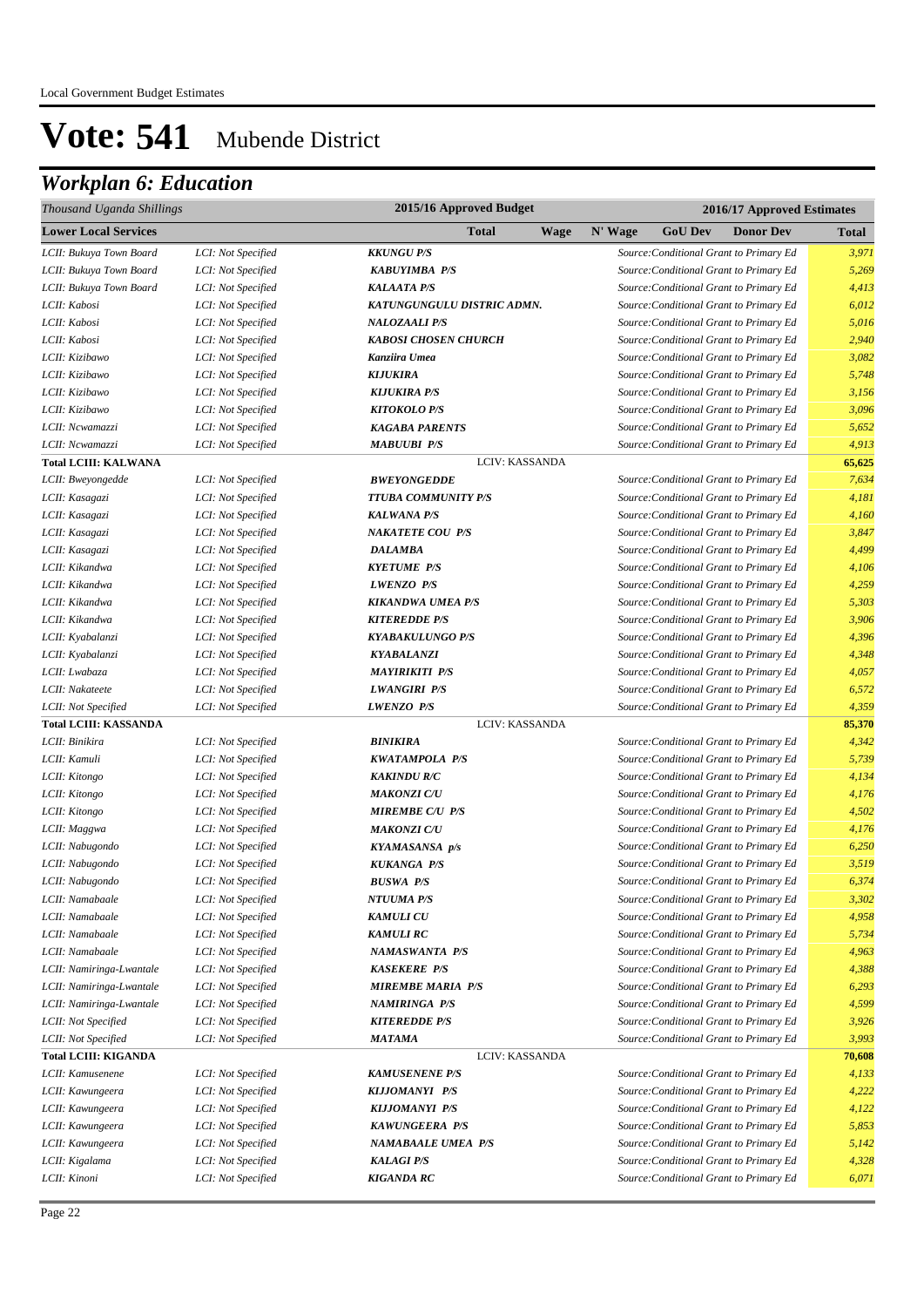Local Government Budget Estimates

# Vote: 541 Mubende District

## *Workplan 6: Education*

| *Thousand Uganda Shillings* | | | 2015/16 Approved Budget | | 2016/17 Approved Estimates | | | |
|---|---|---|---|---|---|---|---|---|
| **Lower Local Services** | | | **Total** | **Wage** | **N' Wage** | **GoU Dev** | **Donor Dev** | **Total** |
| *LCII: Bukuya Town Board* | *LCI: Not Specified* | ***KKUNGU P/S*** | | | *Source:Conditional Grant to Primary Ed* | | | *3,971* |
| *LCII: Bukuya Town Board* | *LCI: Not Specified* | ***KABUYIMBA P/S*** | | | *Source:Conditional Grant to Primary Ed* | | | *5,269* |
| *LCII: Bukuya Town Board* | *LCI: Not Specified* | ***KALAATA P/S*** | | | *Source:Conditional Grant to Primary Ed* | | | *4,413* |
| *LCII: Kabosi* | *LCI: Not Specified* | ***KATUNGUNGULU DISTRIC ADMN.*** | | | *Source:Conditional Grant to Primary Ed* | | | *6,012* |
| *LCII: Kabosi* | *LCI: Not Specified* | ***NALOZAALI P/S*** | | | *Source:Conditional Grant to Primary Ed* | | | *5,016* |
| *LCII: Kabosi* | *LCI: Not Specified* | ***KABOSI CHOSEN CHURCH*** | | | *Source:Conditional Grant to Primary Ed* | | | *2,940* |
| *LCII: Kizibawo* | *LCI: Not Specified* | ***Kanziira Umea*** | | | *Source:Conditional Grant to Primary Ed* | | | *3,082* |
| *LCII: Kizibawo* | *LCI: Not Specified* | ***KIJUKIRA*** | | | *Source:Conditional Grant to Primary Ed* | | | *5,748* |
| *LCII: Kizibawo* | *LCI: Not Specified* | ***KIJUKIRA P/S*** | | | *Source:Conditional Grant to Primary Ed* | | | *3,156* |
| *LCII: Kizibawo* | *LCI: Not Specified* | ***KITOKOLO P/S*** | | | *Source:Conditional Grant to Primary Ed* | | | *3,096* |
| *LCII: Ncwamazzi* | *LCI: Not Specified* | ***KAGABA PARENTS*** | | | *Source:Conditional Grant to Primary Ed* | | | *5,652* |
| *LCII: Ncwamazzi* | *LCI: Not Specified* | ***MABUUBI P/S*** | | | *Source:Conditional Grant to Primary Ed* | | | *4,913* |
| **Total LCIII: KALWANA** | | LCIV: KASSANDA | | | | | | **65,625** |
| *LCII: Bweyongedde* | *LCI: Not Specified* | ***BWEYONGEDDE*** | | | *Source:Conditional Grant to Primary Ed* | | | *7,634* |
| *LCII: Kasagazi* | *LCI: Not Specified* | ***TTUBA COMMUNITY P/S*** | | | *Source:Conditional Grant to Primary Ed* | | | *4,181* |
| *LCII: Kasagazi* | *LCI: Not Specified* | ***KALWANA P/S*** | | | *Source:Conditional Grant to Primary Ed* | | | *4,160* |
| *LCII: Kasagazi* | *LCI: Not Specified* | ***NAKATETE COU P/S*** | | | *Source:Conditional Grant to Primary Ed* | | | *3,847* |
| *LCII: Kasagazi* | *LCI: Not Specified* | ***DALAMBA*** | | | *Source:Conditional Grant to Primary Ed* | | | *4,499* |
| *LCII: Kikandwa* | *LCI: Not Specified* | ***KYETUME P/S*** | | | *Source:Conditional Grant to Primary Ed* | | | *4,106* |
| *LCII: Kikandwa* | *LCI: Not Specified* | ***LWENZO P/S*** | | | *Source:Conditional Grant to Primary Ed* | | | *4,259* |
| *LCII: Kikandwa* | *LCI: Not Specified* | ***KIKANDWA UMEA P/S*** | | | *Source:Conditional Grant to Primary Ed* | | | *5,303* |
| *LCII: Kikandwa* | *LCI: Not Specified* | ***KITEREDDE P/S*** | | | *Source:Conditional Grant to Primary Ed* | | | *3,906* |
| *LCII: Kyabalanzi* | *LCI: Not Specified* | ***KYABAKULUNGO P/S*** | | | *Source:Conditional Grant to Primary Ed* | | | *4,396* |
| *LCII: Kyabalanzi* | *LCI: Not Specified* | ***KYABALANZI*** | | | *Source:Conditional Grant to Primary Ed* | | | *4,348* |
| *LCII: Lwabaza* | *LCI: Not Specified* | ***MAYIRIKITI P/S*** | | | *Source:Conditional Grant to Primary Ed* | | | *4,057* |
| *LCII: Nakateete* | *LCI: Not Specified* | ***LWANGIRI P/S*** | | | *Source:Conditional Grant to Primary Ed* | | | *6,572* |
| *LCII: Not Specified* | *LCI: Not Specified* | ***LWENZO P/S*** | | | *Source:Conditional Grant to Primary Ed* | | | *4,359* |
| **Total LCIII: KASSANDA** | | LCIV: KASSANDA | | | | | | **85,370** |
| *LCII: Binikira* | *LCI: Not Specified* | ***BINIKIRA*** | | | *Source:Conditional Grant to Primary Ed* | | | *4,342* |
| *LCII: Kamuli* | *LCI: Not Specified* | ***KWATAMPOLA P/S*** | | | *Source:Conditional Grant to Primary Ed* | | | *5,739* |
| *LCII: Kitongo* | *LCI: Not Specified* | ***KAKINDU R/C*** | | | *Source:Conditional Grant to Primary Ed* | | | *4,134* |
| *LCII: Kitongo* | *LCI: Not Specified* | ***MAKONZI C/U*** | | | *Source:Conditional Grant to Primary Ed* | | | *4,176* |
| *LCII: Kitongo* | *LCI: Not Specified* | ***MIREMBE C/U P/S*** | | | *Source:Conditional Grant to Primary Ed* | | | *4,502* |
| *LCII: Maggwa* | *LCI: Not Specified* | ***MAKONZI C/U*** | | | *Source:Conditional Grant to Primary Ed* | | | *4,176* |
| *LCII: Nabugondo* | *LCI: Not Specified* | ***KYAMASANSA p/s*** | | | *Source:Conditional Grant to Primary Ed* | | | *6,250* |
| *LCII: Nabugondo* | *LCI: Not Specified* | ***KUKANGA P/S*** | | | *Source:Conditional Grant to Primary Ed* | | | *3,519* |
| *LCII: Nabugondo* | *LCI: Not Specified* | ***BUSWA P/S*** | | | *Source:Conditional Grant to Primary Ed* | | | *6,374* |
| *LCII: Namabaale* | *LCI: Not Specified* | ***NTUUMA P/S*** | | | *Source:Conditional Grant to Primary Ed* | | | *3,302* |
| *LCII: Namabaale* | *LCI: Not Specified* | ***KAMULI CU*** | | | *Source:Conditional Grant to Primary Ed* | | | *4,958* |
| *LCII: Namabaale* | *LCI: Not Specified* | ***KAMULI RC*** | | | *Source:Conditional Grant to Primary Ed* | | | *5,734* |
| *LCII: Namabaale* | *LCI: Not Specified* | ***NAMASWANTA P/S*** | | | *Source:Conditional Grant to Primary Ed* | | | *4,963* |
| *LCII: Namiringa-Lwantale* | *LCI: Not Specified* | ***KASEKERE P/S*** | | | *Source:Conditional Grant to Primary Ed* | | | *4,388* |
| *LCII: Namiringa-Lwantale* | *LCI: Not Specified* | ***MIREMBE MARIA P/S*** | | | *Source:Conditional Grant to Primary Ed* | | | *6,293* |
| *LCII: Namiringa-Lwantale* | *LCI: Not Specified* | ***NAMIRINGA P/S*** | | | *Source:Conditional Grant to Primary Ed* | | | *4,599* |
| *LCII: Not Specified* | *LCI: Not Specified* | ***KITEREDDE P/S*** | | | *Source:Conditional Grant to Primary Ed* | | | *3,926* |
| *LCII: Not Specified* | *LCI: Not Specified* | ***MATAMA*** | | | *Source:Conditional Grant to Primary Ed* | | | *3,993* |
| **Total LCIII: KIGANDA** | | LCIV: KASSANDA | | | | | | **70,608** |
| *LCII: Kamusenene* | *LCI: Not Specified* | ***KAMUSENENE P/S*** | | | *Source:Conditional Grant to Primary Ed* | | | *4,133* |
| *LCII: Kawungeera* | *LCI: Not Specified* | ***KIJJOMANYI P/S*** | | | *Source:Conditional Grant to Primary Ed* | | | *4,222* |
| *LCII: Kawungeera* | *LCI: Not Specified* | ***KIJJOMANYI P/S*** | | | *Source:Conditional Grant to Primary Ed* | | | *4,122* |
| *LCII: Kawungeera* | *LCI: Not Specified* | ***KAWUNGEERA P/S*** | | | *Source:Conditional Grant to Primary Ed* | | | *5,853* |
| *LCII: Kawungeera* | *LCI: Not Specified* | ***NAMABAALE UMEA P/S*** | | | *Source:Conditional Grant to Primary Ed* | | | *5,142* |
| *LCII: Kigalama* | *LCI: Not Specified* | ***KALAGI P/S*** | | | *Source:Conditional Grant to Primary Ed* | | | *4,328* |
| *LCII: Kinoni* | *LCI: Not Specified* | ***KIGANDA RC*** | | | *Source:Conditional Grant to Primary Ed* | | | *6,071* |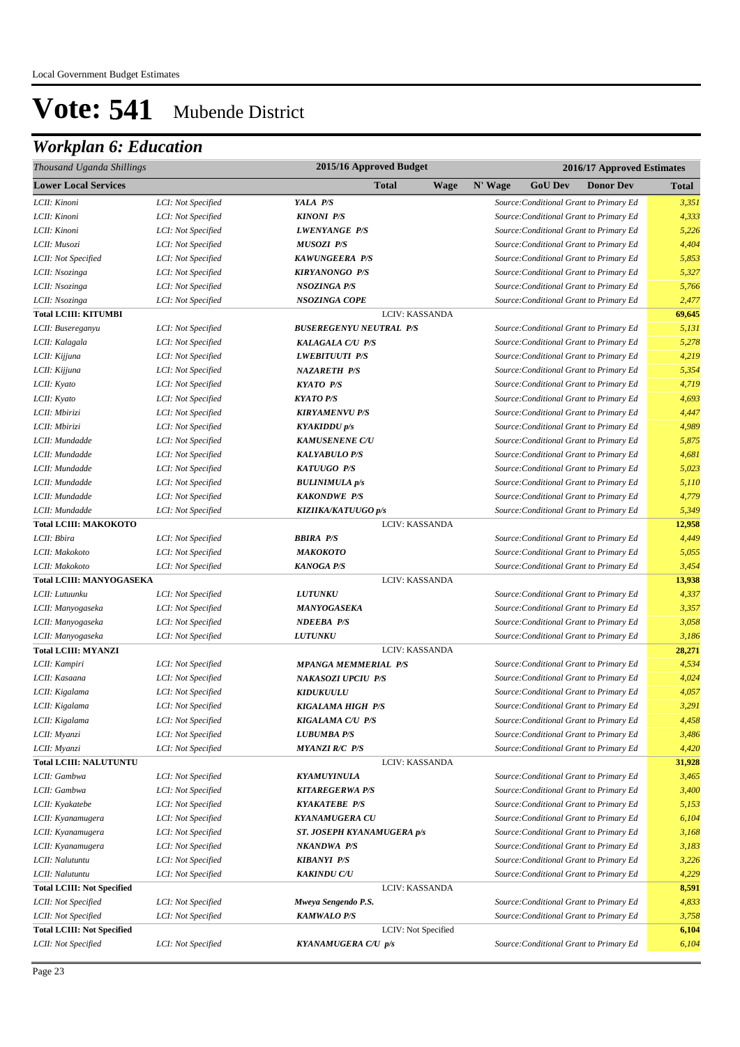Local Government Budget Estimates

# Vote: 541 Mubende District

## *Workplan 6: Education*

| *Thousand Uganda Shillings* | | 2015/16 Approved Budget | | | 2016/17 Approved Estimates | | | |
|---|---|---|---|---|---|---|---|---|
| **Lower Local Services** | | | **Total** | **Wage** | **N' Wage** | **GoU Dev** | **Donor Dev** | **Total** |
| *LCII: Kinoni* | *LCI: Not Specified* | ***YALA P/S*** | | | *Source:Conditional Grant to Primary Ed* | | | *3,351* |
| *LCII: Kinoni* | *LCI: Not Specified* | ***KINONI P/S*** | | | *Source:Conditional Grant to Primary Ed* | | | *4,333* |
| *LCII: Kinoni* | *LCI: Not Specified* | ***LWENYANGE P/S*** | | | *Source:Conditional Grant to Primary Ed* | | | *5,226* |
| *LCII: Musozi* | *LCI: Not Specified* | ***MUSOZI P/S*** | | | *Source:Conditional Grant to Primary Ed* | | | *4,404* |
| *LCII: Not Specified* | *LCI: Not Specified* | ***KAWUNGEERA P/S*** | | | *Source:Conditional Grant to Primary Ed* | | | *5,853* |
| *LCII: Nsozinga* | *LCI: Not Specified* | ***KIRYANONGO P/S*** | | | *Source:Conditional Grant to Primary Ed* | | | *5,327* |
| *LCII: Nsozinga* | *LCI: Not Specified* | ***NSOZINGA P/S*** | | | *Source:Conditional Grant to Primary Ed* | | | *5,766* |
| *LCII: Nsozinga* | *LCI: Not Specified* | ***NSOZINGA COPE*** | | | *Source:Conditional Grant to Primary Ed* | | | *2,477* |
| **Total LCIII: KITUMBI** | | | LCIV: KASSANDA | | | | | **69,645** |
| *LCII: Busereganyu* | *LCI: Not Specified* | ***BUSEREGENYU NEUTRAL P/S*** | | | *Source:Conditional Grant to Primary Ed* | | | *5,131* |
| *LCII: Kalagala* | *LCI: Not Specified* | ***KALAGALA C/U P/S*** | | | *Source:Conditional Grant to Primary Ed* | | | *5,278* |
| *LCII: Kijjuna* | *LCI: Not Specified* | ***LWEBITUUTI P/S*** | | | *Source:Conditional Grant to Primary Ed* | | | *4,219* |
| *LCII: Kijjuna* | *LCI: Not Specified* | ***NAZARETH P/S*** | | | *Source:Conditional Grant to Primary Ed* | | | *5,354* |
| *LCII: Kyato* | *LCI: Not Specified* | ***KYATO P/S*** | | | *Source:Conditional Grant to Primary Ed* | | | *4,719* |
| *LCII: Kyato* | *LCI: Not Specified* | ***KYATO P/S*** | | | *Source:Conditional Grant to Primary Ed* | | | *4,693* |
| *LCII: Mbirizi* | *LCI: Not Specified* | ***KIRYAMENVU P/S*** | | | *Source:Conditional Grant to Primary Ed* | | | *4,447* |
| *LCII: Mbirizi* | *LCI: Not Specified* | ***KYAKIDDU p/s*** | | | *Source:Conditional Grant to Primary Ed* | | | *4,989* |
| *LCII: Mundadde* | *LCI: Not Specified* | ***KAMUSENENE C/U*** | | | *Source:Conditional Grant to Primary Ed* | | | *5,875* |
| *LCII: Mundadde* | *LCI: Not Specified* | ***KALYABULO P/S*** | | | *Source:Conditional Grant to Primary Ed* | | | *4,681* |
| *LCII: Mundadde* | *LCI: Not Specified* | ***KATUUGO P/S*** | | | *Source:Conditional Grant to Primary Ed* | | | *5,023* |
| *LCII: Mundadde* | *LCI: Not Specified* | ***BULINIMULA p/s*** | | | *Source:Conditional Grant to Primary Ed* | | | *5,110* |
| *LCII: Mundadde* | *LCI: Not Specified* | ***KAKONDWE P/S*** | | | *Source:Conditional Grant to Primary Ed* | | | *4,779* |
| *LCII: Mundadde* | *LCI: Not Specified* | ***KIZIIKA/KATUUGO p/s*** | | | *Source:Conditional Grant to Primary Ed* | | | *5,349* |
| **Total LCIII: MAKOKOTO** | | | LCIV: KASSANDA | | | | | **12,958** |
| *LCII: Bbira* | *LCI: Not Specified* | ***BBIRA P/S*** | | | *Source:Conditional Grant to Primary Ed* | | | *4,449* |
| *LCII: Makokoto* | *LCI: Not Specified* | ***MAKOKOTO*** | | | *Source:Conditional Grant to Primary Ed* | | | *5,055* |
| *LCII: Makokoto* | *LCI: Not Specified* | ***KANOGA P/S*** | | | *Source:Conditional Grant to Primary Ed* | | | *3,454* |
| **Total LCIII: MANYOGASEKA** | | | LCIV: KASSANDA | | | | | **13,938** |
| *LCII: Lutuunku* | *LCI: Not Specified* | ***LUTUNKU*** | | | *Source:Conditional Grant to Primary Ed* | | | *4,337* |
| *LCII: Manyogaseka* | *LCI: Not Specified* | ***MANYOGASEKA*** | | | *Source:Conditional Grant to Primary Ed* | | | *3,357* |
| *LCII: Manyogaseka* | *LCI: Not Specified* | ***NDEEBA P/S*** | | | *Source:Conditional Grant to Primary Ed* | | | *3,058* |
| *LCII: Manyogaseka* | *LCI: Not Specified* | ***LUTUNKU*** | | | *Source:Conditional Grant to Primary Ed* | | | *3,186* |
| **Total LCIII: MYANZI** | | | LCIV: KASSANDA | | | | | **28,271** |
| *LCII: Kampiri* | *LCI: Not Specified* | ***MPANGA MEMMERIAL P/S*** | | | *Source:Conditional Grant to Primary Ed* | | | *4,534* |
| *LCII: Kasaana* | *LCI: Not Specified* | ***NAKASOZI UPCIU P/S*** | | | *Source:Conditional Grant to Primary Ed* | | | *4,024* |
| *LCII: Kigalama* | *LCI: Not Specified* | ***KIDUKUULU*** | | | *Source:Conditional Grant to Primary Ed* | | | *4,057* |
| *LCII: Kigalama* | *LCI: Not Specified* | ***KIGALAMA HIGH P/S*** | | | *Source:Conditional Grant to Primary Ed* | | | *3,291* |
| *LCII: Kigalama* | *LCI: Not Specified* | ***KIGALAMA C/U P/S*** | | | *Source:Conditional Grant to Primary Ed* | | | *4,458* |
| *LCII: Myanzi* | *LCI: Not Specified* | ***LUBUMBA P/S*** | | | *Source:Conditional Grant to Primary Ed* | | | *3,486* |
| *LCII: Myanzi* | *LCI: Not Specified* | ***MYANZI R/C P/S*** | | | *Source:Conditional Grant to Primary Ed* | | | *4,420* |
| **Total LCIII: NALUTUNTU** | | | LCIV: KASSANDA | | | | | **31,928** |
| *LCII: Gambwa* | *LCI: Not Specified* | ***KYAMUYINULA*** | | | *Source:Conditional Grant to Primary Ed* | | | *3,465* |
| *LCII: Gambwa* | *LCI: Not Specified* | ***KITAREGERWA P/S*** | | | *Source:Conditional Grant to Primary Ed* | | | *3,400* |
| *LCII: Kyakatebe* | *LCI: Not Specified* | ***KYAKATEBE P/S*** | | | *Source:Conditional Grant to Primary Ed* | | | *5,153* |
| *LCII: Kyanamugera* | *LCI: Not Specified* | ***KYANAMUGERA CU*** | | | *Source:Conditional Grant to Primary Ed* | | | *6,104* |
| *LCII: Kyanamugera* | *LCI: Not Specified* | ***ST. JOSEPH KYANAMUGERA p/s*** | | | *Source:Conditional Grant to Primary Ed* | | | *3,168* |
| *LCII: Kyanamugera* | *LCI: Not Specified* | ***NKANDWA P/S*** | | | *Source:Conditional Grant to Primary Ed* | | | *3,183* |
| *LCII: Nalutuntu* | *LCI: Not Specified* | ***KIBANYI P/S*** | | | *Source:Conditional Grant to Primary Ed* | | | *3,226* |
| *LCII: Nalutuntu* | *LCI: Not Specified* | ***KAKINDU C/U*** | | | *Source:Conditional Grant to Primary Ed* | | | *4,229* |
| **Total LCIII: Not Specified** | | | LCIV: KASSANDA | | | | | **8,591** |
| *LCII: Not Specified* | *LCI: Not Specified* | ***Mweya Sengendo P.S.*** | | | *Source:Conditional Grant to Primary Ed* | | | *4,833* |
| *LCII: Not Specified* | *LCI: Not Specified* | ***KAMWALO P/S*** | | | *Source:Conditional Grant to Primary Ed* | | | *3,758* |
| **Total LCIII: Not Specified** | | | LCIV: Not Specified | | | | | **6,104** |
| *LCII: Not Specified* | *LCI: Not Specified* | ***KYANAMUGERA C/U p/s*** | | | *Source:Conditional Grant to Primary Ed* | | | *6,104* |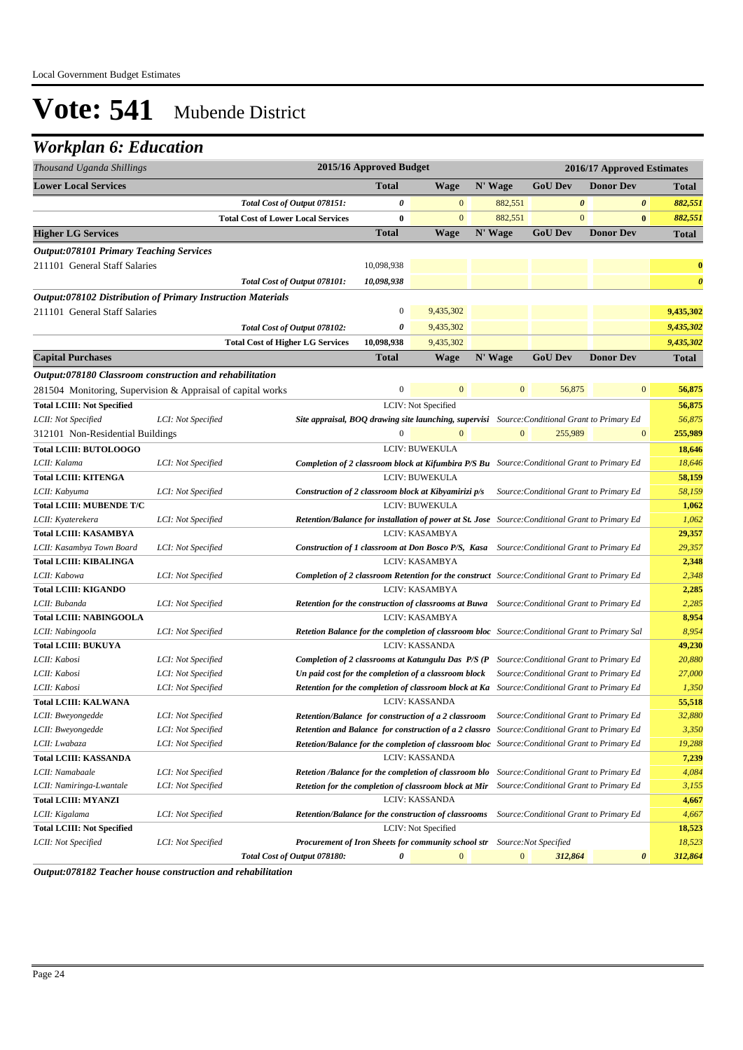Local Government Budget Estimates

# Vote: 541 Mubende District

## Workplan 6: Education

| Thousand Uganda Shillings | | | 2015/16 Approved Budget | 2016/17 Approved Estimates | | | | |
|---|---|---|---|---|---|---|---|---|
| **Lower Local Services** | | | **Total** | **Wage** | **N' Wage** | **GoU Dev** | **Donor Dev** | **Total** |
| | | *Total Cost of Output 078151:* | *0* | 0 | 882,551 | *0* | *0* | *882,551* |
| | | **Total Cost of Lower Local Services** | **0** | 0 | 882,551 | 0 | **0** | *882,551* |
| **Higher LG Services** | | | **Total** | **Wage** | **N' Wage** | **GoU Dev** | **Donor Dev** | **Total** |
| ***Output:078101 Primary Teaching Services*** | | | | | | | | |
| 211101 General Staff Salaries | | | 10,098,938 | | | | | **0** |
| | | *Total Cost of Output 078101:* | *10,098,938* | | | | | *0* |
| ***Output:078102 Distribution of Primary Instruction Materials*** | | | | | | | | |
| 211101 General Staff Salaries | | | 0 | 9,435,302 | | | | **9,435,302** |
| | | *Total Cost of Output 078102:* | *0* | 9,435,302 | | | | *9,435,302* |
| | | **Total Cost of Higher LG Services** | **10,098,938** | 9,435,302 | | | | *9,435,302* |
| **Capital Purchases** | | | **Total** | **Wage** | **N' Wage** | **GoU Dev** | **Donor Dev** | **Total** |
| ***Output:078180 Classroom construction and rehabilitation*** | | | | | | | | |
| 281504 Monitoring, Supervision & Appraisal of capital works | | | 0 | 0 | 0 | 56,875 | 0 | **56,875** |
| **Total LCIII: Not Specified** | | LCIV: Not Specified | | | | | | **56,875** |
| *LCII: Not Specified* | *LCI: Not Specified* | ***Site appraisal, BOQ drawing site launching, supervisi*** | *Source:Conditional Grant to Primary Ed* | | | | | *56,875* |
| 312101 Non-Residential Buildings | | | 0 | 0 | 0 | 255,989 | 0 | **255,989** |
| **Total LCIII: BUTOLOOGO** | | LCIV: BUWEKULA | | | | | | **18,646** |
| *LCII: Kalama* | *LCI: Not Specified* | ***Completion of 2 classroom block at Kifumbira P/S Bu*** | *Source:Conditional Grant to Primary Ed* | | | | | *18,646* |
| **Total LCIII: KITENGA** | | LCIV: BUWEKULA | | | | | | **58,159** |
| *LCII: Kabyuma* | *LCI: Not Specified* | ***Construction of 2 classroom block at Kibyamirizi p/s*** | *Source:Conditional Grant to Primary Ed* | | | | | *58,159* |
| **Total LCIII: MUBENDE T/C** | | LCIV: BUWEKULA | | | | | | **1,062** |
| *LCII: Kyaterekera* | *LCI: Not Specified* | ***Retention/Balance for installation of power at St. Jose*** | *Source:Conditional Grant to Primary Ed* | | | | | *1,062* |
| **Total LCIII: KASAMBYA** | | LCIV: KASAMBYA | | | | | | **29,357** |
| *LCII: Kasambya Town Board* | *LCI: Not Specified* | ***Construction of 1 classroom at Don Bosco P/S, Kasa*** | *Source:Conditional Grant to Primary Ed* | | | | | *29,357* |
| **Total LCIII: KIBALINGA** | | LCIV: KASAMBYA | | | | | | **2,348** |
| *LCII: Kabowa* | *LCI: Not Specified* | ***Completion of 2 classroom Retention for the construct*** | *Source:Conditional Grant to Primary Ed* | | | | | *2,348* |
| **Total LCIII: KIGANDO** | | LCIV: KASAMBYA | | | | | | **2,285** |
| *LCII: Bubanda* | *LCI: Not Specified* | ***Retention for the construction of classrooms at Buwa*** | *Source:Conditional Grant to Primary Ed* | | | | | *2,285* |
| **Total LCIII: NABINGOOLA** | | LCIV: KASAMBYA | | | | | | **8,954** |
| *LCII: Nabingoola* | *LCI: Not Specified* | ***Retetion Balance for the completion of classroom bloc*** | *Source:Conditional Grant to Primary Sal* | | | | | *8,954* |
| **Total LCIII: BUKUYA** | | LCIV: KASSANDA | | | | | | **49,230** |
| *LCII: Kabosi* | *LCI: Not Specified* | ***Completion of 2 classrooms at Katungulu Das P/S (P*** | *Source:Conditional Grant to Primary Ed* | | | | | *20,880* |
| *LCII: Kabosi* | *LCI: Not Specified* | ***Un paid cost for the completion of a classroom block*** | *Source:Conditional Grant to Primary Ed* | | | | | *27,000* |
| *LCII: Kabosi* | *LCI: Not Specified* | ***Retention for the completion of classroom block at Ka*** | *Source:Conditional Grant to Primary Ed* | | | | | *1,350* |
| **Total LCIII: KALWANA** | | LCIV: KASSANDA | | | | | | **55,518** |
| *LCII: Bweyongedde* | *LCI: Not Specified* | ***Retention/Balance for construction of a 2 classroom*** | *Source:Conditional Grant to Primary Ed* | | | | | *32,880* |
| *LCII: Bweyongedde* | *LCI: Not Specified* | ***Retention and Balance for construction of a 2 classro*** | *Source:Conditional Grant to Primary Ed* | | | | | *3,350* |
| *LCII: Lwabaza* | *LCI: Not Specified* | ***Retetion/Balance for the completion of classroom bloc*** | *Source:Conditional Grant to Primary Ed* | | | | | *19,288* |
| **Total LCIII: KASSANDA** | | LCIV: KASSANDA | | | | | | **7,239** |
| *LCII: Namabaale* | *LCI: Not Specified* | ***Retetion /Balance for the completion of classroom blo*** | *Source:Conditional Grant to Primary Ed* | | | | | *4,084* |
| *LCII: Namiringa-Lwantale* | *LCI: Not Specified* | ***Retetion for the completion of classroom block at Mir*** | *Source:Conditional Grant to Primary Ed* | | | | | *3,155* |
| **Total LCIII: MYANZI** | | LCIV: KASSANDA | | | | | | **4,667** |
| *LCII: Kigalama* | *LCI: Not Specified* | ***Retention/Balance for the construction of classrooms*** | *Source:Conditional Grant to Primary Ed* | | | | | *4,667* |
| **Total LCIII: Not Specified** | | LCIV: Not Specified | | | | | | **18,523** |
| *LCII: Not Specified* | *LCI: Not Specified* | ***Procurement of Iron Sheets for community school str*** | *Source:Not Specified* | | | | | *18,523* |
| | | *Total Cost of Output 078180:* | *0* | 0 | 0 | *312,864* | *0* | *312,864* |

***Output:078182 Teacher house construction and rehabilitation***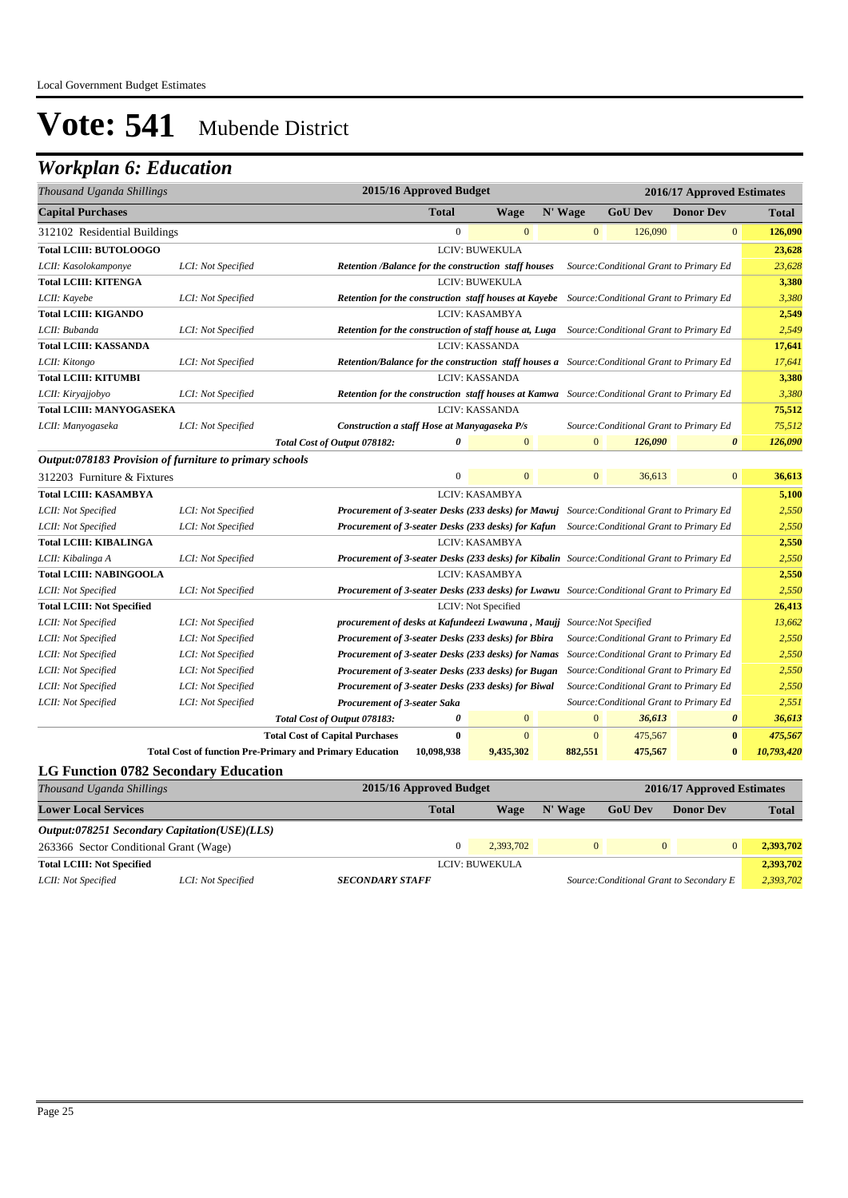# Vote: 541 Mubende District

## Workplan 6: Education

| Thousand Uganda Shillings | | | 2015/16 Approved Budget | | | 2016/17 Approved Estimates | | |
|---|---|---|---|---|---|---|---|---|
| **Capital Purchases** | | | **Total** | **Wage** | **N' Wage** | **GoU Dev** | **Donor Dev** | **Total** |
| 312102 Residential Buildings | | | 0 | 0 | 0 | 126,090 | 0 | **126,090** |
| **Total LCIII: BUTOLOOGO** | | | LCIV: BUWEKULA | | | | | **23,628** |
| *LCII: Kasolokamponye* | *LCI: Not Specified* | ***Retention /Balance for the construction staff houses*** | | | *Source:Conditional Grant to Primary Ed* | | | *23,628* |
| **Total LCIII: KITENGA** | | | LCIV: BUWEKULA | | | | | **3,380** |
| *LCII: Kayebe* | *LCI: Not Specified* | ***Retention for the construction staff houses at Kayebe*** | | | *Source:Conditional Grant to Primary Ed* | | | *3,380* |
| **Total LCIII: KIGANDO** | | | LCIV: KASAMBYA | | | | | **2,549** |
| *LCII: Bubanda* | *LCI: Not Specified* | ***Retention for the construction of staff house at, Luga*** | | | *Source:Conditional Grant to Primary Ed* | | | *2,549* |
| **Total LCIII: KASSANDA** | | | LCIV: KASSANDA | | | | | **17,641** |
| *LCII: Kitongo* | *LCI: Not Specified* | ***Retention/Balance for the construction staff houses a*** | | | *Source:Conditional Grant to Primary Ed* | | | *17,641* |
| **Total LCIII: KITUMBI** | | | LCIV: KASSANDA | | | | | **3,380** |
| *LCII: Kiryajjobyo* | *LCI: Not Specified* | ***Retention for the construction staff houses at Kamwa*** | | | *Source:Conditional Grant to Primary Ed* | | | *3,380* |
| **Total LCIII: MANYOGASEKA** | | | LCIV: KASSANDA | | | | | **75,512** |
| *LCII: Manyogaseka* | *LCI: Not Specified* | ***Construction a staff Hose at Manyagaseka P/s*** | | | *Source:Conditional Grant to Primary Ed* | | | *75,512* |
| | | *Total Cost of Output 078182:* | *0* | 0 | 0 | *126,090* | *0* | *126,090* |
| ***Output:078183 Provision of furniture to primary schools*** | | | | | | | | |
| 312203 Furniture & Fixtures | | | 0 | 0 | 0 | 36,613 | 0 | **36,613** |
| **Total LCIII: KASAMBYA** | | | LCIV: KASAMBYA | | | | | **5,100** |
| *LCII: Not Specified* | *LCI: Not Specified* | ***Procurement of 3-seater Desks (233 desks) for Mawuj*** | | | *Source:Conditional Grant to Primary Ed* | | | *2,550* |
| *LCII: Not Specified* | *LCI: Not Specified* | ***Procurement of 3-seater Desks (233 desks) for Kafun*** | | | *Source:Conditional Grant to Primary Ed* | | | *2,550* |
| **Total LCIII: KIBALINGA** | | | LCIV: KASAMBYA | | | | | **2,550** |
| *LCII: Kibalinga A* | *LCI: Not Specified* | ***Procurement of 3-seater Desks (233 desks) for Kibalin*** | | | *Source:Conditional Grant to Primary Ed* | | | *2,550* |
| **Total LCIII: NABINGOOLA** | | | LCIV: KASAMBYA | | | | | **2,550** |
| *LCII: Not Specified* | *LCI: Not Specified* | ***Procurement of 3-seater Desks (233 desks) for Lwawu*** | | | *Source:Conditional Grant to Primary Ed* | | | *2,550* |
| **Total LCIII: Not Specified** | | | LCIV: Not Specified | | | | | **26,413** |
| *LCII: Not Specified* | *LCI: Not Specified* | ***procurement of desks at Kafundeezi Lwawuna , Maujj*** | | | *Source:Not Specified* | | | *13,662* |
| *LCII: Not Specified* | *LCI: Not Specified* | ***Procurement of 3-seater Desks (233 desks) for Bbira*** | | | *Source:Conditional Grant to Primary Ed* | | | *2,550* |
| *LCII: Not Specified* | *LCI: Not Specified* | ***Procurement of 3-seater Desks (233 desks) for Namas*** | | | *Source:Conditional Grant to Primary Ed* | | | *2,550* |
| *LCII: Not Specified* | *LCI: Not Specified* | ***Procurement of 3-seater Desks (233 desks) for Bugan*** | | | *Source:Conditional Grant to Primary Ed* | | | *2,550* |
| *LCII: Not Specified* | *LCI: Not Specified* | ***Procurement of 3-seater Desks (233 desks) for Biwal*** | | | *Source:Conditional Grant to Primary Ed* | | | *2,550* |
| *LCII: Not Specified* | *LCI: Not Specified* | ***Procurement of 3-seater Saka*** | | | *Source:Conditional Grant to Primary Ed* | | | *2,551* |
| | | *Total Cost of Output 078183:* | *0* | 0 | 0 | *36,613* | *0* | *36,613* |
| | | **Total Cost of Capital Purchases** | **0** | 0 | 0 | 475,567 | **0** | *475,567* |
| | **Total Cost of function Pre-Primary and Primary Education** | | **10,098,938** | **9,435,302** | **882,551** | **475,567** | **0** | ***10,793,420*** |

### LG Function 0782 Secondary Education

| Thousand Uganda Shillings | | | 2015/16 Approved Budget | | | 2016/17 Approved Estimates | | |
|---|---|---|---|---|---|---|---|---|
| **Lower Local Services** | | | **Total** | **Wage** | **N' Wage** | **GoU Dev** | **Donor Dev** | **Total** |
| ***Output:078251 Secondary Capitation(USE)(LLS)*** | | | | | | | | |
| 263366 Sector Conditional Grant (Wage) | | | 0 | 2,393,702 | 0 | 0 | 0 | **2,393,702** |
| **Total LCIII: Not Specified** | | | LCIV: BUWEKULA | | | | | **2,393,702** |
| *LCII: Not Specified* | *LCI: Not Specified* | ***SECONDARY STAFF*** | | | *Source:Conditional Grant to Secondary E* | | | *2,393,702* |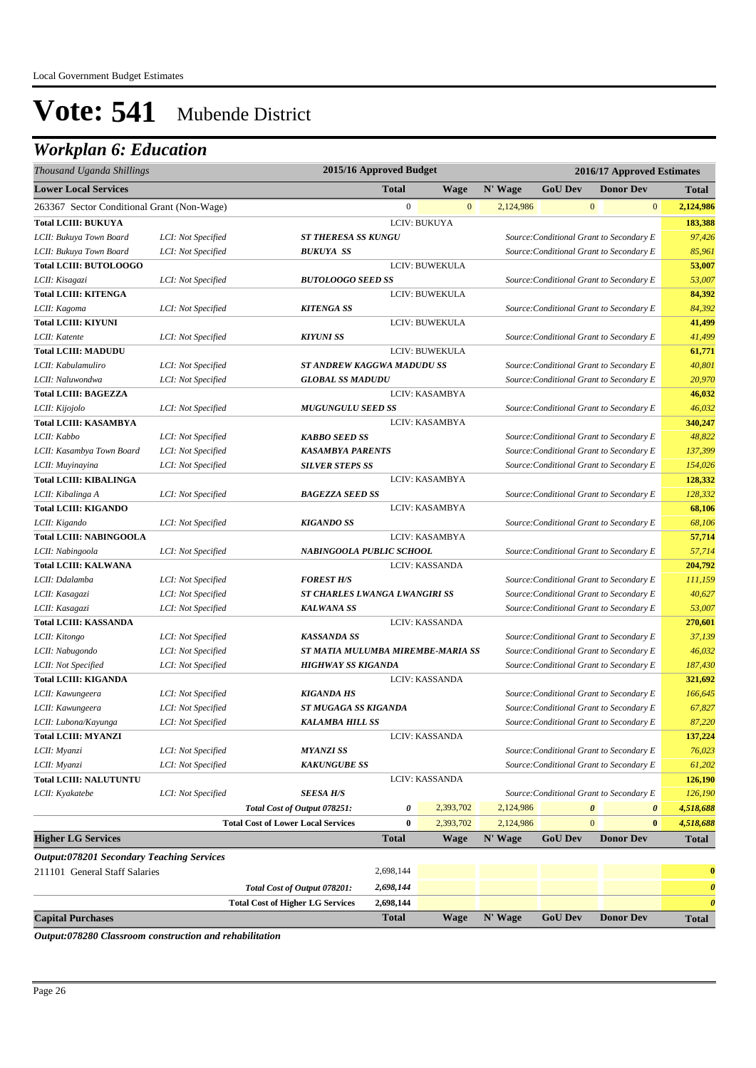# Vote: 541 Mubende District

## Workplan 6: Education

| *Thousand Uganda Shillings* | | | 2015/16 Approved Budget | | 2016/17 Approved Estimates | | | |
|---|---|---|---|---|---|---|---|---|
| **Lower Local Services** | | | **Total** | **Wage** | **N' Wage** | **GoU Dev** | **Donor Dev** | **Total** |
| 263367 Sector Conditional Grant (Non-Wage) | | | 0 | 0 | 2,124,986 | 0 | 0 | 2,124,986 |
| **Total LCIII: BUKUYA** | | | LCIV: BUKUYA | | | | | **183,388** |
| *LCII: Bukuya Town Board* | *LCI: Not Specified* | ***ST THERESA SS KUNGU*** | | | *Source:Conditional Grant to Secondary E* | | | *97,426* |
| *LCII: Bukuya Town Board* | *LCI: Not Specified* | ***BUKUYA SS*** | | | *Source:Conditional Grant to Secondary E* | | | *85,961* |
| **Total LCIII: BUTOLOOGO** | | | LCIV: BUWEKULA | | | | | **53,007** |
| *LCII: Kisagazi* | *LCI: Not Specified* | ***BUTOLOOGO SEED SS*** | | | *Source:Conditional Grant to Secondary E* | | | *53,007* |
| **Total LCIII: KITENGA** | | | LCIV: BUWEKULA | | | | | **84,392** |
| *LCII: Kagoma* | *LCI: Not Specified* | ***KITENGA SS*** | | | *Source:Conditional Grant to Secondary E* | | | *84,392* |
| **Total LCIII: KIYUNI** | | | LCIV: BUWEKULA | | | | | **41,499** |
| *LCII: Katente* | *LCI: Not Specified* | ***KIYUNI SS*** | | | *Source:Conditional Grant to Secondary E* | | | *41,499* |
| **Total LCIII: MADUDU** | | | LCIV: BUWEKULA | | | | | **61,771** |
| *LCII: Kabulamuliro* | *LCI: Not Specified* | ***ST ANDREW KAGGWA MADUDU SS*** | | | *Source:Conditional Grant to Secondary E* | | | *40,801* |
| *LCII: Naluwondwa* | *LCI: Not Specified* | ***GLOBAL SS MADUDU*** | | | *Source:Conditional Grant to Secondary E* | | | *20,970* |
| **Total LCIII: BAGEZZA** | | | LCIV: KASAMBYA | | | | | **46,032** |
| *LCII: Kijojolo* | *LCI: Not Specified* | ***MUGUNGULU SEED SS*** | | | *Source:Conditional Grant to Secondary E* | | | *46,032* |
| **Total LCIII: KASAMBYA** | | | LCIV: KASAMBYA | | | | | **340,247** |
| *LCII: Kabbo* | *LCI: Not Specified* | ***KABBO SEED SS*** | | | *Source:Conditional Grant to Secondary E* | | | *48,822* |
| *LCII: Kasambya Town Board* | *LCI: Not Specified* | ***KASAMBYA PARENTS*** | | | *Source:Conditional Grant to Secondary E* | | | *137,399* |
| *LCII: Muyinayina* | *LCI: Not Specified* | ***SILVER STEPS SS*** | | | *Source:Conditional Grant to Secondary E* | | | *154,026* |
| **Total LCIII: KIBALINGA** | | | LCIV: KASAMBYA | | | | | **128,332** |
| *LCII: Kibalinga A* | *LCI: Not Specified* | ***BAGEZZA SEED SS*** | | | *Source:Conditional Grant to Secondary E* | | | *128,332* |
| **Total LCIII: KIGANDO** | | | LCIV: KASAMBYA | | | | | **68,106** |
| *LCII: Kigando* | *LCI: Not Specified* | ***KIGANDO SS*** | | | *Source:Conditional Grant to Secondary E* | | | *68,106* |
| **Total LCIII: NABINGOOLA** | | | LCIV: KASAMBYA | | | | | **57,714** |
| *LCII: Nabingoola* | *LCI: Not Specified* | ***NABINGOOLA PUBLIC SCHOOL*** | | | *Source:Conditional Grant to Secondary E* | | | *57,714* |
| **Total LCIII: KALWANA** | | | LCIV: KASSANDA | | | | | **204,792** |
| *LCII: Ddalamba* | *LCI: Not Specified* | ***FOREST H/S*** | | | *Source:Conditional Grant to Secondary E* | | | *111,159* |
| *LCII: Kasagazi* | *LCI: Not Specified* | ***ST CHARLES LWANGA LWANGIRI SS*** | | | *Source:Conditional Grant to Secondary E* | | | *40,627* |
| *LCII: Kasagazi* | *LCI: Not Specified* | ***KALWANA SS*** | | | *Source:Conditional Grant to Secondary E* | | | *53,007* |
| **Total LCIII: KASSANDA** | | | LCIV: KASSANDA | | | | | **270,601** |
| *LCII: Kitongo* | *LCI: Not Specified* | ***KASSANDA SS*** | | | *Source:Conditional Grant to Secondary E* | | | *37,139* |
| *LCII: Nabugondo* | *LCI: Not Specified* | ***ST MATIA MULUMBA MIREMBE-MARIA SS*** | | | *Source:Conditional Grant to Secondary E* | | | *46,032* |
| *LCII: Not Specified* | *LCI: Not Specified* | ***HIGHWAY SS KIGANDA*** | | | *Source:Conditional Grant to Secondary E* | | | *187,430* |
| **Total LCIII: KIGANDA** | | | LCIV: KASSANDA | | | | | **321,692** |
| *LCII: Kawungeera* | *LCI: Not Specified* | ***KIGANDA HS*** | | | *Source:Conditional Grant to Secondary E* | | | *166,645* |
| *LCII: Kawungeera* | *LCI: Not Specified* | ***ST MUGAGA SS KIGANDA*** | | | *Source:Conditional Grant to Secondary E* | | | *67,827* |
| *LCII: Lubona/Kayunga* | *LCI: Not Specified* | ***KALAMBA HILL SS*** | | | *Source:Conditional Grant to Secondary E* | | | *87,220* |
| **Total LCIII: MYANZI** | | | LCIV: KASSANDA | | | | | **137,224** |
| *LCII: Myanzi* | *LCI: Not Specified* | ***MYANZI SS*** | | | *Source:Conditional Grant to Secondary E* | | | *76,023* |
| *LCII: Myanzi* | *LCI: Not Specified* | ***KAKUNGUBE SS*** | | | *Source:Conditional Grant to Secondary E* | | | *61,202* |
| **Total LCIII: NALUTUNTU** | | | LCIV: KASSANDA | | | | | **126,190** |
| *LCII: Kyakatebe* | *LCI: Not Specified* | ***SEESA H/S*** | | | *Source:Conditional Grant to Secondary E* | | | *126,190* |
| | | *Total Cost of Output 078251:* | *0* | 2,393,702 | 2,124,986 | *0* | *0* | *4,518,688* |
| | | **Total Cost of Lower Local Services** | **0** | 2,393,702 | 2,124,986 | 0 | **0** | *4,518,688* |
| **Higher LG Services** | | | **Total** | **Wage** | **N' Wage** | **GoU Dev** | **Donor Dev** | **Total** |
| ***Output:078201 Secondary Teaching Services*** | | | | | | | | |
| 211101 General Staff Salaries | | | 2,698,144 | | | | | **0** |
| | | *Total Cost of Output 078201:* | *2,698,144* | | | | | *0* |
| | | **Total Cost of Higher LG Services** | **2,698,144** | | | | | *0* |
| **Capital Purchases** | | | **Total** | **Wage** | **N' Wage** | **GoU Dev** | **Donor Dev** | **Total** |

***Output:078280 Classroom construction and rehabilitation***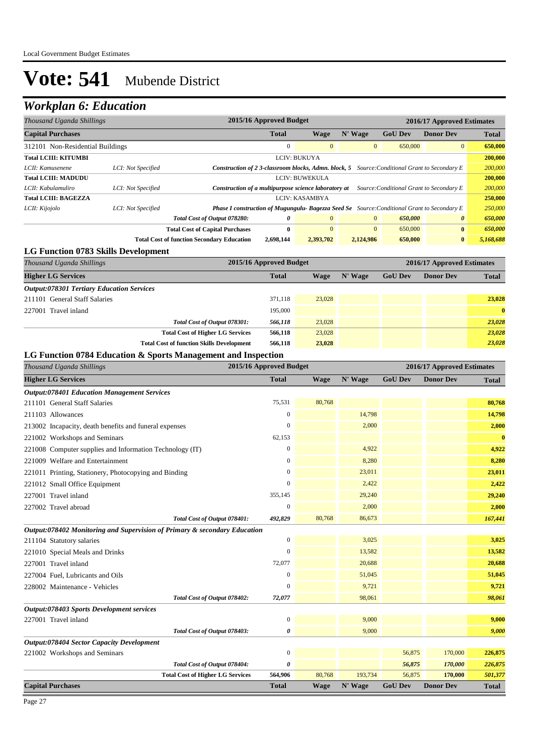# Vote: 541 Mubende District

## Workplan 6: Education

| Thousand Uganda Shillings | | | 2015/16 Approved Budget | | | 2016/17 Approved Estimates | | |
|---|---|---|---|---|---|---|---|---|
| **Capital Purchases** | | | **Total** | **Wage** | **N' Wage** | **GoU Dev** | **Donor Dev** | **Total** |
| 312101 Non-Residential Buildings | | | 0 | 0 | 0 | 650,000 | 0 | 650,000 |
| **Total LCIII: KITUMBI** | | | LCIV: BUKUYA | | | | | 200,000 |
| LCII: Kamusenene | LCI: Not Specified | Construction of 2 3-classroom blocks, Admn. block, 5 | Source:Conditional Grant to Secondary E | | | | | 200,000 |
| **Total LCIII: MADUDU** | | | LCIV: BUWEKULA | | | | | 200,000 |
| LCII: Kabulamuliro | LCI: Not Specified | Construction of a multipurpose science laboratory at | Source:Conditional Grant to Secondary E | | | | | 200,000 |
| **Total LCIII: BAGEZZA** | | | LCIV: KASAMBYA | | | | | 250,000 |
| LCII: Kijojolo | LCI: Not Specified | Phase I construction of Mugungulu- Bagezza Seed Se | Source:Conditional Grant to Secondary E | | | | | 250,000 |
| | | *Total Cost of Output 078280:* | 0 | 0 | 0 | 650,000 | 0 | 650,000 |
| | | **Total Cost of Capital Purchases** | 0 | 0 | 0 | 650,000 | 0 | 650,000 |
| | | **Total Cost of function Secondary Education** | 2,698,144 | 2,393,702 | 2,124,986 | 650,000 | 0 | 5,168,688 |

### LG Function 0783 Skills Development

| Thousand Uganda Shillings | 2015/16 Approved Budget | 2016/17 Approved Estimates | | | | |
|---|---|---|---|---|---|---|
| **Higher LG Services** | **Total** | **Wage** | **N' Wage** | **GoU Dev** | **Donor Dev** | **Total** |
| ***Output:078301 Tertiary Education Services*** | | | | | | |
| 211101 General Staff Salaries | 371,118 | 23,028 | | | | 23,028 |
| 227001 Travel inland | 195,000 | | | | | 0 |
| *Total Cost of Output 078301:* | 566,118 | 23,028 | | | | 23,028 |
| **Total Cost of Higher LG Services** | 566,118 | 23,028 | | | | 23,028 |
| **Total Cost of function Skills Development** | 566,118 | 23,028 | | | | 23,028 |

### LG Function 0784 Education & Sports Management and Inspection

| Thousand Uganda Shillings | 2015/16 Approved Budget | 2016/17 Approved Estimates | | | | |
|---|---|---|---|---|---|---|
| **Higher LG Services** | **Total** | **Wage** | **N' Wage** | **GoU Dev** | **Donor Dev** | **Total** |
| ***Output:078401 Education Management Services*** | | | | | | |
| 211101 General Staff Salaries | 75,531 | 80,768 | | | | 80,768 |
| 211103 Allowances | 0 | | 14,798 | | | 14,798 |
| 213002 Incapacity, death benefits and funeral expenses | 0 | | 2,000 | | | 2,000 |
| 221002 Workshops and Seminars | 62,153 | | | | | 0 |
| 221008 Computer supplies and Information Technology (IT) | 0 | | 4,922 | | | 4,922 |
| 221009 Welfare and Entertainment | 0 | | 8,280 | | | 8,280 |
| 221011 Printing, Stationery, Photocopying and Binding | 0 | | 23,011 | | | 23,011 |
| 221012 Small Office Equipment | 0 | | 2,422 | | | 2,422 |
| 227001 Travel inland | 355,145 | | 29,240 | | | 29,240 |
| 227002 Travel abroad | 0 | | 2,000 | | | 2,000 |
| *Total Cost of Output 078401:* | 492,829 | 80,768 | 86,673 | | | 167,441 |
| ***Output:078402 Monitoring and Supervision of Primary & secondary Education*** | | | | | | |
| 211104 Statutory salaries | 0 | | 3,025 | | | 3,025 |
| 221010 Special Meals and Drinks | 0 | | 13,582 | | | 13,582 |
| 227001 Travel inland | 72,077 | | 20,688 | | | 20,688 |
| 227004 Fuel, Lubricants and Oils | 0 | | 51,045 | | | 51,045 |
| 228002 Maintenance - Vehicles | 0 | | 9,721 | | | 9,721 |
| *Total Cost of Output 078402:* | 72,077 | | 98,061 | | | 98,061 |
| ***Output:078403 Sports Development services*** | | | | | | |
| 227001 Travel inland | 0 | | 9,000 | | | 9,000 |
| *Total Cost of Output 078403:* | 0 | | 9,000 | | | 9,000 |
| ***Output:078404 Sector Capacity Development*** | | | | | | |
| 221002 Workshops and Seminars | 0 | | | 56,875 | 170,000 | 226,875 |
| *Total Cost of Output 078404:* | 0 | | | 56,875 | 170,000 | 226,875 |
| **Total Cost of Higher LG Services** | 564,906 | 80,768 | 193,734 | 56,875 | 170,000 | 501,377 |
| **Capital Purchases** | **Total** | **Wage** | **N' Wage** | **GoU Dev** | **Donor Dev** | **Total** |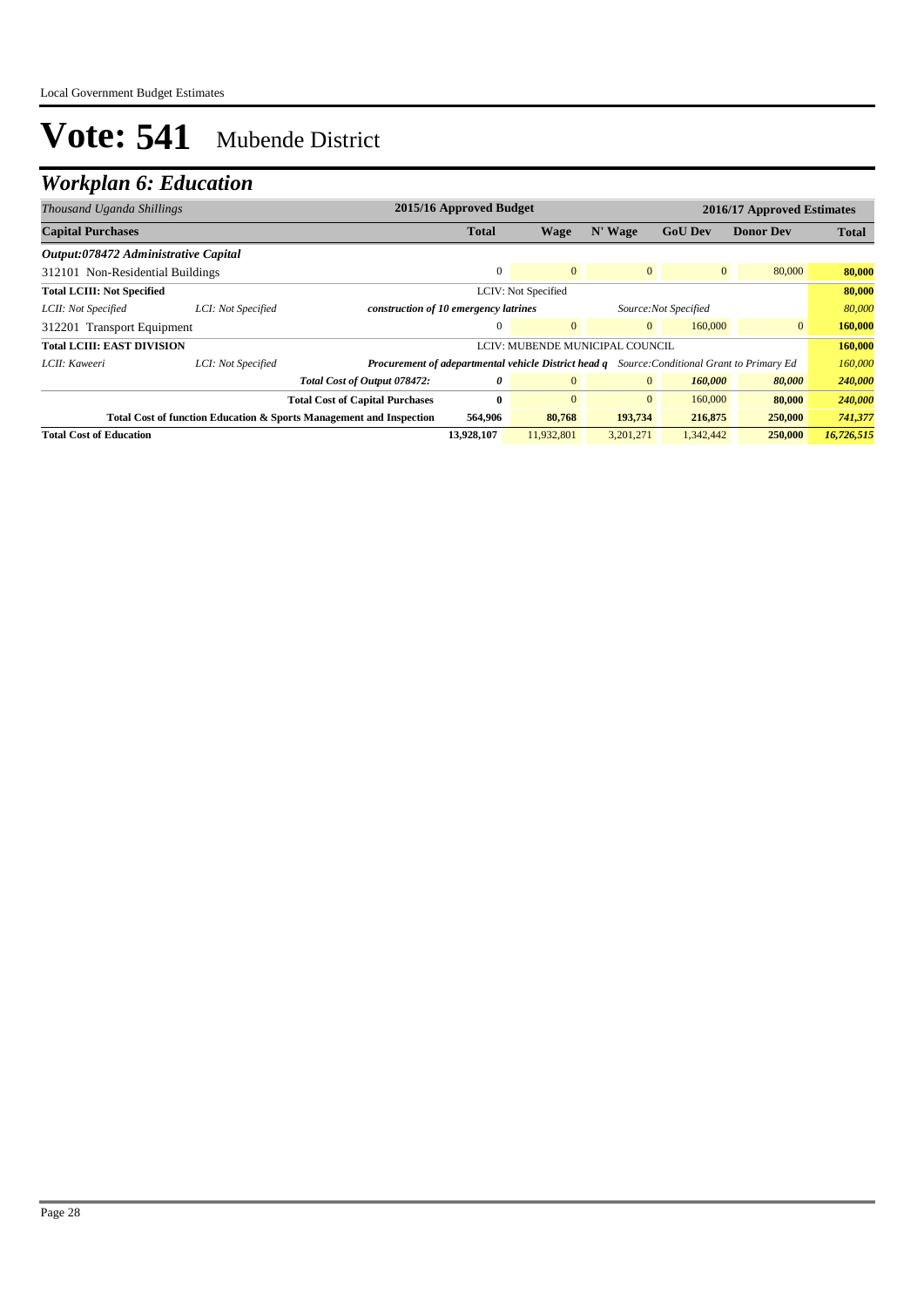# Vote: 541 Mubende District

## *Workplan 6: Education*

| *Thousand Uganda Shillings* | | | 2015/16 Approved Budget | 2016/17 Approved Estimates | | | | |
|---|---|---|---|---|---|---|---|---|
| **Capital Purchases** | | | **Total** | **Wage** | **N' Wage** | **GoU Dev** | **Donor Dev** | **Total** |
| ***Output:078472 Administrative Capital*** | | | | | | | | |
| 312101 Non-Residential Buildings | | | 0 | 0 | 0 | 0 | 80,000 | **80,000** |
| **Total LCIII: Not Specified** | | | LCIV: Not Specified | | | | | **80,000** |
| *LCII: Not Specified* | *LCI: Not Specified* | ***construction of 10 emergency latrines*** | | | *Source:Not Specified* | | | *80,000* |
| 312201 Transport Equipment | | | 0 | 0 | 0 | 160,000 | 0 | **160,000** |
| **Total LCIII: EAST DIVISION** | | | LCIV: MUBENDE MUNICIPAL COUNCIL | | | | | **160,000** |
| *LCII: Kaweeri* | *LCI: Not Specified* | ***Procurement of adepartmental vehicle District head q*** | | | *Source:Conditional Grant to Primary Ed* | | | *160,000* |
| | | ***Total Cost of Output 078472:*** | ***0*** | 0 | 0 | ***160,000*** | ***80,000*** | ***240,000*** |
| | | **Total Cost of Capital Purchases** | **0** | 0 | 0 | 160,000 | **80,000** | ***240,000*** |
| | | **Total Cost of function Education & Sports Management and Inspection** | **564,906** | **80,768** | **193,734** | **216,875** | **250,000** | ***741,377*** |
| **Total Cost of Education** | | | **13,928,107** | 11,932,801 | 3,201,271 | 1,342,442 | **250,000** | ***16,726,515*** |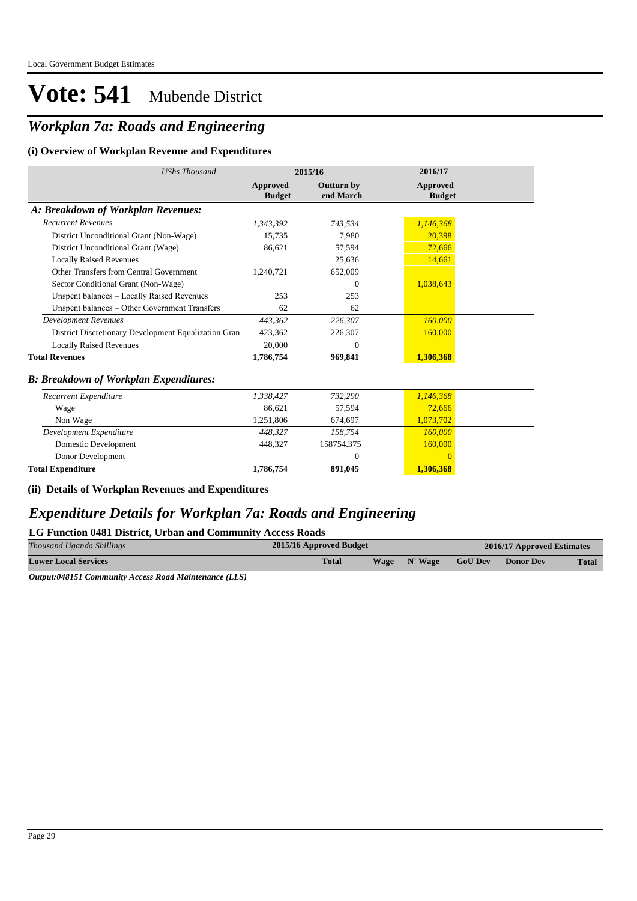# Vote: 541 Mubende District

## *Workplan 7a: Roads and Engineering*

### (i) Overview of Workplan Revenue and Expenditures

| *UShs Thousand* | 2015/16 Approved Budget | 2015/16 Outturn by end March | 2016/17 Approved Budget |
|---|---|---|---|
| ***A: Breakdown of Workplan Revenues:*** | | | |
| *Recurrent Revenues* | *1,343,392* | *743,534* | *1,146,368* |
| District Unconditional Grant (Non-Wage) | 15,735 | 7,980 | 20,398 |
| District Unconditional Grant (Wage) | 86,621 | 57,594 | 72,666 |
| Locally Raised Revenues | | 25,636 | 14,661 |
| Other Transfers from Central Government | 1,240,721 | 652,009 | |
| Sector Conditional Grant (Non-Wage) | | 0 | 1,038,643 |
| Unspent balances – Locally Raised Revenues | 253 | 253 | |
| Unspent balances – Other Government Transfers | 62 | 62 | |
| *Development Revenues* | *443,362* | *226,307* | *160,000* |
| District Discretionary Development Equalization Gran | 423,362 | 226,307 | 160,000 |
| Locally Raised Revenues | 20,000 | 0 | |
| **Total Revenues** | **1,786,754** | **969,841** | **1,306,368** |
| ***B: Breakdown of Workplan Expenditures:*** | | | |
| *Recurrent Expenditure* | *1,338,427* | *732,290* | *1,146,368* |
| Wage | 86,621 | 57,594 | 72,666 |
| Non Wage | 1,251,806 | 674,697 | 1,073,702 |
| *Development Expenditure* | *448,327* | *158,754* | *160,000* |
| Domestic Development | 448,327 | 158754.375 | 160,000 |
| Donor Development | | 0 | 0 |
| **Total Expenditure** | **1,786,754** | **891,045** | **1,306,368** |

### (ii) Details of Workplan Revenues and Expenditures

## *Expenditure Details for Workplan 7a: Roads and Engineering*

**LG Function 0481 District, Urban and Community Access Roads**

| *Thousand Uganda Shillings* | 2015/16 Approved Budget | 2016/17 Approved Estimates | | | | |
|---|---|---|---|---|---|---|
| **Lower Local Services** | **Total** | **Wage** | **N' Wage** | **GoU Dev** | **Donor Dev** | **Total** |

***Output:048151 Community Access Road Maintenance (LLS)***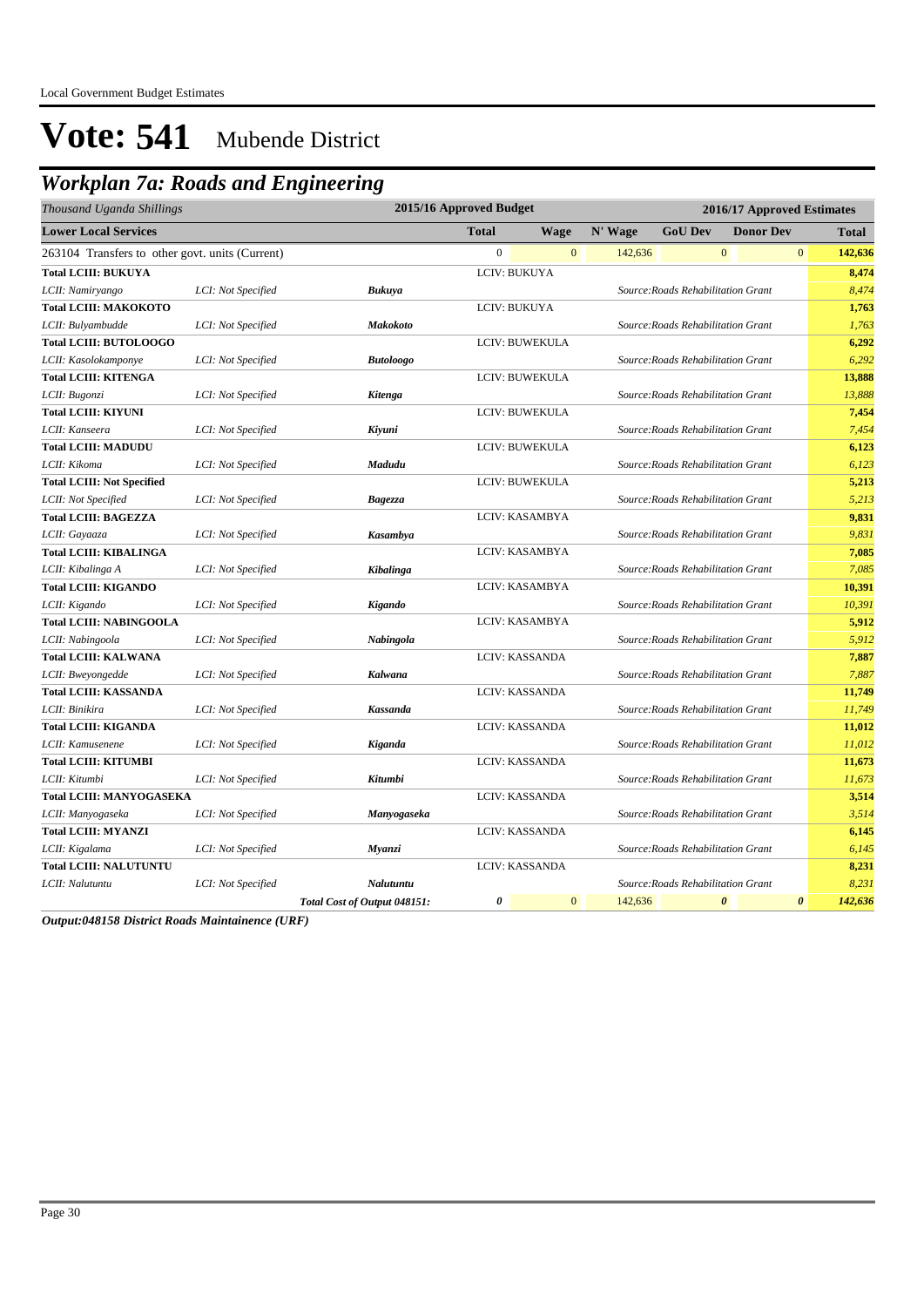Local Government Budget Estimates

# Vote: 541 Mubende District

## *Workplan 7a: Roads and Engineering*

| *Thousand Uganda Shillings* | | | 2015/16 Approved Budget | | 2016/17 Approved Estimates | | | |
|---|---|---|---|---|---|---|---|---|
| **Lower Local Services** | | | **Total** | **Wage** | **N' Wage** | **GoU Dev** | **Donor Dev** | **Total** |
| 263104 Transfers to other govt. units (Current) | | | 0 | 0 | 142,636 | 0 | 0 | 142,636 |
| **Total LCIII: BUKUYA** | | | LCIV: BUKUYA | | | | | **8,474** |
| *LCII: Namiryango* | *LCI: Not Specified* | ***Bukuya*** | | | *Source:Roads Rehabilitation Grant* | | | *8,474* |
| **Total LCIII: MAKOKOTO** | | | LCIV: BUKUYA | | | | | **1,763** |
| *LCII: Bulyambudde* | *LCI: Not Specified* | ***Makokoto*** | | | *Source:Roads Rehabilitation Grant* | | | *1,763* |
| **Total LCIII: BUTOLOOGO** | | | LCIV: BUWEKULA | | | | | **6,292** |
| *LCII: Kasolokamponye* | *LCI: Not Specified* | ***Butoloogo*** | | | *Source:Roads Rehabilitation Grant* | | | *6,292* |
| **Total LCIII: KITENGA** | | | LCIV: BUWEKULA | | | | | **13,888** |
| *LCII: Bugonzi* | *LCI: Not Specified* | ***Kitenga*** | | | *Source:Roads Rehabilitation Grant* | | | *13,888* |
| **Total LCIII: KIYUNI** | | | LCIV: BUWEKULA | | | | | **7,454** |
| *LCII: Kanseera* | *LCI: Not Specified* | ***Kiyuni*** | | | *Source:Roads Rehabilitation Grant* | | | *7,454* |
| **Total LCIII: MADUDU** | | | LCIV: BUWEKULA | | | | | **6,123** |
| *LCII: Kikoma* | *LCI: Not Specified* | ***Madudu*** | | | *Source:Roads Rehabilitation Grant* | | | *6,123* |
| **Total LCIII: Not Specified** | | | LCIV: BUWEKULA | | | | | **5,213** |
| *LCII: Not Specified* | *LCI: Not Specified* | ***Bagezza*** | | | *Source:Roads Rehabilitation Grant* | | | *5,213* |
| **Total LCIII: BAGEZZA** | | | LCIV: KASAMBYA | | | | | **9,831** |
| *LCII: Gayaaza* | *LCI: Not Specified* | ***Kasambya*** | | | *Source:Roads Rehabilitation Grant* | | | *9,831* |
| **Total LCIII: KIBALINGA** | | | LCIV: KASAMBYA | | | | | **7,085** |
| *LCII: Kibalinga A* | *LCI: Not Specified* | ***Kibalinga*** | | | *Source:Roads Rehabilitation Grant* | | | *7,085* |
| **Total LCIII: KIGANDO** | | | LCIV: KASAMBYA | | | | | **10,391** |
| *LCII: Kigando* | *LCI: Not Specified* | ***Kigando*** | | | *Source:Roads Rehabilitation Grant* | | | *10,391* |
| **Total LCIII: NABINGOOLA** | | | LCIV: KASAMBYA | | | | | **5,912** |
| *LCII: Nabingoola* | *LCI: Not Specified* | ***Nabingola*** | | | *Source:Roads Rehabilitation Grant* | | | *5,912* |
| **Total LCIII: KALWANA** | | | LCIV: KASSANDA | | | | | **7,887** |
| *LCII: Bweyongedde* | *LCI: Not Specified* | ***Kalwana*** | | | *Source:Roads Rehabilitation Grant* | | | *7,887* |
| **Total LCIII: KASSANDA** | | | LCIV: KASSANDA | | | | | **11,749** |
| *LCII: Binikira* | *LCI: Not Specified* | ***Kassanda*** | | | *Source:Roads Rehabilitation Grant* | | | *11,749* |
| **Total LCIII: KIGANDA** | | | LCIV: KASSANDA | | | | | **11,012** |
| *LCII: Kamusenene* | *LCI: Not Specified* | ***Kiganda*** | | | *Source:Roads Rehabilitation Grant* | | | *11,012* |
| **Total LCIII: KITUMBI** | | | LCIV: KASSANDA | | | | | **11,673** |
| *LCII: Kitumbi* | *LCI: Not Specified* | ***Kitumbi*** | | | *Source:Roads Rehabilitation Grant* | | | *11,673* |
| **Total LCIII: MANYOGASEKA** | | | LCIV: KASSANDA | | | | | **3,514** |
| *LCII: Manyogaseka* | *LCI: Not Specified* | ***Manyogaseka*** | | | *Source:Roads Rehabilitation Grant* | | | *3,514* |
| **Total LCIII: MYANZI** | | | LCIV: KASSANDA | | | | | **6,145** |
| *LCII: Kigalama* | *LCI: Not Specified* | ***Myanzi*** | | | *Source:Roads Rehabilitation Grant* | | | *6,145* |
| **Total LCIII: NALUTUNTU** | | | LCIV: KASSANDA | | | | | **8,231** |
| *LCII: Nalutuntu* | *LCI: Not Specified* | ***Nalutuntu*** | | | *Source:Roads Rehabilitation Grant* | | | *8,231* |
| | | ***Total Cost of Output 048151:*** | ***0*** | 0 | 142,636 | ***0*** | ***0*** | ***142,636*** |

***Output:048158 District Roads Maintainence (URF)***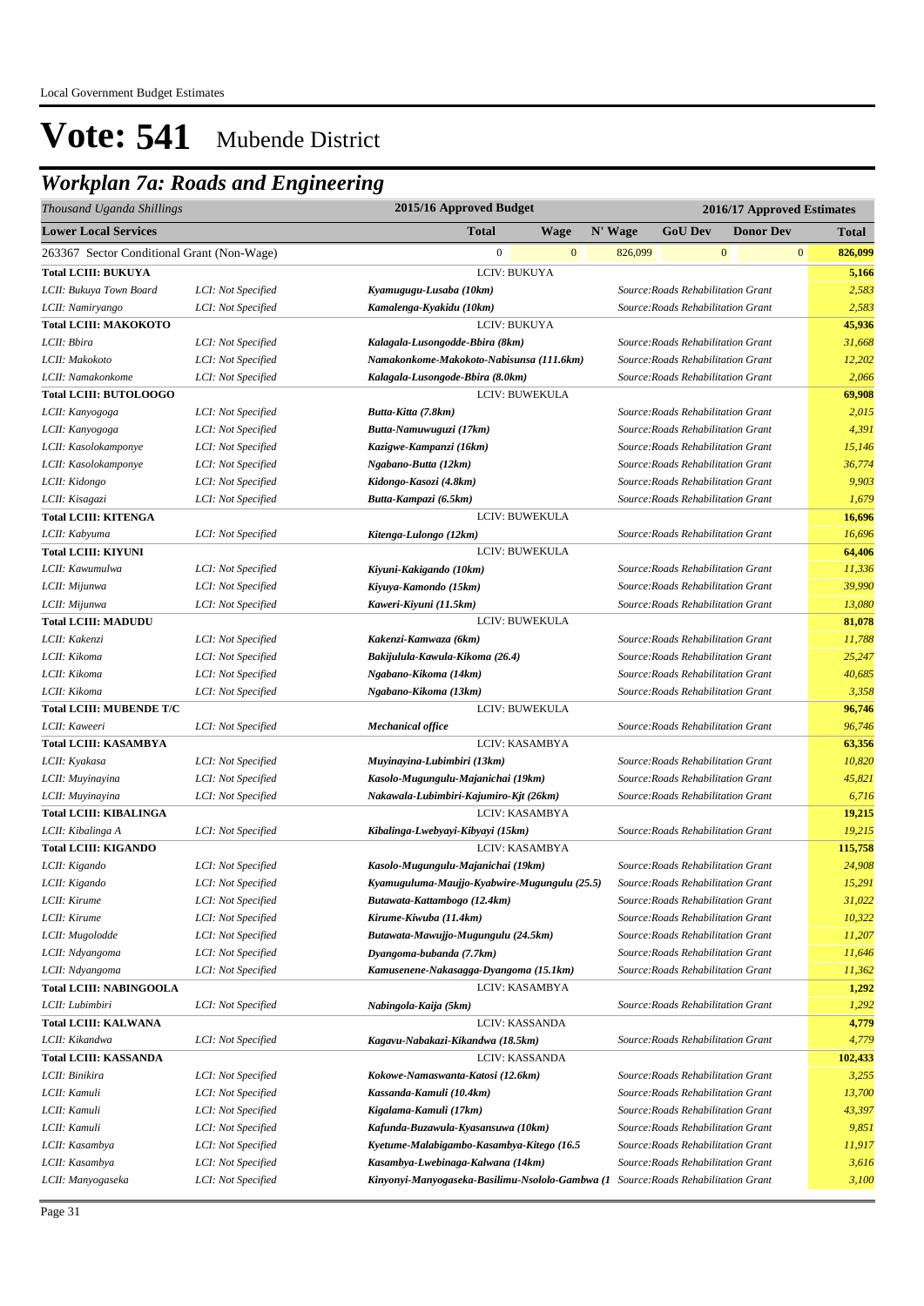Local Government Budget Estimates

# Vote: 541 Mubende District

## Workplan 7a: Roads and Engineering

| *Thousand Uganda Shillings* | | 2015/16 Approved Budget | | | 2016/17 Approved Estimates | | | |
|---|---|---|---|---|---|---|---|---|
| **Lower Local Services** | | | **Total** | **Wage** | **N' Wage** | **GoU Dev** | **Donor Dev** | **Total** |
| 263367 Sector Conditional Grant (Non-Wage) | | | 0 | 0 | 826,099 | 0 | 0 | **826,099** |
| **Total LCIII: BUKUYA** | | LCIV: BUKUYA | | | | | | **5,166** |
| *LCII: Bukuya Town Board* | *LCI: Not Specified* | ***Kyamugugu-Lusaba (10km)*** | | | *Source:Roads Rehabilitation Grant* | | | *2,583* |
| *LCII: Namiryango* | *LCI: Not Specified* | ***Kamalenga-Kyakidu (10km)*** | | | *Source:Roads Rehabilitation Grant* | | | *2,583* |
| **Total LCIII: MAKOKOTO** | | LCIV: BUKUYA | | | | | | **45,936** |
| *LCII: Bbira* | *LCI: Not Specified* | ***Kalagala-Lusongodde-Bbira (8km)*** | | | *Source:Roads Rehabilitation Grant* | | | *31,668* |
| *LCII: Makokoto* | *LCI: Not Specified* | ***Namakonkome-Makokoto-Nabisunsa (111.6km)*** | | | *Source:Roads Rehabilitation Grant* | | | *12,202* |
| *LCII: Namakonkome* | *LCI: Not Specified* | ***Kalagala-Lusongode-Bbira (8.0km)*** | | | *Source:Roads Rehabilitation Grant* | | | *2,066* |
| **Total LCIII: BUTOLOOGO** | | LCIV: BUWEKULA | | | | | | **69,908** |
| *LCII: Kanyogoga* | *LCI: Not Specified* | ***Butta-Kitta (7.8km)*** | | | *Source:Roads Rehabilitation Grant* | | | *2,015* |
| *LCII: Kanyogoga* | *LCI: Not Specified* | ***Butta-Namuwuguzi (17km)*** | | | *Source:Roads Rehabilitation Grant* | | | *4,391* |
| *LCII: Kasolokamponye* | *LCI: Not Specified* | ***Kazigwe-Kampanzi (16km)*** | | | *Source:Roads Rehabilitation Grant* | | | *15,146* |
| *LCII: Kasolokamponye* | *LCI: Not Specified* | ***Ngabano-Butta (12km)*** | | | *Source:Roads Rehabilitation Grant* | | | *36,774* |
| *LCII: Kidongo* | *LCI: Not Specified* | ***Kidongo-Kasozi (4.8km)*** | | | *Source:Roads Rehabilitation Grant* | | | *9,903* |
| *LCII: Kisagazi* | *LCI: Not Specified* | ***Butta-Kampazi (6.5km)*** | | | *Source:Roads Rehabilitation Grant* | | | *1,679* |
| **Total LCIII: KITENGA** | | LCIV: BUWEKULA | | | | | | **16,696** |
| *LCII: Kabyuma* | *LCI: Not Specified* | ***Kitenga-Lulongo (12km)*** | | | *Source:Roads Rehabilitation Grant* | | | *16,696* |
| **Total LCIII: KIYUNI** | | LCIV: BUWEKULA | | | | | | **64,406** |
| *LCII: Kawumulwa* | *LCI: Not Specified* | ***Kiyuni-Kakigando (10km)*** | | | *Source:Roads Rehabilitation Grant* | | | *11,336* |
| *LCII: Mijunwa* | *LCI: Not Specified* | ***Kiyuya-Kamondo (15km)*** | | | *Source:Roads Rehabilitation Grant* | | | *39,990* |
| *LCII: Mijunwa* | *LCI: Not Specified* | ***Kaweri-Kiyuni (11.5km)*** | | | *Source:Roads Rehabilitation Grant* | | | *13,080* |
| **Total LCIII: MADUDU** | | LCIV: BUWEKULA | | | | | | **81,078** |
| *LCII: Kakenzi* | *LCI: Not Specified* | ***Kakenzi-Kamwaza (6km)*** | | | *Source:Roads Rehabilitation Grant* | | | *11,788* |
| *LCII: Kikoma* | *LCI: Not Specified* | ***Bakijulula-Kawula-Kikoma (26.4)*** | | | *Source:Roads Rehabilitation Grant* | | | *25,247* |
| *LCII: Kikoma* | *LCI: Not Specified* | ***Ngabano-Kikoma (14km)*** | | | *Source:Roads Rehabilitation Grant* | | | *40,685* |
| *LCII: Kikoma* | *LCI: Not Specified* | ***Ngabano-Kikoma (13km)*** | | | *Source:Roads Rehabilitation Grant* | | | *3,358* |
| **Total LCIII: MUBENDE T/C** | | LCIV: BUWEKULA | | | | | | **96,746** |
| *LCII: Kaweeri* | *LCI: Not Specified* | ***Mechanical office*** | | | *Source:Roads Rehabilitation Grant* | | | *96,746* |
| **Total LCIII: KASAMBYA** | | LCIV: KASAMBYA | | | | | | **63,356** |
| *LCII: Kyakasa* | *LCI: Not Specified* | ***Muyinayina-Lubimbiri (13km)*** | | | *Source:Roads Rehabilitation Grant* | | | *10,820* |
| *LCII: Muyinayina* | *LCI: Not Specified* | ***Kasolo-Mugungulu-Majanichai (19km)*** | | | *Source:Roads Rehabilitation Grant* | | | *45,821* |
| *LCII: Muyinayina* | *LCI: Not Specified* | ***Nakawala-Lubimbiri-Kajumiro-Kjt (26km)*** | | | *Source:Roads Rehabilitation Grant* | | | *6,716* |
| **Total LCIII: KIBALINGA** | | LCIV: KASAMBYA | | | | | | **19,215** |
| *LCII: Kibalinga A* | *LCI: Not Specified* | ***Kibalinga-Lwebyayi-Kibyayi (15km)*** | | | *Source:Roads Rehabilitation Grant* | | | *19,215* |
| **Total LCIII: KIGANDO** | | LCIV: KASAMBYA | | | | | | **115,758** |
| *LCII: Kigando* | *LCI: Not Specified* | ***Kasolo-Mugungulu-Majanichai (19km)*** | | | *Source:Roads Rehabilitation Grant* | | | *24,908* |
| *LCII: Kigando* | *LCI: Not Specified* | ***Kyamuguluma-Maujjo-Kyabwire-Mugungulu (25.5)*** | | | *Source:Roads Rehabilitation Grant* | | | *15,291* |
| *LCII: Kirume* | *LCI: Not Specified* | ***Butawata-Kattambogo (12.4km)*** | | | *Source:Roads Rehabilitation Grant* | | | *31,022* |
| *LCII: Kirume* | *LCI: Not Specified* | ***Kirume-Kiwuba (11.4km)*** | | | *Source:Roads Rehabilitation Grant* | | | *10,322* |
| *LCII: Mugolodde* | *LCI: Not Specified* | ***Butawata-Mawujjo-Mugungulu (24.5km)*** | | | *Source:Roads Rehabilitation Grant* | | | *11,207* |
| *LCII: Ndyangoma* | *LCI: Not Specified* | ***Dyangoma-bubanda (7.7km)*** | | | *Source:Roads Rehabilitation Grant* | | | *11,646* |
| *LCII: Ndyangoma* | *LCI: Not Specified* | ***Kamusenene-Nakasagga-Dyangoma (15.1km)*** | | | *Source:Roads Rehabilitation Grant* | | | *11,362* |
| **Total LCIII: NABINGOOLA** | | LCIV: KASAMBYA | | | | | | **1,292** |
| *LCII: Lubimbiri* | *LCI: Not Specified* | ***Nabingola-Kaija (5km)*** | | | *Source:Roads Rehabilitation Grant* | | | *1,292* |
| **Total LCIII: KALWANA** | | LCIV: KASSANDA | | | | | | **4,779** |
| *LCII: Kikandwa* | *LCI: Not Specified* | ***Kagavu-Nabakazi-Kikandwa (18.5km)*** | | | *Source:Roads Rehabilitation Grant* | | | *4,779* |
| **Total LCIII: KASSANDA** | | LCIV: KASSANDA | | | | | | **102,433** |
| *LCII: Binikira* | *LCI: Not Specified* | ***Kokowe-Namaswanta-Katosi (12.6km)*** | | | *Source:Roads Rehabilitation Grant* | | | *3,255* |
| *LCII: Kamuli* | *LCI: Not Specified* | ***Kassanda-Kamuli (10.4km)*** | | | *Source:Roads Rehabilitation Grant* | | | *13,700* |
| *LCII: Kamuli* | *LCI: Not Specified* | ***Kigalama-Kamuli (17km)*** | | | *Source:Roads Rehabilitation Grant* | | | *43,397* |
| *LCII: Kamuli* | *LCI: Not Specified* | ***Kafunda-Buzawula-Kyasansuwa (10km)*** | | | *Source:Roads Rehabilitation Grant* | | | *9,851* |
| *LCII: Kasambya* | *LCI: Not Specified* | ***Kyetume-Malabigambo-Kasambya-Kitego (16.5*** | | | *Source:Roads Rehabilitation Grant* | | | *11,917* |
| *LCII: Kasambya* | *LCI: Not Specified* | ***Kasambya-Lwebinaga-Kalwana (14km)*** | | | *Source:Roads Rehabilitation Grant* | | | *3,616* |
| *LCII: Manyogaseka* | *LCI: Not Specified* | ***Kinyonyi-Manyogaseka-Basilimu-Nsololo-Gambwa (1*** | | | *Source:Roads Rehabilitation Grant* | | | *3,100* |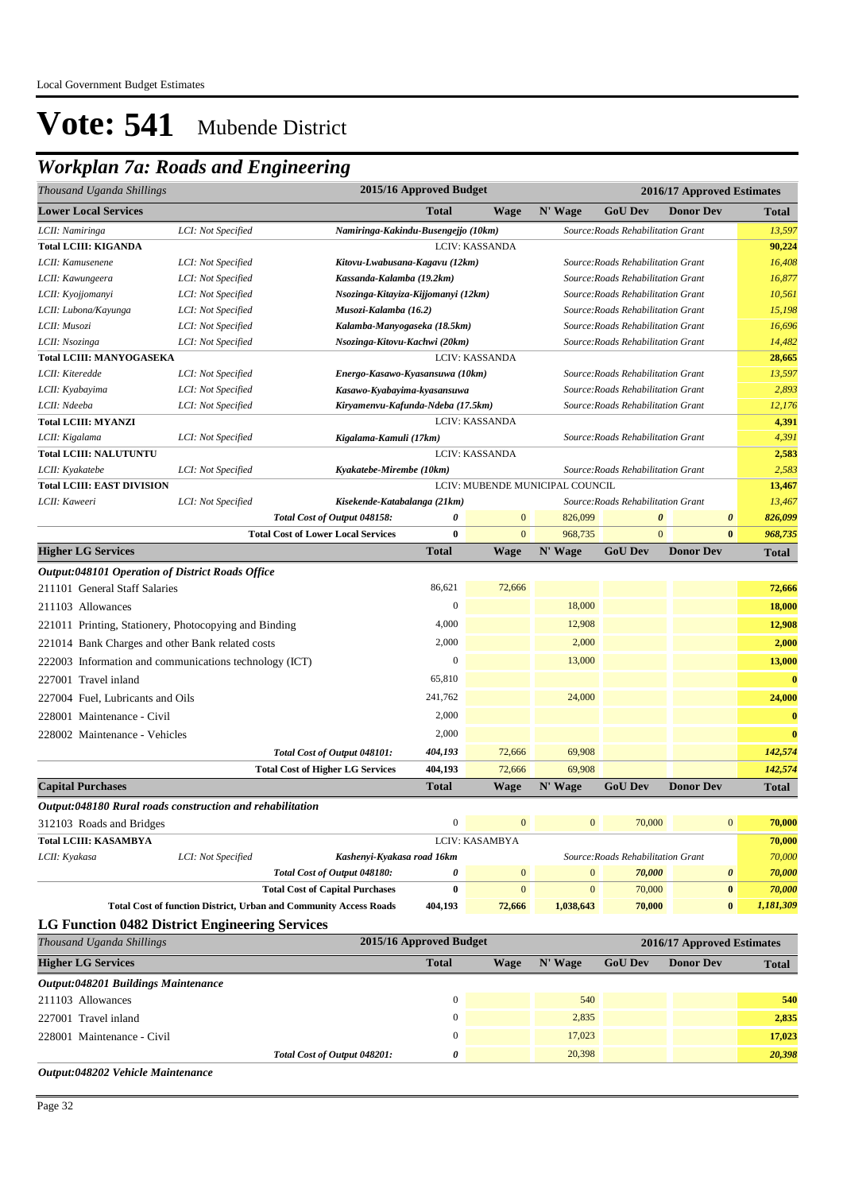Local Government Budget Estimates

# Vote: 541 Mubende District

## *Workplan 7a: Roads and Engineering*

| *Thousand Uganda Shillings* | | | 2015/16 Approved Budget | 2016/17 Approved Estimates | | | | |
|---|---|---|---|---|---|---|---|---|
| **Lower Local Services** | | | **Total** | **Wage** | **N' Wage** | **GoU Dev** | **Donor Dev** | **Total** |
| *LCII: Namiringa* | *LCI: Not Specified* | *Namiringa-Kakindu-Busengejjo (10km)* | | | *Source:Roads Rehabilitation Grant* | | | *13,597* |
| **Total LCIII: KIGANDA** | | | LCIV: KASSANDA | | | | | **90,224** |
| *LCII: Kamusenene* | *LCI: Not Specified* | *Kitovu-Lwabusana-Kagavu (12km)* | | | *Source:Roads Rehabilitation Grant* | | | *16,408* |
| *LCII: Kawungeera* | *LCI: Not Specified* | *Kassanda-Kalamba (19.2km)* | | | *Source:Roads Rehabilitation Grant* | | | *16,877* |
| *LCII: Kyojjomanyi* | *LCI: Not Specified* | *Nsozinga-Kitayiza-Kijjomanyi (12km)* | | | *Source:Roads Rehabilitation Grant* | | | *10,561* |
| *LCII: Lubona/Kayunga* | *LCI: Not Specified* | *Musozi-Kalamba (16.2)* | | | *Source:Roads Rehabilitation Grant* | | | *15,198* |
| *LCII: Musozi* | *LCI: Not Specified* | *Kalamba-Manyogaseka (18.5km)* | | | *Source:Roads Rehabilitation Grant* | | | *16,696* |
| *LCII: Nsozinga* | *LCI: Not Specified* | *Nsozinga-Kitovu-Kachwi (20km)* | | | *Source:Roads Rehabilitation Grant* | | | *14,482* |
| **Total LCIII: MANYOGASEKA** | | | LCIV: KASSANDA | | | | | **28,665** |
| *LCII: Kiteredde* | *LCI: Not Specified* | *Energo-Kasawo-Kyasansuwa (10km)* | | | *Source:Roads Rehabilitation Grant* | | | *13,597* |
| *LCII: Kyabayima* | *LCI: Not Specified* | *Kasawo-Kyabayima-kyasansuwa* | | | *Source:Roads Rehabilitation Grant* | | | *2,893* |
| *LCII: Ndeeba* | *LCI: Not Specified* | *Kiryamenvu-Kafunda-Ndeba (17.5km)* | | | *Source:Roads Rehabilitation Grant* | | | *12,176* |
| **Total LCIII: MYANZI** | | | LCIV: KASSANDA | | | | | **4,391** |
| *LCII: Kigalama* | *LCI: Not Specified* | *Kigalama-Kamuli (17km)* | | | *Source:Roads Rehabilitation Grant* | | | *4,391* |
| **Total LCIII: NALUTUNTU** | | | LCIV: KASSANDA | | | | | **2,583** |
| *LCII: Kyakatebe* | *LCI: Not Specified* | *Kyakatebe-Mirembe (10km)* | | | *Source:Roads Rehabilitation Grant* | | | *2,583* |
| **Total LCIII: EAST DIVISION** | | | LCIV: MUBENDE MUNICIPAL COUNCIL | | | | | **13,467** |
| *LCII: Kaweeri* | *LCI: Not Specified* | *Kisekende-Katabalanga (21km)* | | | *Source:Roads Rehabilitation Grant* | | | *13,467* |
| | | *Total Cost of Output 048158:* | *0* | 0 | 826,099 | *0* | *0* | *826,099* |
| | | **Total Cost of Lower Local Services** | **0** | 0 | 968,735 | 0 | **0** | *968,735* |
| **Higher LG Services** | | | **Total** | **Wage** | **N' Wage** | **GoU Dev** | **Donor Dev** | **Total** |
| ***Output:048101 Operation of District Roads Office*** | | | | | | | | |
| 211101 General Staff Salaries | | | 86,621 | 72,666 | | | | **72,666** |
| 211103 Allowances | | | 0 | | 18,000 | | | **18,000** |
| 221011 Printing, Stationery, Photocopying and Binding | | | 4,000 | | 12,908 | | | **12,908** |
| 221014 Bank Charges and other Bank related costs | | | 2,000 | | 2,000 | | | **2,000** |
| 222003 Information and communications technology (ICT) | | | 0 | | 13,000 | | | **13,000** |
| 227001 Travel inland | | | 65,810 | | | | | **0** |
| 227004 Fuel, Lubricants and Oils | | | 241,762 | | 24,000 | | | **24,000** |
| 228001 Maintenance - Civil | | | 2,000 | | | | | **0** |
| 228002 Maintenance - Vehicles | | | 2,000 | | | | | **0** |
| | | *Total Cost of Output 048101:* | *404,193* | 72,666 | 69,908 | | | *142,574* |
| | | **Total Cost of Higher LG Services** | **404,193** | 72,666 | 69,908 | | | *142,574* |
| **Capital Purchases** | | | **Total** | **Wage** | **N' Wage** | **GoU Dev** | **Donor Dev** | **Total** |
| ***Output:048180 Rural roads construction and rehabilitation*** | | | | | | | | |
| 312103 Roads and Bridges | | | 0 | 0 | 0 | 70,000 | 0 | **70,000** |
| **Total LCIII: KASAMBYA** | | | LCIV: KASAMBYA | | | | | **70,000** |
| *LCII: Kyakasa* | *LCI: Not Specified* | *Kashenyi-Kyakasa road 16km* | | | *Source:Roads Rehabilitation Grant* | | | *70,000* |
| | | *Total Cost of Output 048180:* | *0* | 0 | 0 | *70,000* | *0* | *70,000* |
| | | **Total Cost of Capital Purchases** | **0** | 0 | 0 | 70,000 | **0** | *70,000* |
| | | **Total Cost of function District, Urban and Community Access Roads** | **404,193** | **72,666** | **1,038,643** | **70,000** | **0** | ***1,181,309*** |

### LG Function 0482 District Engineering Services

| *Thousand Uganda Shillings* | 2015/16 Approved Budget | 2016/17 Approved Estimates | | | | |
|---|---|---|---|---|---|---|
| **Higher LG Services** | **Total** | **Wage** | **N' Wage** | **GoU Dev** | **Donor Dev** | **Total** |
| ***Output:048201 Buildings Maintenance*** | | | | | | |
| 211103 Allowances | 0 | | 540 | | | **540** |
| 227001 Travel inland | 0 | | 2,835 | | | **2,835** |
| 228001 Maintenance - Civil | 0 | | 17,023 | | | **17,023** |
| *Total Cost of Output 048201:* | *0* | | 20,398 | | | *20,398* |

***Output:048202 Vehicle Maintenance***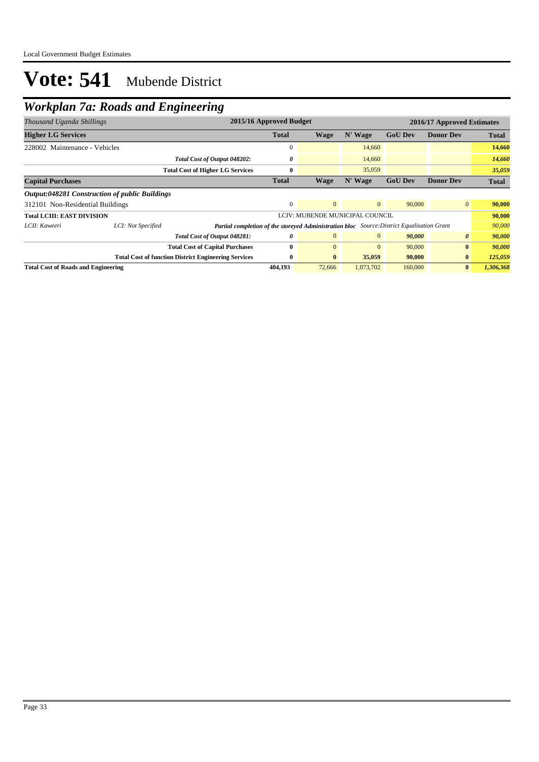# Vote: 541 Mubende District

## Workplan 7a: Roads and Engineering

| *Thousand Uganda Shillings* | | 2015/16 Approved Budget | 2016/17 Approved Estimates | | | | |
|---|---|---|---|---|---|---|---|
| **Higher LG Services** | | **Total** | **Wage** | **N' Wage** | **GoU Dev** | **Donor Dev** | **Total** |
| 228002 Maintenance - Vehicles | | 0 | | 14,660 | | | **14,660** |
| | *Total Cost of Output 048202:* | *0* | | 14,660 | | | ***14,660*** |
| | **Total Cost of Higher LG Services** | **0** | | 35,059 | | | ***35,059*** |
| **Capital Purchases** | | **Total** | **Wage** | **N' Wage** | **GoU Dev** | **Donor Dev** | **Total** |
| ***Output:048281 Construction of public Buildings*** | | | | | | | |
| 312101 Non-Residential Buildings | | 0 | 0 | 0 | 90,000 | 0 | **90,000** |
| **Total LCIII: EAST DIVISION** | | LCIV: MUBENDE MUNICIPAL COUNCIL | | | | | **90,000** |
| *LCII: Kaweeri* | *LCI: Not Specified* | ***Partial completion of the storeyed Administration bloc*** | | *Source:District Equalisation Grant* | | | *90,000* |
| | *Total Cost of Output 048281:* | *0* | 0 | 0 | ***90,000*** | ***0*** | ***90,000*** |
| | **Total Cost of Capital Purchases** | **0** | 0 | 0 | 90,000 | **0** | ***90,000*** |
| | **Total Cost of function District Engineering Services** | **0** | **0** | **35,059** | **90,000** | **0** | ***125,059*** |
| **Total Cost of Roads and Engineering** | | **404,193** | 72,666 | 1,073,702 | 160,000 | **0** | ***1,306,368*** |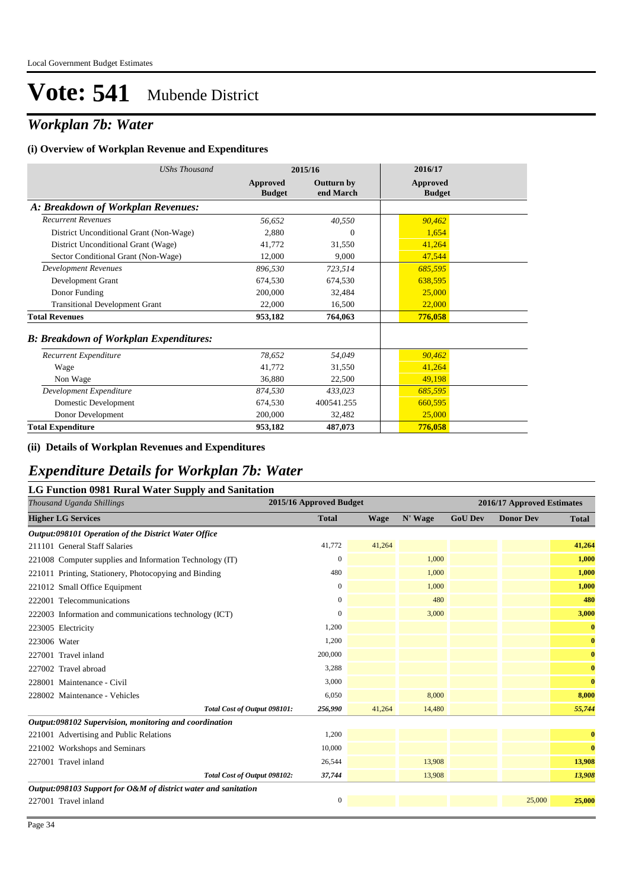# Vote: 541 Mubende District

## *Workplan 7b: Water*

### (i) Overview of Workplan Revenue and Expenditures

| *UShs Thousand* | 2015/16 | | 2016/17 |
|---|---|---|---|
| | **Approved Budget** | **Outturn by end March** | **Approved Budget** |
| ***A: Breakdown of Workplan Revenues:*** | | | |
| *Recurrent Revenues* | *56,652* | *40,550* | *90,462* |
| District Unconditional Grant (Non-Wage) | 2,880 | 0 | 1,654 |
| District Unconditional Grant (Wage) | 41,772 | 31,550 | 41,264 |
| Sector Conditional Grant (Non-Wage) | 12,000 | 9,000 | 47,544 |
| *Development Revenues* | *896,530* | *723,514* | *685,595* |
| Development Grant | 674,530 | 674,530 | 638,595 |
| Donor Funding | 200,000 | 32,484 | 25,000 |
| Transitional Development Grant | 22,000 | 16,500 | 22,000 |
| **Total Revenues** | **953,182** | **764,063** | **776,058** |
| ***B: Breakdown of Workplan Expenditures:*** | | | |
| *Recurrent Expenditure* | *78,652* | *54,049* | *90,462* |
| Wage | 41,772 | 31,550 | 41,264 |
| Non Wage | 36,880 | 22,500 | 49,198 |
| *Development Expenditure* | *874,530* | *433,023* | *685,595* |
| Domestic Development | 674,530 | 400541.255 | 660,595 |
| Donor Development | 200,000 | 32,482 | 25,000 |
| **Total Expenditure** | **953,182** | **487,073** | **776,058** |

### (ii) Details of Workplan Revenues and Expenditures

## *Expenditure Details for Workplan 7b: Water*

### LG Function 0981 Rural Water Supply and Sanitation

| *Thousand Uganda Shillings* | 2015/16 Approved Budget | 2016/17 Approved Estimates | | | | |
|---|---|---|---|---|---|---|
| **Higher LG Services** | **Total** | **Wage** | **N' Wage** | **GoU Dev** | **Donor Dev** | **Total** |
| ***Output:098101 Operation of the District Water Office*** | | | | | | |
| 211101 General Staff Salaries | 41,772 | 41,264 | | | | **41,264** |
| 221008 Computer supplies and Information Technology (IT) | 0 | | 1,000 | | | **1,000** |
| 221011 Printing, Stationery, Photocopying and Binding | 480 | | 1,000 | | | **1,000** |
| 221012 Small Office Equipment | 0 | | 1,000 | | | **1,000** |
| 222001 Telecommunications | 0 | | 480 | | | **480** |
| 222003 Information and communications technology (ICT) | 0 | | 3,000 | | | **3,000** |
| 223005 Electricity | 1,200 | | | | | **0** |
| 223006 Water | 1,200 | | | | | **0** |
| 227001 Travel inland | 200,000 | | | | | **0** |
| 227002 Travel abroad | 3,288 | | | | | **0** |
| 228001 Maintenance - Civil | 3,000 | | | | | **0** |
| 228002 Maintenance - Vehicles | 6,050 | | 8,000 | | | **8,000** |
| ***Total Cost of Output 098101:*** | ***256,990*** | *41,264* | *14,480* | | | ***55,744*** |
| ***Output:098102 Supervision, monitoring and coordination*** | | | | | | |
| 221001 Advertising and Public Relations | 1,200 | | | | | **0** |
| 221002 Workshops and Seminars | 10,000 | | | | | **0** |
| 227001 Travel inland | 26,544 | | 13,908 | | | **13,908** |
| ***Total Cost of Output 098102:*** | ***37,744*** | | *13,908* | | | ***13,908*** |
| ***Output:098103 Support for O&M of district water and sanitation*** | | | | | | |
| 227001 Travel inland | 0 | | | | 25,000 | **25,000** |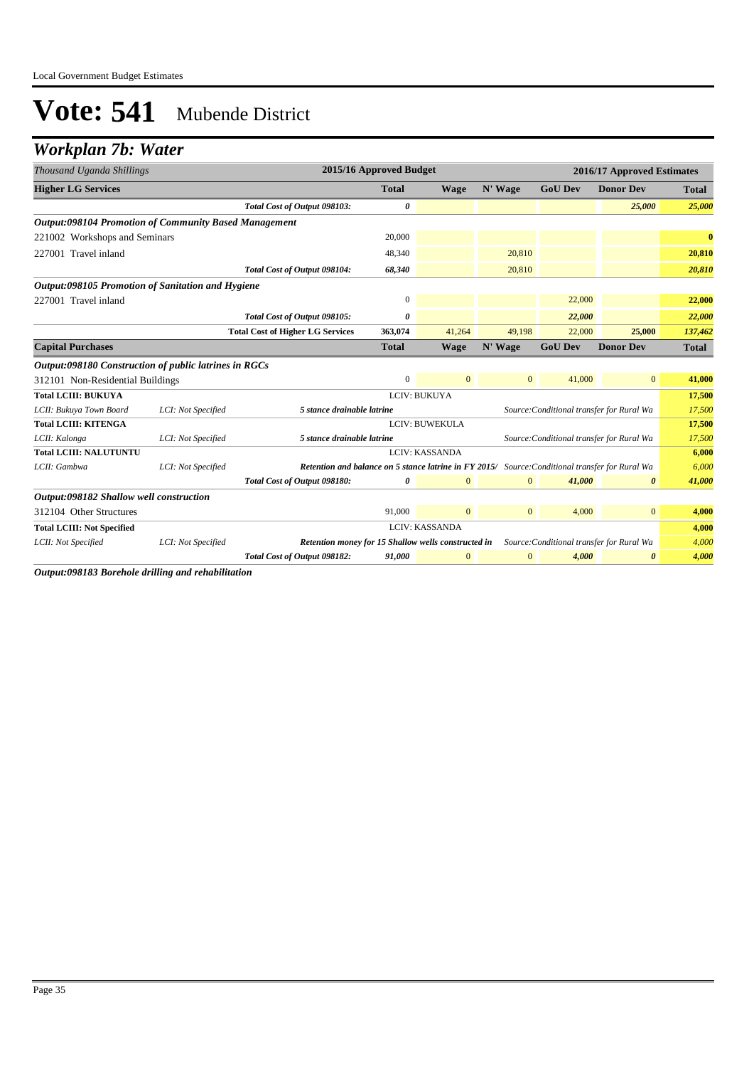Local Government Budget Estimates

# Vote: 541 Mubende District

## Workplan 7b: Water

| *Thousand Uganda Shillings* | | | 2015/16 Approved Budget | 2016/17 Approved Estimates | | | | |
|---|---|---|---|---|---|---|---|---|
| **Higher LG Services** | | | **Total** | **Wage** | **N' Wage** | **GoU Dev** | **Donor Dev** | **Total** |
| | | *Total Cost of Output 098103:* | *0* | | | | *25,000* | *25,000* |
| ***Output:098104 Promotion of Community Based Management*** | | | | | | | | |
| 221002 Workshops and Seminars | | | 20,000 | | | | | **0** |
| 227001 Travel inland | | | 48,340 | | 20,810 | | | **20,810** |
| | | *Total Cost of Output 098104:* | *68,340* | | *20,810* | | | *20,810* |
| ***Output:098105 Promotion of Sanitation and Hygiene*** | | | | | | | | |
| 227001 Travel inland | | | 0 | | | 22,000 | | **22,000** |
| | | *Total Cost of Output 098105:* | *0* | | | *22,000* | | *22,000* |
| | | **Total Cost of Higher LG Services** | **363,074** | 41,264 | 49,198 | 22,000 | **25,000** | ***137,462*** |
| **Capital Purchases** | | | **Total** | **Wage** | **N' Wage** | **GoU Dev** | **Donor Dev** | **Total** |
| ***Output:098180 Construction of public latrines in RGCs*** | | | | | | | | |
| 312101 Non-Residential Buildings | | | 0 | 0 | 0 | 41,000 | 0 | **41,000** |
| **Total LCIII: BUKUYA** | | | LCIV: BUKUYA | | | | | **17,500** |
| *LCII: Bukuya Town Board* | *LCI: Not Specified* | ***5 stance drainable latrine*** | | | | *Source:Conditional transfer for Rural Wa* | | *17,500* |
| **Total LCIII: KITENGA** | | | LCIV: BUWEKULA | | | | | **17,500** |
| *LCII: Kalonga* | *LCI: Not Specified* | ***5 stance drainable latrine*** | | | | *Source:Conditional transfer for Rural Wa* | | *17,500* |
| **Total LCIII: NALUTUNTU** | | | LCIV: KASSANDA | | | | | **6,000** |
| *LCII: Gambwa* | *LCI: Not Specified* | ***Retention and balance on 5 stance latrine in FY 2015/*** | | | | *Source:Conditional transfer for Rural Wa* | | *6,000* |
| | | *Total Cost of Output 098180:* | *0* | 0 | 0 | *41,000* | *0* | *41,000* |
| ***Output:098182 Shallow well construction*** | | | | | | | | |
| 312104 Other Structures | | | 91,000 | 0 | 0 | 4,000 | 0 | **4,000** |
| **Total LCIII: Not Specified** | | | LCIV: KASSANDA | | | | | **4,000** |
| *LCII: Not Specified* | *LCI: Not Specified* | ***Retention money for 15 Shallow wells constructed in*** | | | | *Source:Conditional transfer for Rural Wa* | | *4,000* |
| | | *Total Cost of Output 098182:* | *91,000* | 0 | 0 | *4,000* | *0* | *4,000* |

***Output:098183 Borehole drilling and rehabilitation***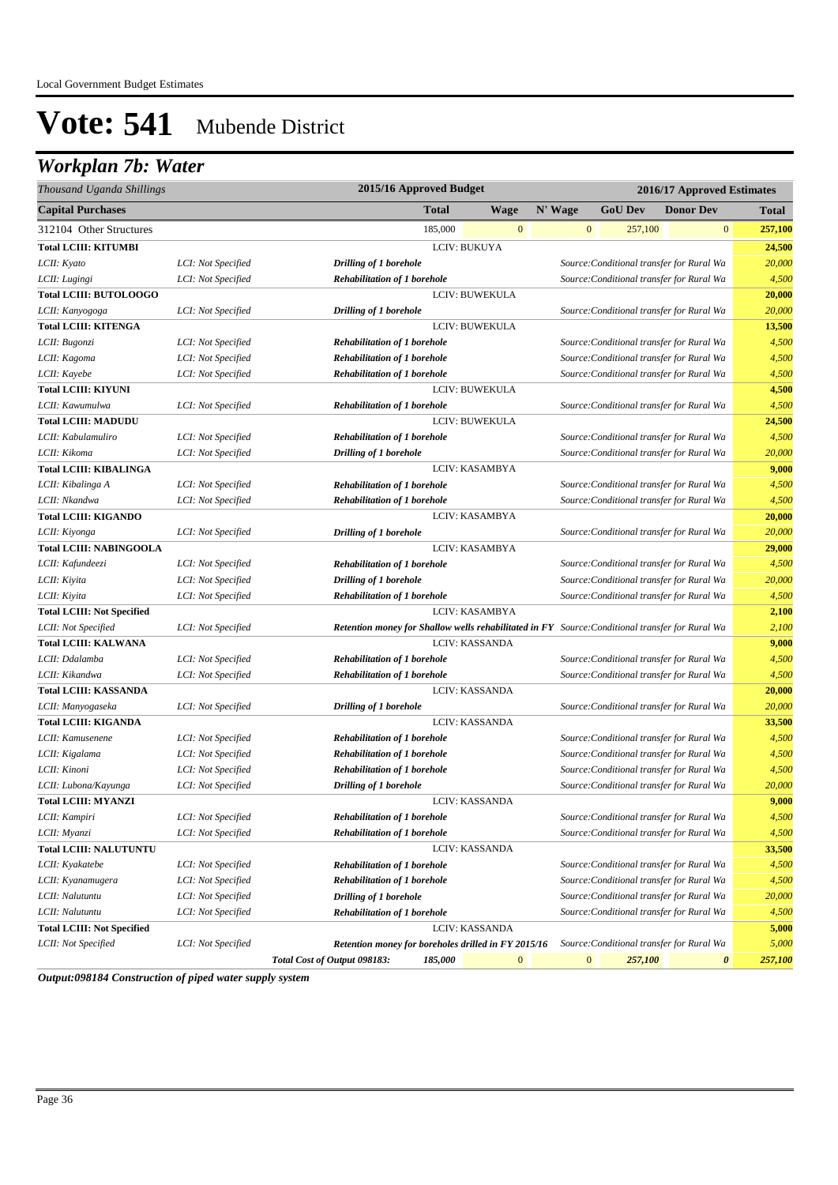Local Government Budget Estimates

# Vote: 541 Mubende District

## *Workplan 7b: Water*

| *Thousand Uganda Shillings* | | 2015/16 Approved Budget | | 2016/17 Approved Estimates | | | | |
|---|---|---|---|---|---|---|---|---|
| **Capital Purchases** | | | **Total** | **Wage** | **N' Wage** | **GoU Dev** | **Donor Dev** | **Total** |
| 312104 Other Structures | | | 185,000 | 0 | 0 | 257,100 | 0 | **257,100** |
| **Total LCIII: KITUMBI** | | LCIV: BUKUYA | | | | | | **24,500** |
| *LCII: Kyato* | *LCI: Not Specified* | ***Drilling of 1 borehole*** | | | | *Source:Conditional transfer for Rural Wa* | | *20,000* |
| *LCII: Lugingi* | *LCI: Not Specified* | ***Rehabilitation of 1 borehole*** | | | | *Source:Conditional transfer for Rural Wa* | | *4,500* |
| **Total LCIII: BUTOLOOGO** | | LCIV: BUWEKULA | | | | | | **20,000** |
| *LCII: Kanyogoga* | *LCI: Not Specified* | ***Drilling of 1 borehole*** | | | | *Source:Conditional transfer for Rural Wa* | | *20,000* |
| **Total LCIII: KITENGA** | | LCIV: BUWEKULA | | | | | | **13,500** |
| *LCII: Bugonzi* | *LCI: Not Specified* | ***Rehabilitation of 1 borehole*** | | | | *Source:Conditional transfer for Rural Wa* | | *4,500* |
| *LCII: Kagoma* | *LCI: Not Specified* | ***Rehabilitation of 1 borehole*** | | | | *Source:Conditional transfer for Rural Wa* | | *4,500* |
| *LCII: Kayebe* | *LCI: Not Specified* | ***Rehabilitation of 1 borehole*** | | | | *Source:Conditional transfer for Rural Wa* | | *4,500* |
| **Total LCIII: KIYUNI** | | LCIV: BUWEKULA | | | | | | **4,500** |
| *LCII: Kawumulwa* | *LCI: Not Specified* | ***Rehabilitation of 1 borehole*** | | | | *Source:Conditional transfer for Rural Wa* | | *4,500* |
| **Total LCIII: MADUDU** | | LCIV: BUWEKULA | | | | | | **24,500** |
| *LCII: Kabulamuliro* | *LCI: Not Specified* | ***Rehabilitation of 1 borehole*** | | | | *Source:Conditional transfer for Rural Wa* | | *4,500* |
| *LCII: Kikoma* | *LCI: Not Specified* | ***Drilling of 1 borehole*** | | | | *Source:Conditional transfer for Rural Wa* | | *20,000* |
| **Total LCIII: KIBALINGA** | | LCIV: KASAMBYA | | | | | | **9,000** |
| *LCII: Kibalinga A* | *LCI: Not Specified* | ***Rehabilitation of 1 borehole*** | | | | *Source:Conditional transfer for Rural Wa* | | *4,500* |
| *LCII: Nkandwa* | *LCI: Not Specified* | ***Rehabilitation of 1 borehole*** | | | | *Source:Conditional transfer for Rural Wa* | | *4,500* |
| **Total LCIII: KIGANDO** | | LCIV: KASAMBYA | | | | | | **20,000** |
| *LCII: Kiyonga* | *LCI: Not Specified* | ***Drilling of 1 borehole*** | | | | *Source:Conditional transfer for Rural Wa* | | *20,000* |
| **Total LCIII: NABINGOOLA** | | LCIV: KASAMBYA | | | | | | **29,000** |
| *LCII: Kafundeezi* | *LCI: Not Specified* | ***Rehabilitation of 1 borehole*** | | | | *Source:Conditional transfer for Rural Wa* | | *4,500* |
| *LCII: Kiyita* | *LCI: Not Specified* | ***Drilling of 1 borehole*** | | | | *Source:Conditional transfer for Rural Wa* | | *20,000* |
| *LCII: Kiyita* | *LCI: Not Specified* | ***Rehabilitation of 1 borehole*** | | | | *Source:Conditional transfer for Rural Wa* | | *4,500* |
| **Total LCIII: Not Specified** | | LCIV: KASAMBYA | | | | | | **2,100** |
| *LCII: Not Specified* | *LCI: Not Specified* | ***Retention money for Shallow wells rehabilitated in FY*** | | | | *Source:Conditional transfer for Rural Wa* | | *2,100* |
| **Total LCIII: KALWANA** | | LCIV: KASSANDA | | | | | | **9,000** |
| *LCII: Ddalamba* | *LCI: Not Specified* | ***Rehabilitation of 1 borehole*** | | | | *Source:Conditional transfer for Rural Wa* | | *4,500* |
| *LCII: Kikandwa* | *LCI: Not Specified* | ***Rehabilitation of 1 borehole*** | | | | *Source:Conditional transfer for Rural Wa* | | *4,500* |
| **Total LCIII: KASSANDA** | | LCIV: KASSANDA | | | | | | **20,000** |
| *LCII: Manyogaseka* | *LCI: Not Specified* | ***Drilling of 1 borehole*** | | | | *Source:Conditional transfer for Rural Wa* | | *20,000* |
| **Total LCIII: KIGANDA** | | LCIV: KASSANDA | | | | | | **33,500** |
| *LCII: Kamusenene* | *LCI: Not Specified* | ***Rehabilitation of 1 borehole*** | | | | *Source:Conditional transfer for Rural Wa* | | *4,500* |
| *LCII: Kigalama* | *LCI: Not Specified* | ***Rehabilitation of 1 borehole*** | | | | *Source:Conditional transfer for Rural Wa* | | *4,500* |
| *LCII: Kinoni* | *LCI: Not Specified* | ***Rehabilitation of 1 borehole*** | | | | *Source:Conditional transfer for Rural Wa* | | *4,500* |
| *LCII: Lubona/Kayunga* | *LCI: Not Specified* | ***Drilling of 1 borehole*** | | | | *Source:Conditional transfer for Rural Wa* | | *20,000* |
| **Total LCIII: MYANZI** | | LCIV: KASSANDA | | | | | | **9,000** |
| *LCII: Kampiri* | *LCI: Not Specified* | ***Rehabilitation of 1 borehole*** | | | | *Source:Conditional transfer for Rural Wa* | | *4,500* |
| *LCII: Myanzi* | *LCI: Not Specified* | ***Rehabilitation of 1 borehole*** | | | | *Source:Conditional transfer for Rural Wa* | | *4,500* |
| **Total LCIII: NALUTUNTU** | | LCIV: KASSANDA | | | | | | **33,500** |
| *LCII: Kyakatebe* | *LCI: Not Specified* | ***Rehabilitation of 1 borehole*** | | | | *Source:Conditional transfer for Rural Wa* | | *4,500* |
| *LCII: Kyanamugera* | *LCI: Not Specified* | ***Rehabilitation of 1 borehole*** | | | | *Source:Conditional transfer for Rural Wa* | | *4,500* |
| *LCII: Nalutuntu* | *LCI: Not Specified* | ***Drilling of 1 borehole*** | | | | *Source:Conditional transfer for Rural Wa* | | *20,000* |
| *LCII: Nalutuntu* | *LCI: Not Specified* | ***Rehabilitation of 1 borehole*** | | | | *Source:Conditional transfer for Rural Wa* | | *4,500* |
| **Total LCIII: Not Specified** | | LCIV: KASSANDA | | | | | | **5,000** |
| *LCII: Not Specified* | *LCI: Not Specified* | ***Retention money for boreholes drilled in FY 2015/16*** | | | | *Source:Conditional transfer for Rural Wa* | | *5,000* |
| | | ***Total Cost of Output 098183:*** | ***185,000*** | *0* | *0* | ***257,100*** | ***0*** | ***257,100*** |

***Output:098184 Construction of piped water supply system***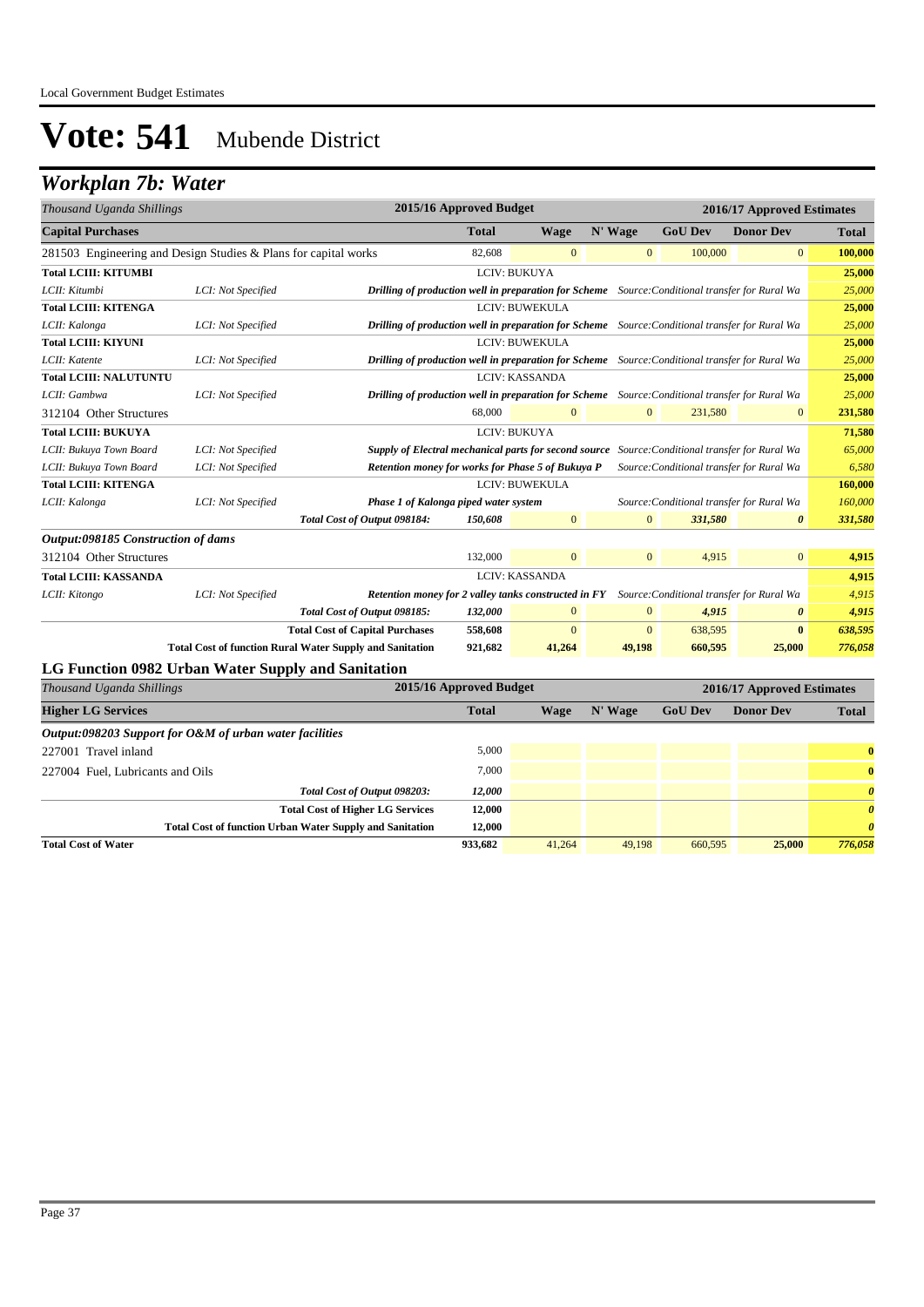# Vote: 541 Mubende District

## Workplan 7b: Water

| Thousand Uganda Shillings | | | 2015/16 Approved Budget | | | 2016/17 Approved Estimates | | |
|---|---|---|---|---|---|---|---|---|
| **Capital Purchases** | | | **Total** | **Wage** | **N' Wage** | **GoU Dev** | **Donor Dev** | **Total** |
| 281503 Engineering and Design Studies & Plans for capital works | | | 82,608 | 0 | 0 | 100,000 | 0 | **100,000** |
| **Total LCIII: KITUMBI** | | | LCIV: BUKUYA | | | | | **25,000** |
| *LCII: Kitumbi* | *LCI: Not Specified* | ***Drilling of production well in preparation for Scheme*** | | *Source:Conditional transfer for Rural Wa* | | | | *25,000* |
| **Total LCIII: KITENGA** | | | LCIV: BUWEKULA | | | | | **25,000** |
| *LCII: Kalonga* | *LCI: Not Specified* | ***Drilling of production well in preparation for Scheme*** | | *Source:Conditional transfer for Rural Wa* | | | | *25,000* |
| **Total LCIII: KIYUNI** | | | LCIV: BUWEKULA | | | | | **25,000** |
| *LCII: Katente* | *LCI: Not Specified* | ***Drilling of production well in preparation for Scheme*** | | *Source:Conditional transfer for Rural Wa* | | | | *25,000* |
| **Total LCIII: NALUTUNTU** | | | LCIV: KASSANDA | | | | | **25,000** |
| *LCII: Gambwa* | *LCI: Not Specified* | ***Drilling of production well in preparation for Scheme*** | | *Source:Conditional transfer for Rural Wa* | | | | *25,000* |
| 312104 Other Structures | | | 68,000 | 0 | 0 | 231,580 | 0 | **231,580** |
| **Total LCIII: BUKUYA** | | | LCIV: BUKUYA | | | | | **71,580** |
| *LCII: Bukuya Town Board* | *LCI: Not Specified* | ***Supply of Electral mechanical parts for second source*** | | *Source:Conditional transfer for Rural Wa* | | | | *65,000* |
| *LCII: Bukuya Town Board* | *LCI: Not Specified* | ***Retention money for works for Phase 5 of Bukuya P*** | | *Source:Conditional transfer for Rural Wa* | | | | *6,580* |
| **Total LCIII: KITENGA** | | | LCIV: BUWEKULA | | | | | **160,000** |
| *LCII: Kalonga* | *LCI: Not Specified* | ***Phase 1 of Kalonga piped water system*** | | *Source:Conditional transfer for Rural Wa* | | | | *160,000* |
| | | *Total Cost of Output 098184:* | *150,608* | 0 | 0 | *331,580* | *0* | *331,580* |
| ***Output:098185 Construction of dams*** | | | | | | | | |
| 312104 Other Structures | | | 132,000 | 0 | 0 | 4,915 | 0 | **4,915** |
| **Total LCIII: KASSANDA** | | | LCIV: KASSANDA | | | | | **4,915** |
| *LCII: Kitongo* | *LCI: Not Specified* | ***Retention money for 2 valley tanks constructed in FY*** | | *Source:Conditional transfer for Rural Wa* | | | | *4,915* |
| | | *Total Cost of Output 098185:* | *132,000* | 0 | 0 | *4,915* | *0* | *4,915* |
| | | **Total Cost of Capital Purchases** | **558,608** | **0** | **0** | 638,595 | **0** | ***638,595*** |
| | | **Total Cost of function Rural Water Supply and Sanitation** | **921,682** | **41,264** | **49,198** | **660,595** | **25,000** | ***776,058*** |

### LG Function 0982 Urban Water Supply and Sanitation

| Thousand Uganda Shillings | 2015/16 Approved Budget | | | 2016/17 Approved Estimates | | |
|---|---|---|---|---|---|---|
| **Higher LG Services** | **Total** | **Wage** | **N' Wage** | **GoU Dev** | **Donor Dev** | **Total** |
| ***Output:098203 Support for O&M of urban water facilities*** | | | | | | |
| 227001 Travel inland | 5,000 | | | | | **0** |
| 227004 Fuel, Lubricants and Oils | 7,000 | | | | | **0** |
| *Total Cost of Output 098203:* | *12,000* | | | | | ***0*** |
| **Total Cost of Higher LG Services** | **12,000** | | | | | ***0*** |
| **Total Cost of function Urban Water Supply and Sanitation** | **12,000** | | | | | ***0*** |
| **Total Cost of Water** | **933,682** | 41,264 | 49,198 | 660,595 | **25,000** | ***776,058*** |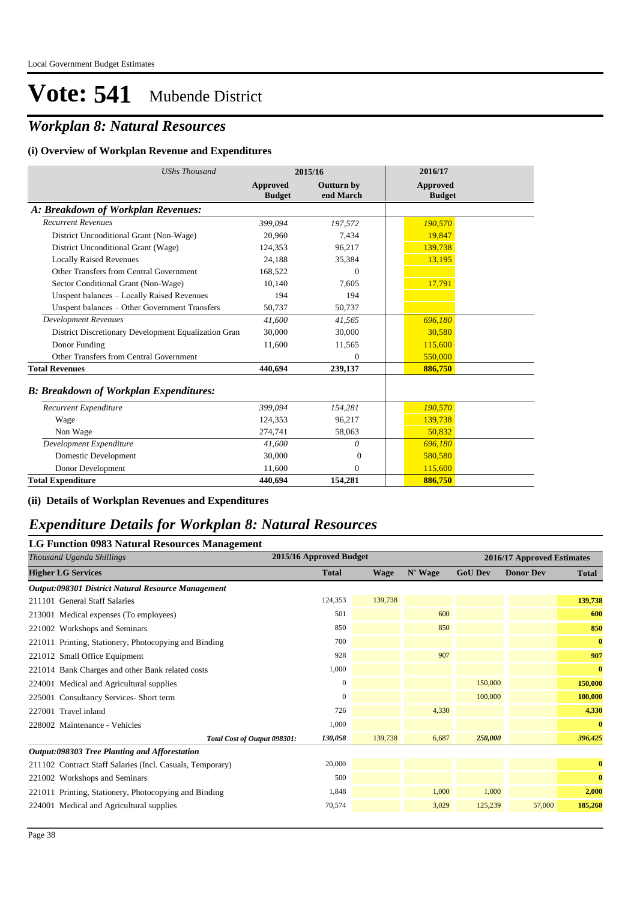# Vote: 541 Mubende District

## *Workplan 8: Natural Resources*

### (i) Overview of Workplan Revenue and Expenditures

| *UShs Thousand* | 2015/16 | | 2016/17 |
|---|---|---|---|
| | **Approved Budget** | **Outturn by end March** | **Approved Budget** |
| ***A: Breakdown of Workplan Revenues:*** | | | |
| *Recurrent Revenues* | *399,094* | *197,572* | *190,570* |
| District Unconditional Grant (Non-Wage) | 20,960 | 7,434 | 19,847 |
| District Unconditional Grant (Wage) | 124,353 | 96,217 | 139,738 |
| Locally Raised Revenues | 24,188 | 35,384 | 13,195 |
| Other Transfers from Central Government | 168,522 | 0 | |
| Sector Conditional Grant (Non-Wage) | 10,140 | 7,605 | 17,791 |
| Unspent balances – Locally Raised Revenues | 194 | 194 | |
| Unspent balances – Other Government Transfers | 50,737 | 50,737 | |
| *Development Revenues* | *41,600* | *41,565* | *696,180* |
| District Discretionary Development Equalization Gran | 30,000 | 30,000 | 30,580 |
| Donor Funding | 11,600 | 11,565 | 115,600 |
| Other Transfers from Central Government | | 0 | 550,000 |
| **Total Revenues** | **440,694** | **239,137** | **886,750** |
| ***B: Breakdown of Workplan Expenditures:*** | | | |
| *Recurrent Expenditure* | *399,094* | *154,281* | *190,570* |
| Wage | 124,353 | 96,217 | 139,738 |
| Non Wage | 274,741 | 58,063 | 50,832 |
| *Development Expenditure* | *41,600* | *0* | *696,180* |
| Domestic Development | 30,000 | 0 | 580,580 |
| Donor Development | 11,600 | 0 | 115,600 |
| **Total Expenditure** | **440,694** | **154,281** | **886,750** |

### (ii) Details of Workplan Revenues and Expenditures

## *Expenditure Details for Workplan 8: Natural Resources*

### LG Function 0983 Natural Resources Management

| *Thousand Uganda Shillings* | 2015/16 Approved Budget | 2016/17 Approved Estimates | | | | |
|---|---|---|---|---|---|---|
| **Higher LG Services** | **Total** | **Wage** | **N' Wage** | **GoU Dev** | **Donor Dev** | **Total** |
| ***Output:098301 District Natural Resource Management*** | | | | | | |
| 211101 General Staff Salaries | 124,353 | 139,738 | | | | **139,738** |
| 213001 Medical expenses (To employees) | 501 | | 600 | | | **600** |
| 221002 Workshops and Seminars | 850 | | 850 | | | **850** |
| 221011 Printing, Stationery, Photocopying and Binding | 700 | | | | | **0** |
| 221012 Small Office Equipment | 928 | | 907 | | | **907** |
| 221014 Bank Charges and other Bank related costs | 1,000 | | | | | **0** |
| 224001 Medical and Agricultural supplies | 0 | | | 150,000 | | **150,000** |
| 225001 Consultancy Services- Short term | 0 | | | 100,000 | | **100,000** |
| 227001 Travel inland | 726 | | 4,330 | | | **4,330** |
| 228002 Maintenance - Vehicles | 1,000 | | | | | **0** |
| *Total Cost of Output 098301:* | *130,058* | 139,738 | 6,687 | *250,000* | | ***396,425*** |
| ***Output:098303 Tree Planting and Afforestation*** | | | | | | |
| 211102 Contract Staff Salaries (Incl. Casuals, Temporary) | 20,000 | | | | | **0** |
| 221002 Workshops and Seminars | 500 | | | | | **0** |
| 221011 Printing, Stationery, Photocopying and Binding | 1,848 | | 1,000 | 1,000 | | **2,000** |
| 224001 Medical and Agricultural supplies | 70,574 | | 3,029 | 125,239 | 57,000 | **185,268** |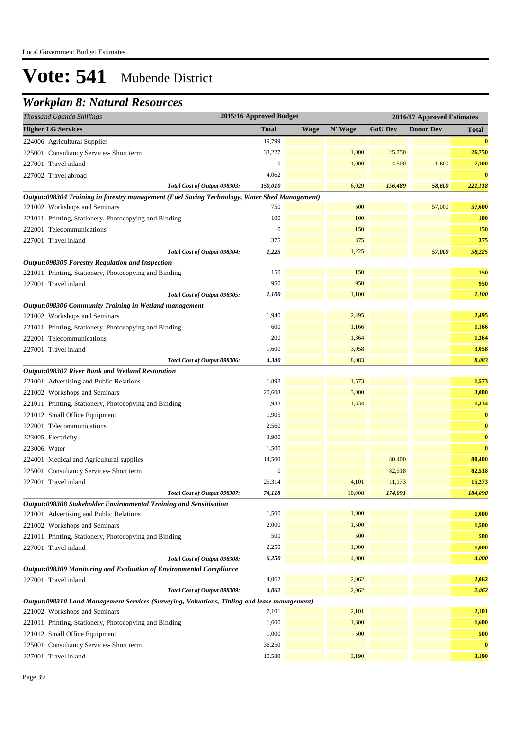# Vote: 541 Mubende District

## *Workplan 8: Natural Resources*

| *Thousand Uganda Shillings* | 2015/16 Approved Budget | | 2016/17 Approved Estimates | | | |
|---|---|---|---|---|---|---|
| **Higher LG Services** | **Total** | **Wage** | **N' Wage** | **GoU Dev** | **Donor Dev** | **Total** |
| 224006 Agricultural Supplies | 19,799 | | | | | **0** |
| 225001 Consultancy Services- Short term | 33,227 | | 1,000 | 25,750 | | **26,750** |
| 227001 Travel inland | 0 | | 1,000 | 4,500 | 1,600 | **7,100** |
| 227002 Travel abroad | 4,062 | | | | | **0** |
| *Total Cost of Output 098303:* | *150,010* | | 6,029 | *156,489* | *58,600* | ***221,118*** |
| ***Output:098304 Training in forestry management (Fuel Saving Technology, Water Shed Management)*** | | | | | | |
| 221002 Workshops and Seminars | 750 | | 600 | | 57,000 | **57,600** |
| 221011 Printing, Stationery, Photocopying and Binding | 100 | | 100 | | | **100** |
| 222001 Telecommunications | 0 | | 150 | | | **150** |
| 227001 Travel inland | 375 | | 375 | | | **375** |
| *Total Cost of Output 098304:* | *1,225* | | 1,225 | | *57,000* | ***58,225*** |
| ***Output:098305 Forestry Regulation and Inspection*** | | | | | | |
| 221011 Printing, Stationery, Photocopying and Binding | 150 | | 150 | | | **150** |
| 227001 Travel inland | 950 | | 950 | | | **950** |
| *Total Cost of Output 098305:* | *1,100* | | 1,100 | | | ***1,100*** |
| ***Output:098306 Community Training in Wetland management*** | | | | | | |
| 221002 Workshops and Seminars | 1,940 | | 2,495 | | | **2,495** |
| 221011 Printing, Stationery, Photocopying and Binding | 600 | | 1,166 | | | **1,166** |
| 222001 Telecommunications | 200 | | 1,364 | | | **1,364** |
| 227001 Travel inland | 1,600 | | 3,058 | | | **3,058** |
| *Total Cost of Output 098306:* | *4,340* | | 8,083 | | | ***8,083*** |
| ***Output:098307 River Bank and Wetland Restoration*** | | | | | | |
| 221001 Advertising and Public Relations | 1,898 | | 1,573 | | | **1,573** |
| 221002 Workshops and Seminars | 20,608 | | 3,000 | | | **3,000** |
| 221011 Printing, Stationery, Photocopying and Binding | 1,933 | | 1,334 | | | **1,334** |
| 221012 Small Office Equipment | 1,905 | | | | | **0** |
| 222001 Telecommunications | 2,560 | | | | | **0** |
| 223005 Electricity | 3,900 | | | | | **0** |
| 223006 Water | 1,500 | | | | | **0** |
| 224001 Medical and Agricultural supplies | 14,500 | | | 80,400 | | **80,400** |
| 225001 Consultancy Services- Short term | 0 | | | 82,518 | | **82,518** |
| 227001 Travel inland | 25,314 | | 4,101 | 11,173 | | **15,273** |
| *Total Cost of Output 098307:* | *74,118* | | 10,008 | *174,091* | | ***184,098*** |
| ***Output:098308 Stakeholder Environmental Training and Sensitisation*** | | | | | | |
| 221001 Advertising and Public Relations | 1,500 | | 1,000 | | | **1,000** |
| 221002 Workshops and Seminars | 2,000 | | 1,500 | | | **1,500** |
| 221011 Printing, Stationery, Photocopying and Binding | 500 | | 500 | | | **500** |
| 227001 Travel inland | 2,250 | | 1,000 | | | **1,000** |
| *Total Cost of Output 098308:* | *6,250* | | 4,000 | | | ***4,000*** |
| ***Output:098309 Monitoring and Evaluation of Environmental Compliance*** | | | | | | |
| 227001 Travel inland | 4,062 | | 2,062 | | | **2,062** |
| *Total Cost of Output 098309:* | *4,062* | | 2,062 | | | ***2,062*** |
| ***Output:098310 Land Management Services (Surveying, Valuations, Tittling and lease management)*** | | | | | | |
| 221002 Workshops and Seminars | 7,101 | | 2,101 | | | **2,101** |
| 221011 Printing, Stationery, Photocopying and Binding | 1,600 | | 1,600 | | | **1,600** |
| 221012 Small Office Equipment | 1,000 | | 500 | | | **500** |
| 225001 Consultancy Services- Short term | 36,250 | | | | | **0** |
| 227001 Travel inland | 10,580 | | 3,190 | | | **3,190** |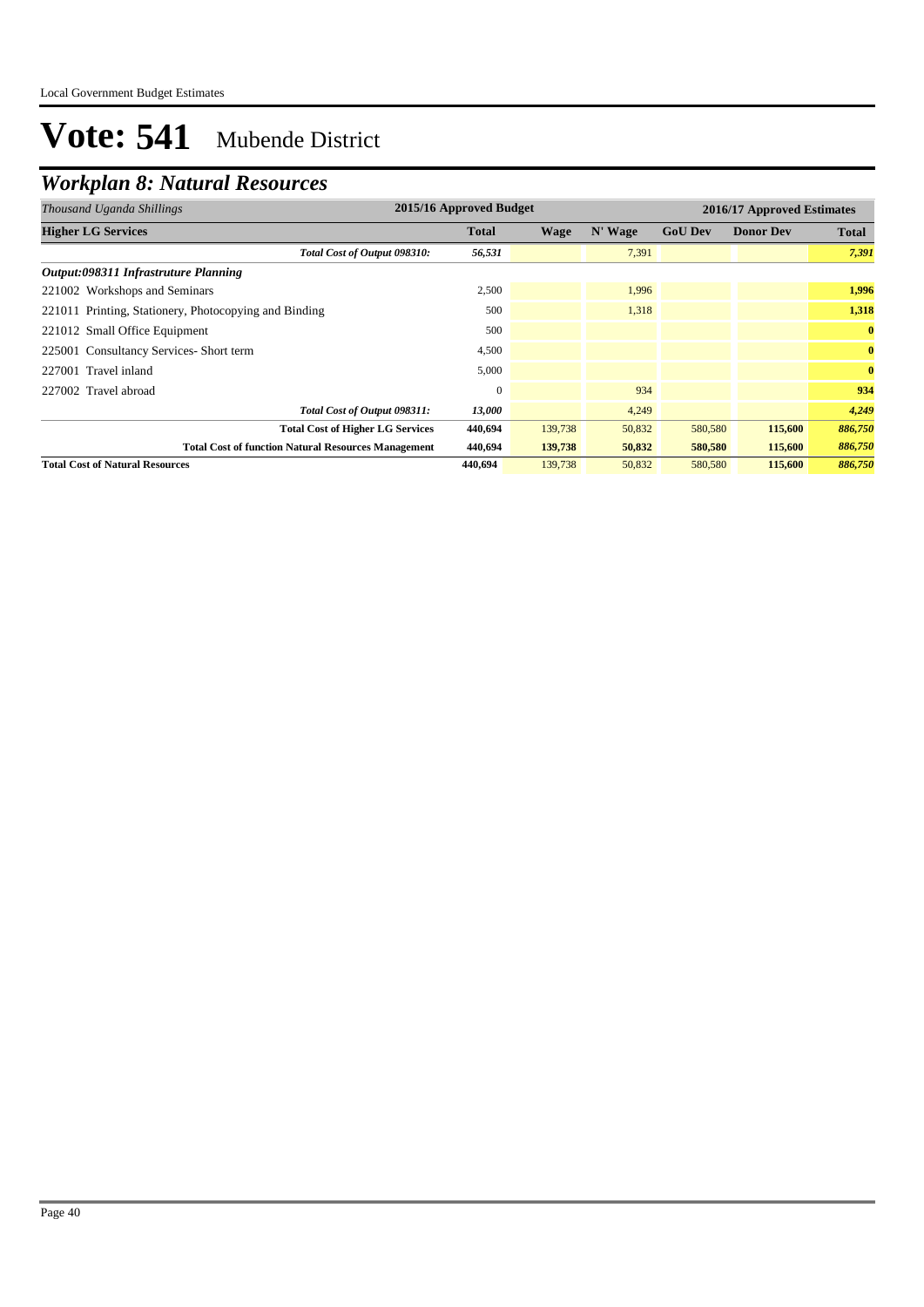# Vote: 541 Mubende District

## *Workplan 8: Natural Resources*

| *Thousand Uganda Shillings* | 2015/16 Approved Budget | 2016/17 Approved Estimates | | | | |
|---|---|---|---|---|---|---|
| **Higher LG Services** | **Total** | **Wage** | **N' Wage** | **GoU Dev** | **Donor Dev** | **Total** |
| *Total Cost of Output 098310:* | *56,531* | | 7,391 | | | *7,391* |
| ***Output:098311 Infrastruture Planning*** | | | | | | |
| 221002 Workshops and Seminars | 2,500 | | 1,996 | | | **1,996** |
| 221011 Printing, Stationery, Photocopying and Binding | 500 | | 1,318 | | | **1,318** |
| 221012 Small Office Equipment | 500 | | | | | **0** |
| 225001 Consultancy Services- Short term | 4,500 | | | | | **0** |
| 227001 Travel inland | 5,000 | | | | | **0** |
| 227002 Travel abroad | 0 | | 934 | | | **934** |
| *Total Cost of Output 098311:* | *13,000* | | 4,249 | | | *4,249* |
| **Total Cost of Higher LG Services** | **440,694** | 139,738 | 50,832 | 580,580 | **115,600** | ***886,750*** |
| **Total Cost of function Natural Resources Management** | **440,694** | **139,738** | **50,832** | **580,580** | **115,600** | ***886,750*** |
| **Total Cost of Natural Resources** | **440,694** | 139,738 | 50,832 | 580,580 | **115,600** | ***886,750*** |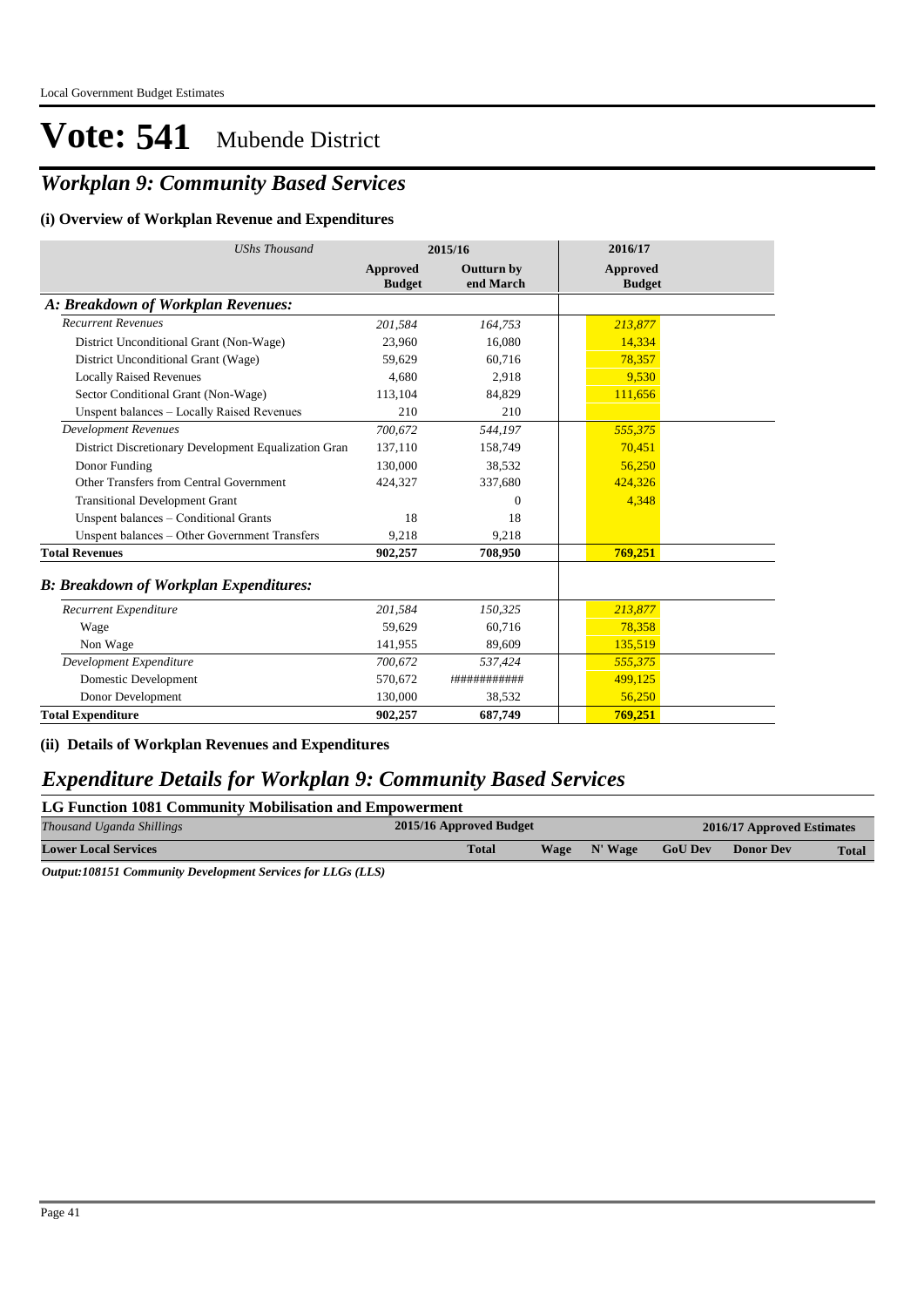Local Government Budget Estimates

# Vote: 541 Mubende District

## *Workplan 9: Community Based Services*

### (i) Overview of Workplan Revenue and Expenditures

| *UShs Thousand* | 2015/16 | | 2016/17 |
|---|---|---|---|
| | **Approved Budget** | **Outturn by end March** | **Approved Budget** |
| ***A: Breakdown of Workplan Revenues:*** | | | |
| *Recurrent Revenues* | *201,584* | *164,753* | *213,877* |
| District Unconditional Grant (Non-Wage) | 23,960 | 16,080 | 14,334 |
| District Unconditional Grant (Wage) | 59,629 | 60,716 | 78,357 |
| Locally Raised Revenues | 4,680 | 2,918 | 9,530 |
| Sector Conditional Grant (Non-Wage) | 113,104 | 84,829 | 111,656 |
| Unspent balances – Locally Raised Revenues | 210 | 210 | |
| *Development Revenues* | *700,672* | *544,197* | *555,375* |
| District Discretionary Development Equalization Gran | 137,110 | 158,749 | 70,451 |
| Donor Funding | 130,000 | 38,532 | 56,250 |
| Other Transfers from Central Government | 424,327 | 337,680 | 424,326 |
| Transitional Development Grant | | 0 | 4,348 |
| Unspent balances – Conditional Grants | 18 | 18 | |
| Unspent balances – Other Government Transfers | 9,218 | 9,218 | |
| **Total Revenues** | **902,257** | **708,950** | **769,251** |
| ***B: Breakdown of Workplan Expenditures:*** | | | |
| *Recurrent Expenditure* | *201,584* | *150,325* | *213,877* |
| Wage | 59,629 | 60,716 | 78,358 |
| Non Wage | 141,955 | 89,609 | 135,519 |
| *Development Expenditure* | *700,672* | *537,424* | *555,375* |
| Domestic Development | 570,672 | ########### | 499,125 |
| Donor Development | 130,000 | 38,532 | 56,250 |
| **Total Expenditure** | **902,257** | **687,749** | **769,251** |

### (ii) Details of Workplan Revenues and Expenditures

## *Expenditure Details for Workplan 9: Community Based Services*

**LG Function 1081 Community Mobilisation and Empowerment**

| *Thousand Uganda Shillings* | 2015/16 Approved Budget | 2016/17 Approved Estimates | | | | |
|---|---|---|---|---|---|---|
| **Lower Local Services** | **Total** | **Wage** | **N' Wage** | **GoU Dev** | **Donor Dev** | **Total** |

***Output:108151 Community Development Services for LLGs (LLS)***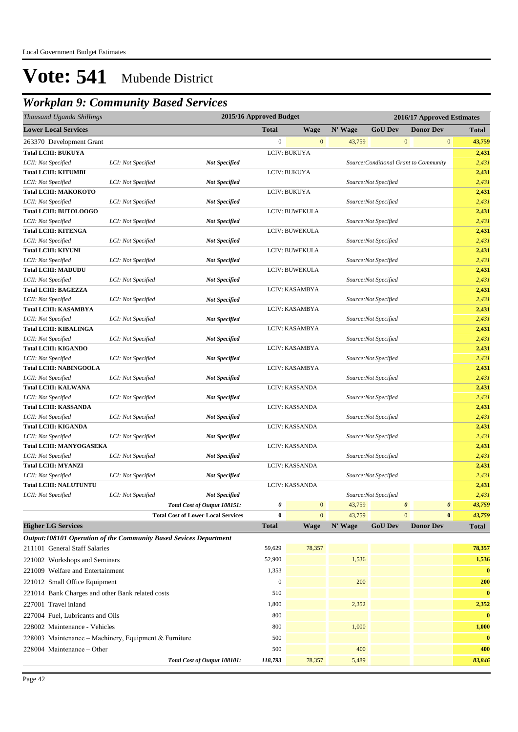Local Government Budget Estimates

# Vote: 541 Mubende District

## Workplan 9: Community Based Services

| *Thousand Uganda Shillings* | | | 2015/16 Approved Budget | | 2016/17 Approved Estimates | | | |
|---|---|---|---|---|---|---|---|---|
| **Lower Local Services** | | | **Total** | **Wage** | **N' Wage** | **GoU Dev** | **Donor Dev** | **Total** |
| 263370 Development Grant | | | 0 | 0 | 43,759 | 0 | 0 | **43,759** |
| **Total LCIII: BUKUYA** | | | LCIV: BUKUYA | | | | | **2,431** |
| *LCII: Not Specified* | *LCI: Not Specified* | ***Not Specified*** | | | *Source:Conditional Grant to Community* | | | *2,431* |
| **Total LCIII: KITUMBI** | | | LCIV: BUKUYA | | | | | **2,431** |
| *LCII: Not Specified* | *LCI: Not Specified* | ***Not Specified*** | | | *Source:Not Specified* | | | *2,431* |
| **Total LCIII: MAKOKOTO** | | | LCIV: BUKUYA | | | | | **2,431** |
| *LCII: Not Specified* | *LCI: Not Specified* | ***Not Specified*** | | | *Source:Not Specified* | | | *2,431* |
| **Total LCIII: BUTOLOOGO** | | | LCIV: BUWEKULA | | | | | **2,431** |
| *LCII: Not Specified* | *LCI: Not Specified* | ***Not Specified*** | | | *Source:Not Specified* | | | *2,431* |
| **Total LCIII: KITENGA** | | | LCIV: BUWEKULA | | | | | **2,431** |
| *LCII: Not Specified* | *LCI: Not Specified* | ***Not Specified*** | | | *Source:Not Specified* | | | *2,431* |
| **Total LCIII: KIYUNI** | | | LCIV: BUWEKULA | | | | | **2,431** |
| *LCII: Not Specified* | *LCI: Not Specified* | ***Not Specified*** | | | *Source:Not Specified* | | | *2,431* |
| **Total LCIII: MADUDU** | | | LCIV: BUWEKULA | | | | | **2,431** |
| *LCII: Not Specified* | *LCI: Not Specified* | ***Not Specified*** | | | *Source:Not Specified* | | | *2,431* |
| **Total LCIII: BAGEZZA** | | | LCIV: KASAMBYA | | | | | **2,431** |
| *LCII: Not Specified* | *LCI: Not Specified* | ***Not Specified*** | | | *Source:Not Specified* | | | *2,431* |
| **Total LCIII: KASAMBYA** | | | LCIV: KASAMBYA | | | | | **2,431** |
| *LCII: Not Specified* | *LCI: Not Specified* | ***Not Specified*** | | | *Source:Not Specified* | | | *2,431* |
| **Total LCIII: KIBALINGA** | | | LCIV: KASAMBYA | | | | | **2,431** |
| *LCII: Not Specified* | *LCI: Not Specified* | ***Not Specified*** | | | *Source:Not Specified* | | | *2,431* |
| **Total LCIII: KIGANDO** | | | LCIV: KASAMBYA | | | | | **2,431** |
| *LCII: Not Specified* | *LCI: Not Specified* | ***Not Specified*** | | | *Source:Not Specified* | | | *2,431* |
| **Total LCIII: NABINGOOLA** | | | LCIV: KASAMBYA | | | | | **2,431** |
| *LCII: Not Specified* | *LCI: Not Specified* | ***Not Specified*** | | | *Source:Not Specified* | | | *2,431* |
| **Total LCIII: KALWANA** | | | LCIV: KASSANDA | | | | | **2,431** |
| *LCII: Not Specified* | *LCI: Not Specified* | ***Not Specified*** | | | *Source:Not Specified* | | | *2,431* |
| **Total LCIII: KASSANDA** | | | LCIV: KASSANDA | | | | | **2,431** |
| *LCII: Not Specified* | *LCI: Not Specified* | ***Not Specified*** | | | *Source:Not Specified* | | | *2,431* |
| **Total LCIII: KIGANDA** | | | LCIV: KASSANDA | | | | | **2,431** |
| *LCII: Not Specified* | *LCI: Not Specified* | ***Not Specified*** | | | *Source:Not Specified* | | | *2,431* |
| **Total LCIII: MANYOGASEKA** | | | LCIV: KASSANDA | | | | | **2,431** |
| *LCII: Not Specified* | *LCI: Not Specified* | ***Not Specified*** | | | *Source:Not Specified* | | | *2,431* |
| **Total LCIII: MYANZI** | | | LCIV: KASSANDA | | | | | **2,431** |
| *LCII: Not Specified* | *LCI: Not Specified* | ***Not Specified*** | | | *Source:Not Specified* | | | *2,431* |
| **Total LCIII: NALUTUNTU** | | | LCIV: KASSANDA | | | | | **2,431** |
| *LCII: Not Specified* | *LCI: Not Specified* | ***Not Specified*** | | | *Source:Not Specified* | | | *2,431* |
| | | *Total Cost of Output 108151:* | *0* | 0 | 43,759 | *0* | *0* | *43,759* |
| | | **Total Cost of Lower Local Services** | **0** | 0 | 43,759 | 0 | **0** | *43,759* |
| **Higher LG Services** | | | **Total** | **Wage** | **N' Wage** | **GoU Dev** | **Donor Dev** | **Total** |
| ***Output:108101 Operation of the Community Based Sevices Department*** | | | | | | | | |
| 211101 General Staff Salaries | | | 59,629 | 78,357 | | | | **78,357** |
| 221002 Workshops and Seminars | | | 52,900 | | 1,536 | | | **1,536** |
| 221009 Welfare and Entertainment | | | 1,353 | | | | | **0** |
| 221012 Small Office Equipment | | | 0 | | 200 | | | **200** |
| 221014 Bank Charges and other Bank related costs | | | 510 | | | | | **0** |
| 227001 Travel inland | | | 1,800 | | 2,352 | | | **2,352** |
| 227004 Fuel, Lubricants and Oils | | | 800 | | | | | **0** |
| 228002 Maintenance - Vehicles | | | 800 | | 1,000 | | | **1,000** |
| 228003 Maintenance – Machinery, Equipment & Furniture | | | 500 | | | | | **0** |
| 228004 Maintenance – Other | | | 500 | | 400 | | | **400** |
| | | *Total Cost of Output 108101:* | *118,793* | 78,357 | 5,489 | | | *83,846* |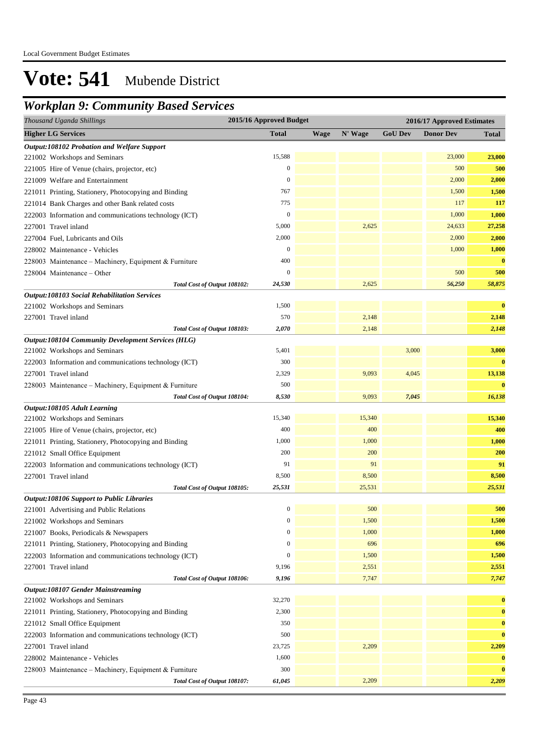# Vote: 541 Mubende District

## *Workplan 9: Community Based Services*

| *Thousand Uganda Shillings* | 2015/16 Approved Budget | 2016/17 Approved Estimates | | | | |
|---|---|---|---|---|---|---|
| **Higher LG Services** | **Total** | **Wage** | **N' Wage** | **GoU Dev** | **Donor Dev** | **Total** |
| ***Output:108102 Probation and Welfare Support*** | | | | | | |
| 221002 Workshops and Seminars | 15,588 | | | | 23,000 | **23,000** |
| 221005 Hire of Venue (chairs, projector, etc) | 0 | | | | 500 | **500** |
| 221009 Welfare and Entertainment | 0 | | | | 2,000 | **2,000** |
| 221011 Printing, Stationery, Photocopying and Binding | 767 | | | | 1,500 | **1,500** |
| 221014 Bank Charges and other Bank related costs | 775 | | | | 117 | **117** |
| 222003 Information and communications technology (ICT) | 0 | | | | 1,000 | **1,000** |
| 227001 Travel inland | 5,000 | | 2,625 | | 24,633 | **27,258** |
| 227004 Fuel, Lubricants and Oils | 2,000 | | | | 2,000 | **2,000** |
| 228002 Maintenance - Vehicles | 0 | | | | 1,000 | **1,000** |
| 228003 Maintenance – Machinery, Equipment & Furniture | 400 | | | | | **0** |
| 228004 Maintenance – Other | 0 | | | | 500 | **500** |
| *Total Cost of Output 108102:* | *24,530* | | *2,625* | | *56,250* | *58,875* |
| ***Output:108103 Social Rehabilitation Services*** | | | | | | |
| 221002 Workshops and Seminars | 1,500 | | | | | **0** |
| 227001 Travel inland | 570 | | 2,148 | | | **2,148** |
| *Total Cost of Output 108103:* | *2,070* | | *2,148* | | | *2,148* |
| ***Output:108104 Community Development Services (HLG)*** | | | | | | |
| 221002 Workshops and Seminars | 5,401 | | | 3,000 | | **3,000** |
| 222003 Information and communications technology (ICT) | 300 | | | | | **0** |
| 227001 Travel inland | 2,329 | | 9,093 | 4,045 | | **13,138** |
| 228003 Maintenance – Machinery, Equipment & Furniture | 500 | | | | | **0** |
| *Total Cost of Output 108104:* | *8,530* | | *9,093* | *7,045* | | *16,138* |
| ***Output:108105 Adult Learning*** | | | | | | |
| 221002 Workshops and Seminars | 15,340 | | 15,340 | | | **15,340** |
| 221005 Hire of Venue (chairs, projector, etc) | 400 | | 400 | | | **400** |
| 221011 Printing, Stationery, Photocopying and Binding | 1,000 | | 1,000 | | | **1,000** |
| 221012 Small Office Equipment | 200 | | 200 | | | **200** |
| 222003 Information and communications technology (ICT) | 91 | | 91 | | | **91** |
| 227001 Travel inland | 8,500 | | 8,500 | | | **8,500** |
| *Total Cost of Output 108105:* | *25,531* | | *25,531* | | | *25,531* |
| ***Output:108106 Support to Public Libraries*** | | | | | | |
| 221001 Advertising and Public Relations | 0 | | 500 | | | **500** |
| 221002 Workshops and Seminars | 0 | | 1,500 | | | **1,500** |
| 221007 Books, Periodicals & Newspapers | 0 | | 1,000 | | | **1,000** |
| 221011 Printing, Stationery, Photocopying and Binding | 0 | | 696 | | | **696** |
| 222003 Information and communications technology (ICT) | 0 | | 1,500 | | | **1,500** |
| 227001 Travel inland | 9,196 | | 2,551 | | | **2,551** |
| *Total Cost of Output 108106:* | *9,196* | | *7,747* | | | *7,747* |
| ***Output:108107 Gender Mainstreaming*** | | | | | | |
| 221002 Workshops and Seminars | 32,270 | | | | | **0** |
| 221011 Printing, Stationery, Photocopying and Binding | 2,300 | | | | | **0** |
| 221012 Small Office Equipment | 350 | | | | | **0** |
| 222003 Information and communications technology (ICT) | 500 | | | | | **0** |
| 227001 Travel inland | 23,725 | | 2,209 | | | **2,209** |
| 228002 Maintenance - Vehicles | 1,600 | | | | | **0** |
| 228003 Maintenance – Machinery, Equipment & Furniture | 300 | | | | | **0** |
| *Total Cost of Output 108107:* | *61,045* | | *2,209* | | | *2,209* |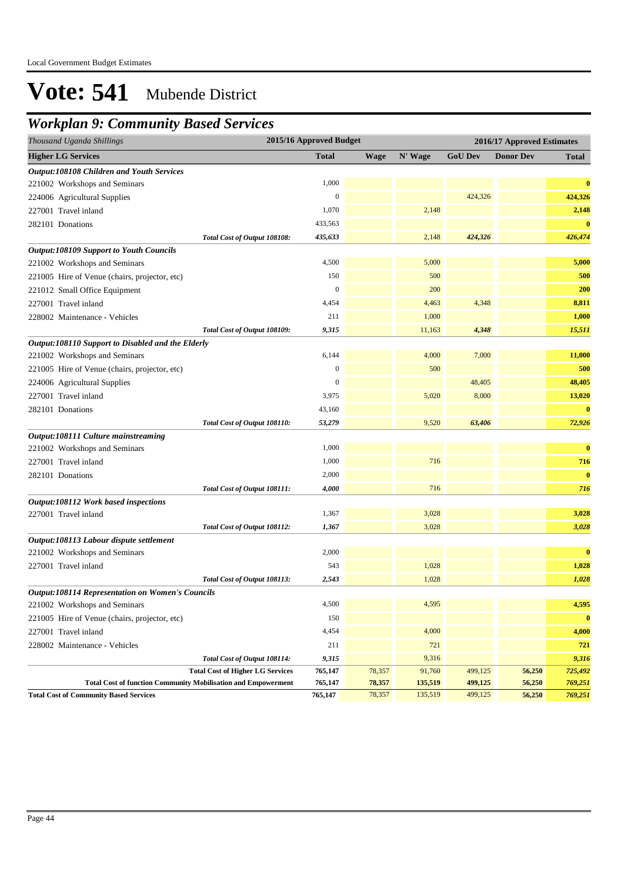Local Government Budget Estimates

# Vote: 541 Mubende District

## Workplan 9: Community Based Services

| *Thousand Uganda Shillings* | 2015/16 Approved Budget | 2016/17 Approved Estimates | | | | |
|---|---|---|---|---|---|---|
| **Higher LG Services** | **Total** | **Wage** | **N' Wage** | **GoU Dev** | **Donor Dev** | **Total** |
| ***Output:108108 Children and Youth Services*** | | | | | | |
| 221002 Workshops and Seminars | 1,000 | | | | | **0** |
| 224006 Agricultural Supplies | 0 | | | 424,326 | | **424,326** |
| 227001 Travel inland | 1,070 | | 2,148 | | | **2,148** |
| 282101 Donations | 433,563 | | | | | **0** |
| *Total Cost of Output 108108:* | ***435,633*** | | 2,148 | ***424,326*** | | ***426,474*** |
| ***Output:108109 Support to Youth Councils*** | | | | | | |
| 221002 Workshops and Seminars | 4,500 | | 5,000 | | | **5,000** |
| 221005 Hire of Venue (chairs, projector, etc) | 150 | | 500 | | | **500** |
| 221012 Small Office Equipment | 0 | | 200 | | | **200** |
| 227001 Travel inland | 4,454 | | 4,463 | 4,348 | | **8,811** |
| 228002 Maintenance - Vehicles | 211 | | 1,000 | | | **1,000** |
| *Total Cost of Output 108109:* | ***9,315*** | | 11,163 | ***4,348*** | | ***15,511*** |
| ***Output:108110 Support to Disabled and the Elderly*** | | | | | | |
| 221002 Workshops and Seminars | 6,144 | | 4,000 | 7,000 | | **11,000** |
| 221005 Hire of Venue (chairs, projector, etc) | 0 | | 500 | | | **500** |
| 224006 Agricultural Supplies | 0 | | | 48,405 | | **48,405** |
| 227001 Travel inland | 3,975 | | 5,020 | 8,000 | | **13,020** |
| 282101 Donations | 43,160 | | | | | **0** |
| *Total Cost of Output 108110:* | ***53,279*** | | 9,520 | ***63,406*** | | ***72,926*** |
| ***Output:108111 Culture mainstreaming*** | | | | | | |
| 221002 Workshops and Seminars | 1,000 | | | | | **0** |
| 227001 Travel inland | 1,000 | | 716 | | | **716** |
| 282101 Donations | 2,000 | | | | | **0** |
| *Total Cost of Output 108111:* | ***4,000*** | | 716 | | | ***716*** |
| ***Output:108112 Work based inspections*** | | | | | | |
| 227001 Travel inland | 1,367 | | 3,028 | | | **3,028** |
| *Total Cost of Output 108112:* | ***1,367*** | | 3,028 | | | ***3,028*** |
| ***Output:108113 Labour dispute settlement*** | | | | | | |
| 221002 Workshops and Seminars | 2,000 | | | | | **0** |
| 227001 Travel inland | 543 | | 1,028 | | | **1,028** |
| *Total Cost of Output 108113:* | ***2,543*** | | 1,028 | | | ***1,028*** |
| ***Output:108114 Representation on Women's Councils*** | | | | | | |
| 221002 Workshops and Seminars | 4,500 | | 4,595 | | | **4,595** |
| 221005 Hire of Venue (chairs, projector, etc) | 150 | | | | | **0** |
| 227001 Travel inland | 4,454 | | 4,000 | | | **4,000** |
| 228002 Maintenance - Vehicles | 211 | | 721 | | | **721** |
| *Total Cost of Output 108114:* | ***9,315*** | | 9,316 | | | ***9,316*** |
| **Total Cost of Higher LG Services** | **765,147** | 78,357 | 91,760 | 499,125 | **56,250** | ***725,492*** |
| **Total Cost of function Community Mobilisation and Empowerment** | **765,147** | **78,357** | **135,519** | **499,125** | **56,250** | ***769,251*** |
| **Total Cost of Community Based Services** | **765,147** | 78,357 | 135,519 | 499,125 | **56,250** | ***769,251*** |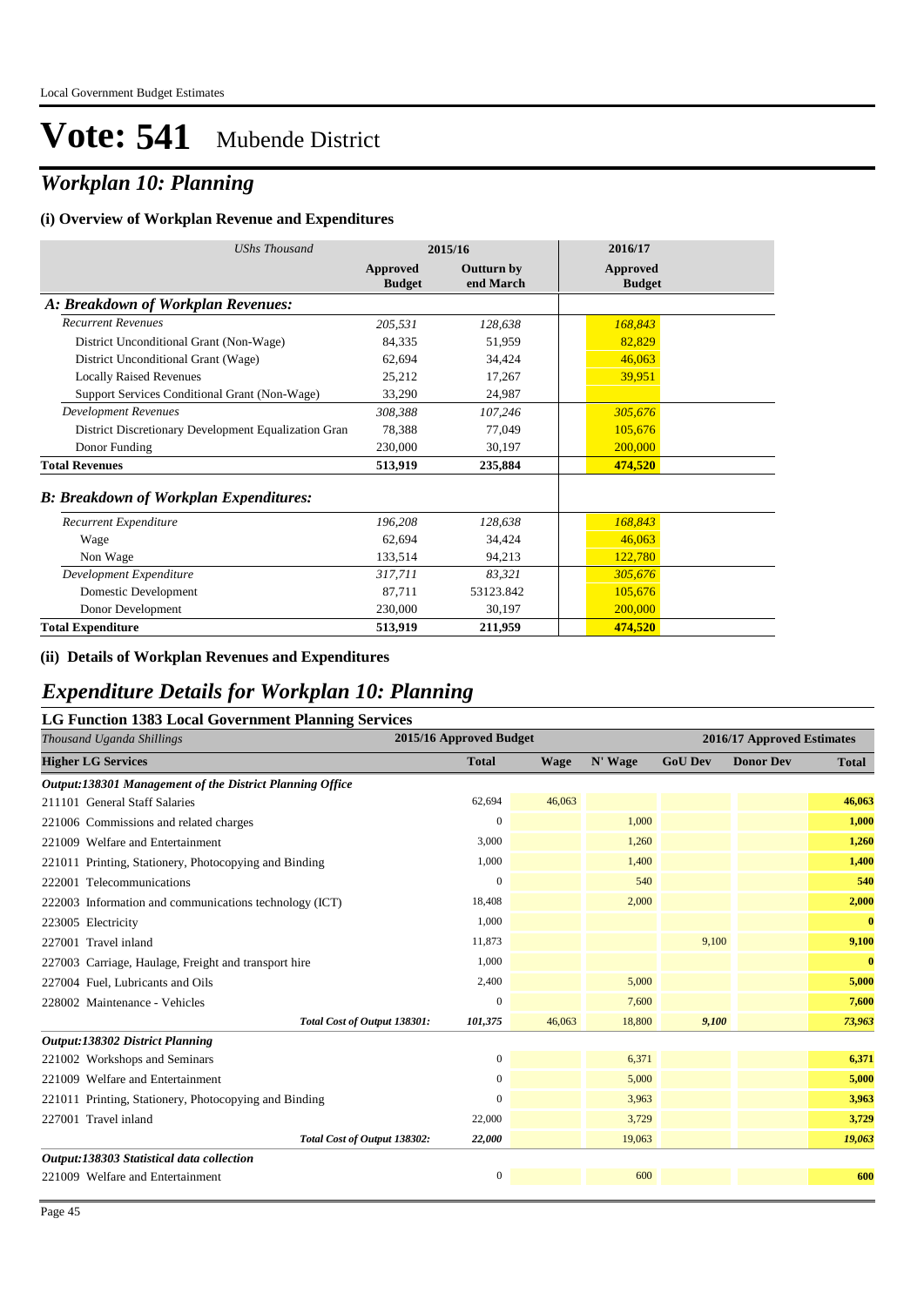# Vote: 541 Mubende District

## Workplan 10: Planning

### (i) Overview of Workplan Revenue and Expenditures

| UShs Thousand | 2015/16 | | 2016/17 |
|---|---|---|---|
| | Approved Budget | Outturn by end March | Approved Budget |
| ***A: Breakdown of Workplan Revenues:*** | | | |
| *Recurrent Revenues* | *205,531* | *128,638* | *168,843* |
| District Unconditional Grant (Non-Wage) | 84,335 | 51,959 | 82,829 |
| District Unconditional Grant (Wage) | 62,694 | 34,424 | 46,063 |
| Locally Raised Revenues | 25,212 | 17,267 | 39,951 |
| Support Services Conditional Grant (Non-Wage) | 33,290 | 24,987 | |
| *Development Revenues* | *308,388* | *107,246* | *305,676* |
| District Discretionary Development Equalization Gran | 78,388 | 77,049 | 105,676 |
| Donor Funding | 230,000 | 30,197 | 200,000 |
| **Total Revenues** | **513,919** | **235,884** | **474,520** |
| ***B: Breakdown of Workplan Expenditures:*** | | | |
| *Recurrent Expenditure* | *196,208* | *128,638* | *168,843* |
| Wage | 62,694 | 34,424 | 46,063 |
| Non Wage | 133,514 | 94,213 | 122,780 |
| *Development Expenditure* | *317,711* | *83,321* | *305,676* |
| Domestic Development | 87,711 | 53123.842 | 105,676 |
| Donor Development | 230,000 | 30,197 | 200,000 |
| **Total Expenditure** | **513,919** | **211,959** | **474,520** |

### (ii) Details of Workplan Revenues and Expenditures

## Expenditure Details for Workplan 10: Planning

### LG Function 1383 Local Government Planning Services

| *Thousand Uganda Shillings* | 2015/16 Approved Budget | 2016/17 Approved Estimates | | | | |
|---|---|---|---|---|---|---|
| **Higher LG Services** | **Total** | **Wage** | **N' Wage** | **GoU Dev** | **Donor Dev** | **Total** |
| ***Output:138301 Management of the District Planning Office*** | | | | | | |
| 211101 General Staff Salaries | 62,694 | 46,063 | | | | **46,063** |
| 221006 Commissions and related charges | 0 | | 1,000 | | | **1,000** |
| 221009 Welfare and Entertainment | 3,000 | | 1,260 | | | **1,260** |
| 221011 Printing, Stationery, Photocopying and Binding | 1,000 | | 1,400 | | | **1,400** |
| 222001 Telecommunications | 0 | | 540 | | | **540** |
| 222003 Information and communications technology (ICT) | 18,408 | | 2,000 | | | **2,000** |
| 223005 Electricity | 1,000 | | | | | **0** |
| 227001 Travel inland | 11,873 | | | 9,100 | | **9,100** |
| 227003 Carriage, Haulage, Freight and transport hire | 1,000 | | | | | **0** |
| 227004 Fuel, Lubricants and Oils | 2,400 | | 5,000 | | | **5,000** |
| 228002 Maintenance - Vehicles | 0 | | 7,600 | | | **7,600** |
| ***Total Cost of Output 138301:*** | ***101,375*** | 46,063 | 18,800 | ***9,100*** | | ***73,963*** |
| ***Output:138302 District Planning*** | | | | | | |
| 221002 Workshops and Seminars | 0 | | 6,371 | | | **6,371** |
| 221009 Welfare and Entertainment | 0 | | 5,000 | | | **5,000** |
| 221011 Printing, Stationery, Photocopying and Binding | 0 | | 3,963 | | | **3,963** |
| 227001 Travel inland | 22,000 | | 3,729 | | | **3,729** |
| ***Total Cost of Output 138302:*** | ***22,000*** | | 19,063 | | | ***19,063*** |
| ***Output:138303 Statistical data collection*** | | | | | | |
| 221009 Welfare and Entertainment | 0 | | 600 | | | **600** |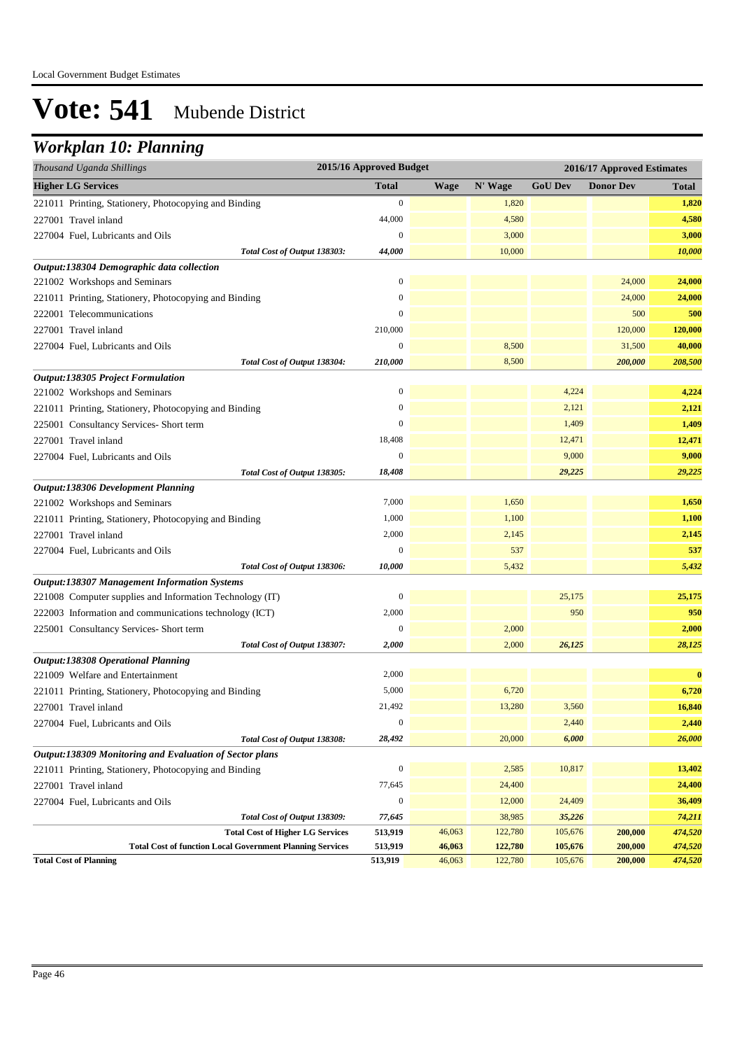Local Government Budget Estimates

# Vote: 541 Mubende District

## Workplan 10: Planning

| Thousand Uganda Shillings | 2015/16 Approved Budget | 2016/17 Approved Estimates | | | | |
|---|---|---|---|---|---|---|
| **Higher LG Services** | **Total** | **Wage** | **N' Wage** | **GoU Dev** | **Donor Dev** | **Total** |
| 221011 Printing, Stationery, Photocopying and Binding | 0 | | 1,820 | | | **1,820** |
| 227001 Travel inland | 44,000 | | 4,580 | | | **4,580** |
| 227004 Fuel, Lubricants and Oils | 0 | | 3,000 | | | **3,000** |
| *Total Cost of Output 138303:* | *44,000* | | 10,000 | | | ***10,000*** |
| ***Output:138304 Demographic data collection*** | | | | | | |
| 221002 Workshops and Seminars | 0 | | | | 24,000 | **24,000** |
| 221011 Printing, Stationery, Photocopying and Binding | 0 | | | | 24,000 | **24,000** |
| 222001 Telecommunications | 0 | | | | 500 | **500** |
| 227001 Travel inland | 210,000 | | | | 120,000 | **120,000** |
| 227004 Fuel, Lubricants and Oils | 0 | | 8,500 | | 31,500 | **40,000** |
| *Total Cost of Output 138304:* | *210,000* | | 8,500 | | *200,000* | ***208,500*** |
| ***Output:138305 Project Formulation*** | | | | | | |
| 221002 Workshops and Seminars | 0 | | | 4,224 | | **4,224** |
| 221011 Printing, Stationery, Photocopying and Binding | 0 | | | 2,121 | | **2,121** |
| 225001 Consultancy Services- Short term | 0 | | | 1,409 | | **1,409** |
| 227001 Travel inland | 18,408 | | | 12,471 | | **12,471** |
| 227004 Fuel, Lubricants and Oils | 0 | | | 9,000 | | **9,000** |
| *Total Cost of Output 138305:* | *18,408* | | | *29,225* | | ***29,225*** |
| ***Output:138306 Development Planning*** | | | | | | |
| 221002 Workshops and Seminars | 7,000 | | 1,650 | | | **1,650** |
| 221011 Printing, Stationery, Photocopying and Binding | 1,000 | | 1,100 | | | **1,100** |
| 227001 Travel inland | 2,000 | | 2,145 | | | **2,145** |
| 227004 Fuel, Lubricants and Oils | 0 | | 537 | | | **537** |
| *Total Cost of Output 138306:* | *10,000* | | 5,432 | | | ***5,432*** |
| ***Output:138307 Management Information Systems*** | | | | | | |
| 221008 Computer supplies and Information Technology (IT) | 0 | | | 25,175 | | **25,175** |
| 222003 Information and communications technology (ICT) | 2,000 | | | 950 | | **950** |
| 225001 Consultancy Services- Short term | 0 | | 2,000 | | | **2,000** |
| *Total Cost of Output 138307:* | *2,000* | | 2,000 | *26,125* | | ***28,125*** |
| ***Output:138308 Operational Planning*** | | | | | | |
| 221009 Welfare and Entertainment | 2,000 | | | | | **0** |
| 221011 Printing, Stationery, Photocopying and Binding | 5,000 | | 6,720 | | | **6,720** |
| 227001 Travel inland | 21,492 | | 13,280 | 3,560 | | **16,840** |
| 227004 Fuel, Lubricants and Oils | 0 | | | 2,440 | | **2,440** |
| *Total Cost of Output 138308:* | *28,492* | | 20,000 | *6,000* | | ***26,000*** |
| ***Output:138309 Monitoring and Evaluation of Sector plans*** | | | | | | |
| 221011 Printing, Stationery, Photocopying and Binding | 0 | | 2,585 | 10,817 | | **13,402** |
| 227001 Travel inland | 77,645 | | 24,400 | | | **24,400** |
| 227004 Fuel, Lubricants and Oils | 0 | | 12,000 | 24,409 | | **36,409** |
| *Total Cost of Output 138309:* | *77,645* | | 38,985 | *35,226* | | ***74,211*** |
| **Total Cost of Higher LG Services** | **513,919** | 46,063 | 122,780 | 105,676 | **200,000** | ***474,520*** |
| **Total Cost of function Local Government Planning Services** | **513,919** | **46,063** | **122,780** | **105,676** | **200,000** | ***474,520*** |
| **Total Cost of Planning** | **513,919** | 46,063 | 122,780 | 105,676 | **200,000** | ***474,520*** |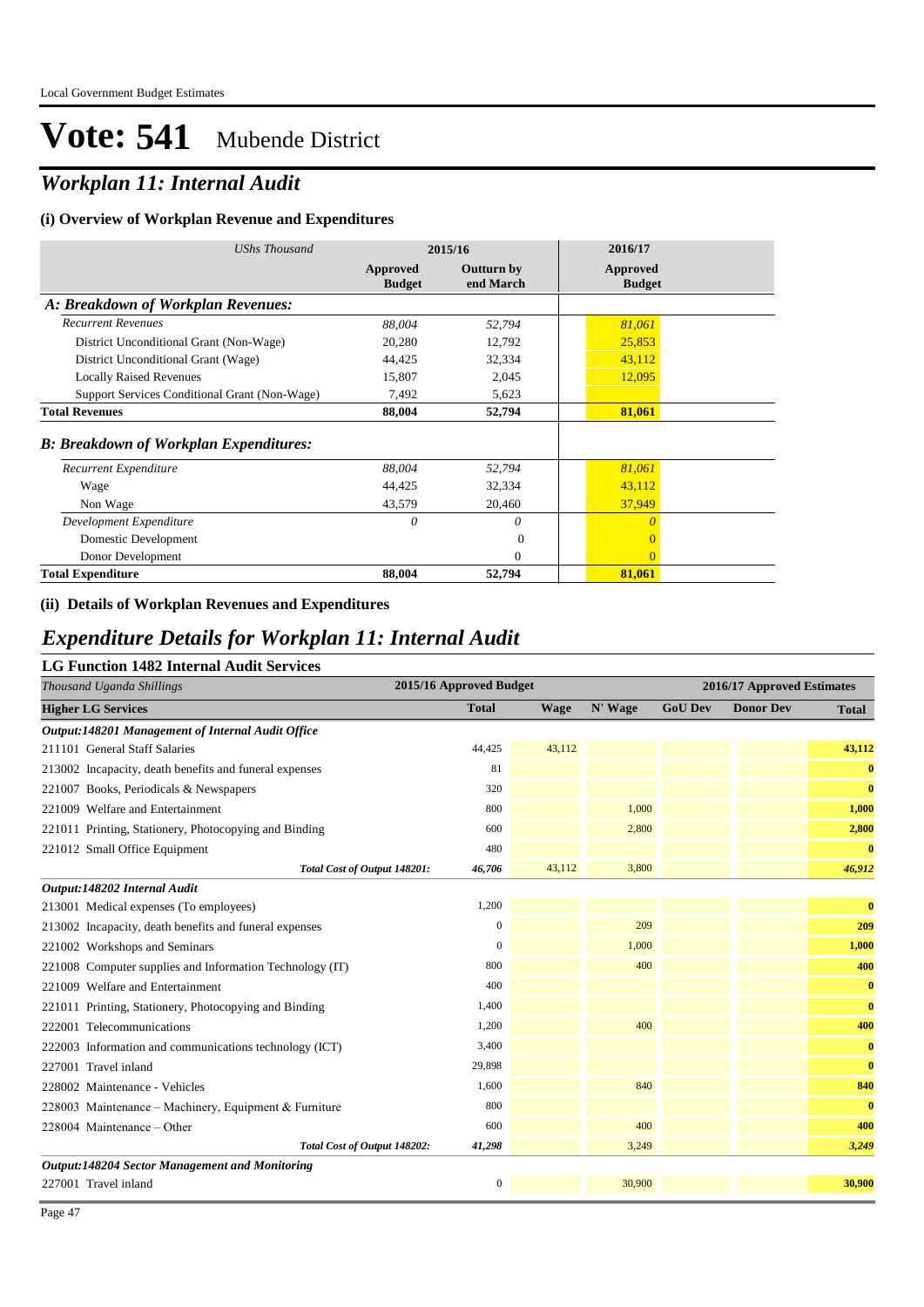# Vote: 541 Mubende District

## *Workplan 11: Internal Audit*

### (i) Overview of Workplan Revenue and Expenditures

| *UShs Thousand* | 2015/16 | | 2016/17 |
|---|---|---|---|
| | **Approved Budget** | **Outturn by end March** | **Approved Budget** |
| ***A: Breakdown of Workplan Revenues:*** | | | |
| *Recurrent Revenues* | *88,004* | *52,794* | *81,061* |
| District Unconditional Grant (Non-Wage) | 20,280 | 12,792 | 25,853 |
| District Unconditional Grant (Wage) | 44,425 | 32,334 | 43,112 |
| Locally Raised Revenues | 15,807 | 2,045 | 12,095 |
| Support Services Conditional Grant (Non-Wage) | 7,492 | 5,623 | |
| **Total Revenues** | **88,004** | **52,794** | **81,061** |
| ***B: Breakdown of Workplan Expenditures:*** | | | |
| *Recurrent Expenditure* | *88,004* | *52,794* | *81,061* |
| Wage | 44,425 | 32,334 | 43,112 |
| Non Wage | 43,579 | 20,460 | 37,949 |
| *Development Expenditure* | *0* | *0* | *0* |
| Domestic Development | | 0 | 0 |
| Donor Development | | 0 | 0 |
| **Total Expenditure** | **88,004** | **52,794** | **81,061** |

### (ii) Details of Workplan Revenues and Expenditures

## *Expenditure Details for Workplan 11: Internal Audit*

### LG Function 1482 Internal Audit Services

| *Thousand Uganda Shillings* | 2015/16 Approved Budget | 2016/17 Approved Estimates | | | | |
|---|---|---|---|---|---|---|
| **Higher LG Services** | **Total** | **Wage** | **N' Wage** | **GoU Dev** | **Donor Dev** | **Total** |
| ***Output:148201 Management of Internal Audit Office*** | | | | | | |
| 211101 General Staff Salaries | 44,425 | 43,112 | | | | **43,112** |
| 213002 Incapacity, death benefits and funeral expenses | 81 | | | | | **0** |
| 221007 Books, Periodicals & Newspapers | 320 | | | | | **0** |
| 221009 Welfare and Entertainment | 800 | | 1,000 | | | **1,000** |
| 221011 Printing, Stationery, Photocopying and Binding | 600 | | 2,800 | | | **2,800** |
| 221012 Small Office Equipment | 480 | | | | | **0** |
| ***Total Cost of Output 148201:*** | *46,706* | 43,112 | 3,800 | | | ***46,912*** |
| ***Output:148202 Internal Audit*** | | | | | | |
| 213001 Medical expenses (To employees) | 1,200 | | | | | **0** |
| 213002 Incapacity, death benefits and funeral expenses | 0 | | 209 | | | **209** |
| 221002 Workshops and Seminars | 0 | | 1,000 | | | **1,000** |
| 221008 Computer supplies and Information Technology (IT) | 800 | | 400 | | | **400** |
| 221009 Welfare and Entertainment | 400 | | | | | **0** |
| 221011 Printing, Stationery, Photocopying and Binding | 1,400 | | | | | **0** |
| 222001 Telecommunications | 1,200 | | 400 | | | **400** |
| 222003 Information and communications technology (ICT) | 3,400 | | | | | **0** |
| 227001 Travel inland | 29,898 | | | | | **0** |
| 228002 Maintenance - Vehicles | 1,600 | | 840 | | | **840** |
| 228003 Maintenance – Machinery, Equipment & Furniture | 800 | | | | | **0** |
| 228004 Maintenance – Other | 600 | | 400 | | | **400** |
| ***Total Cost of Output 148202:*** | *41,298* | | 3,249 | | | ***3,249*** |
| ***Output:148204 Sector Management and Monitoring*** | | | | | | |
| 227001 Travel inland | 0 | | 30,900 | | | **30,900** |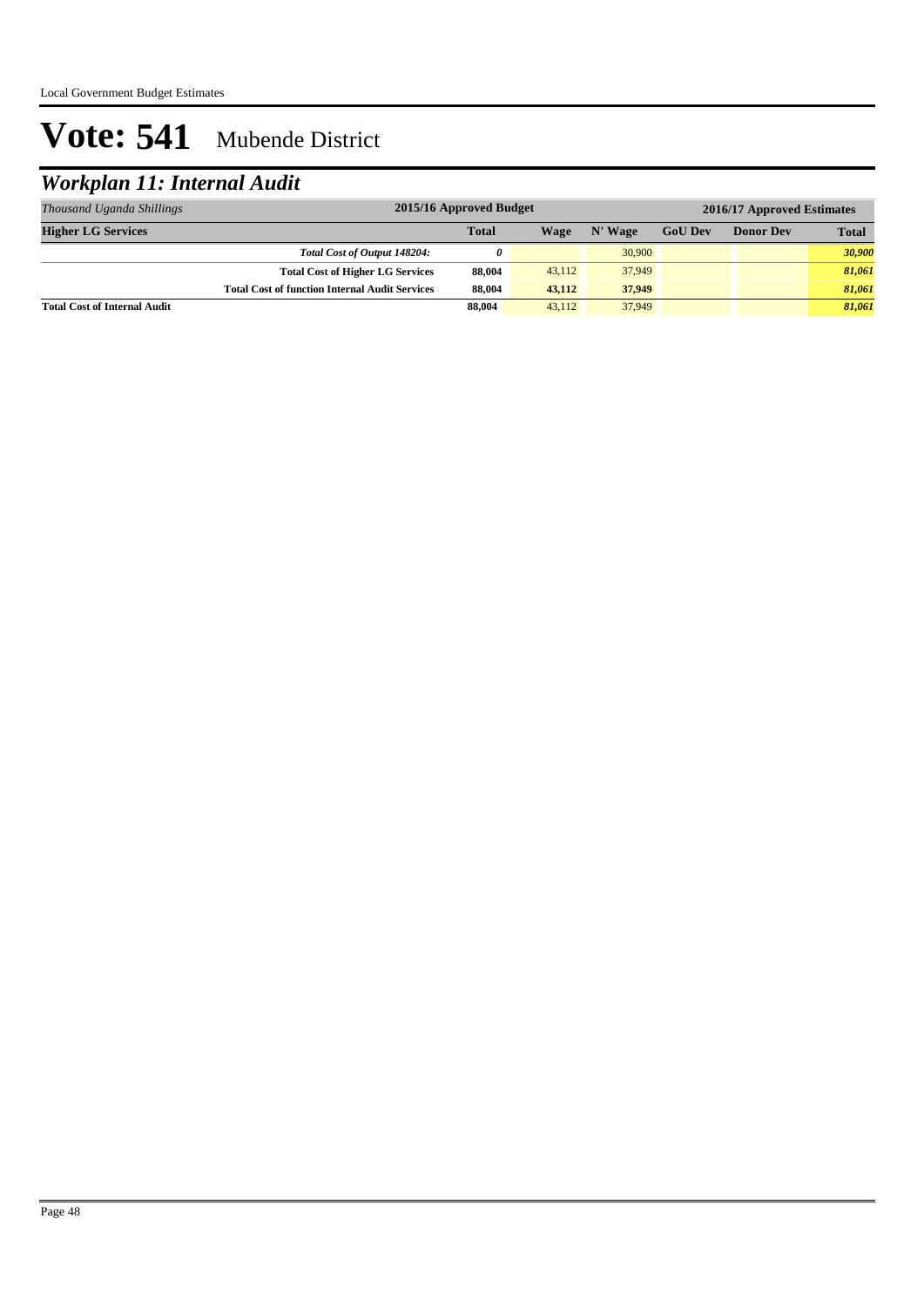# Vote: 541 Mubende District

## *Workplan 11: Internal Audit*

| *Thousand Uganda Shillings* | 2015/16 Approved Budget | 2016/17 Approved Estimates | | | | |
|---|---|---|---|---|---|---|
| **Higher LG Services** | **Total** | **Wage** | **N' Wage** | **GoU Dev** | **Donor Dev** | **Total** |
| ***Total Cost of Output 148204:*** | ***0*** | | 30,900 | | | ***30,900*** |
| **Total Cost of Higher LG Services** | **88,004** | 43,112 | 37,949 | | | ***81,061*** |
| **Total Cost of function Internal Audit Services** | **88,004** | **43,112** | **37,949** | | | ***81,061*** |
| **Total Cost of Internal Audit** | **88,004** | 43,112 | 37,949 | | | ***81,061*** |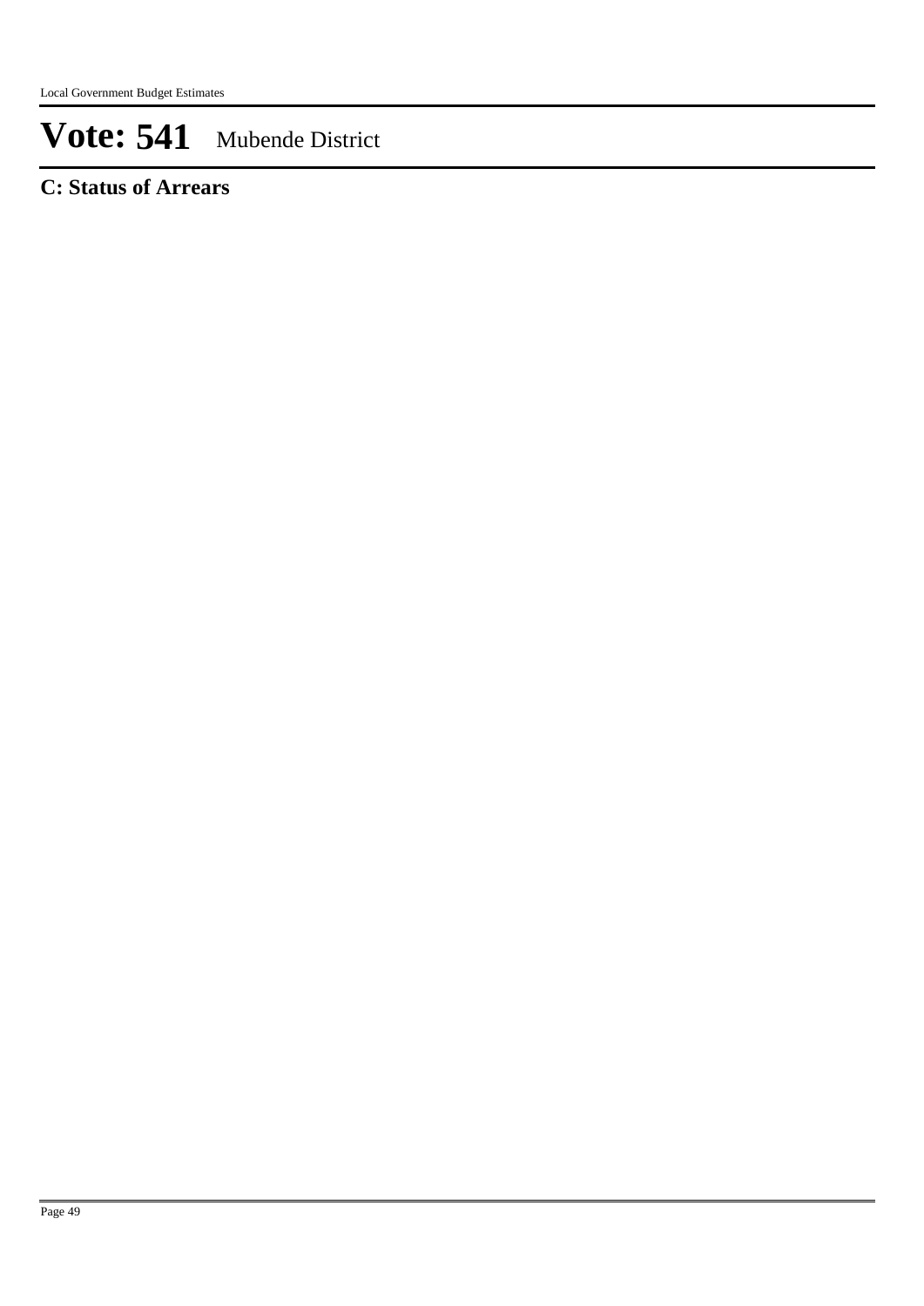# Vote: 541 Mubende District

## C: Status of Arrears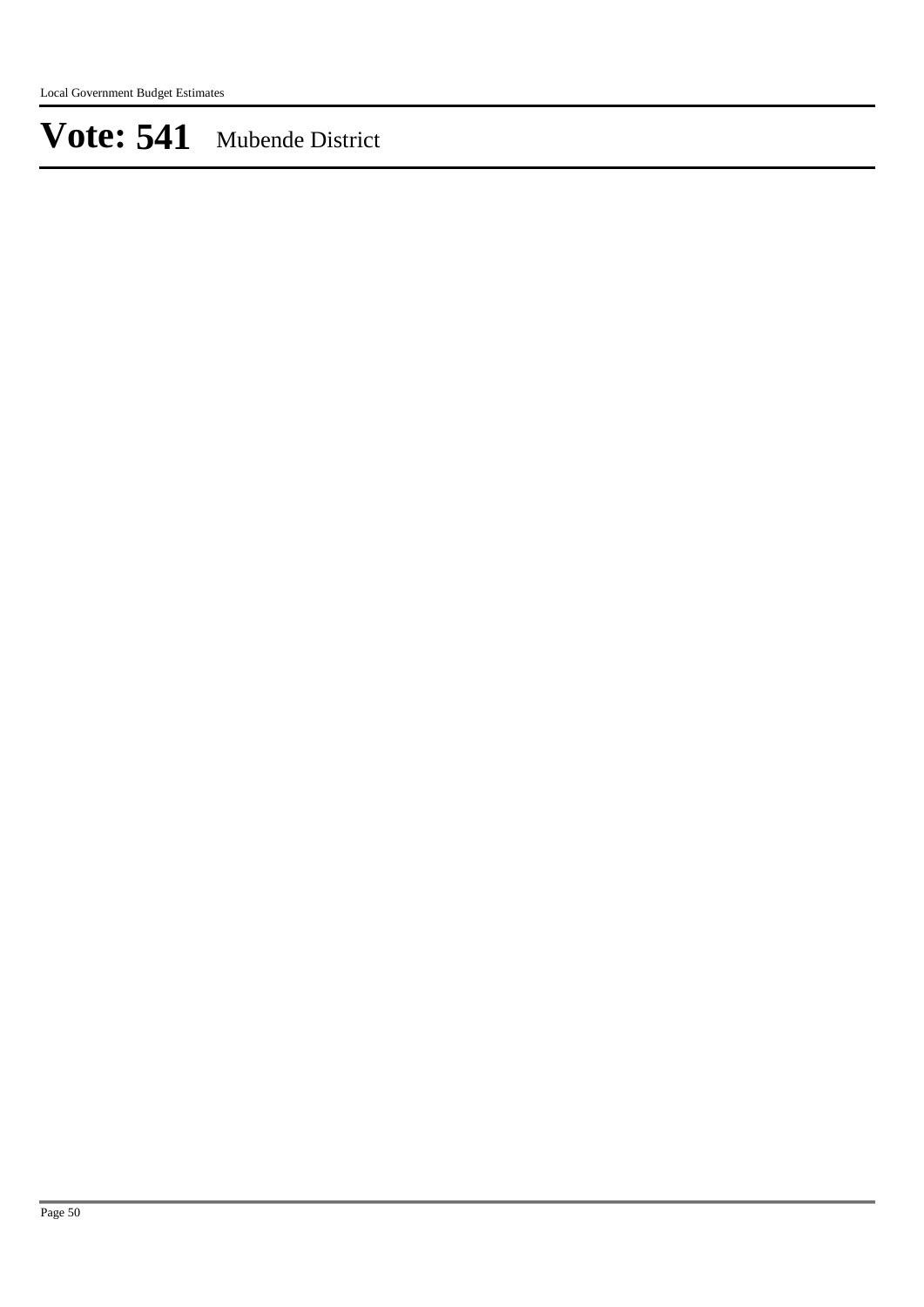# Vote: 541 Mubende District